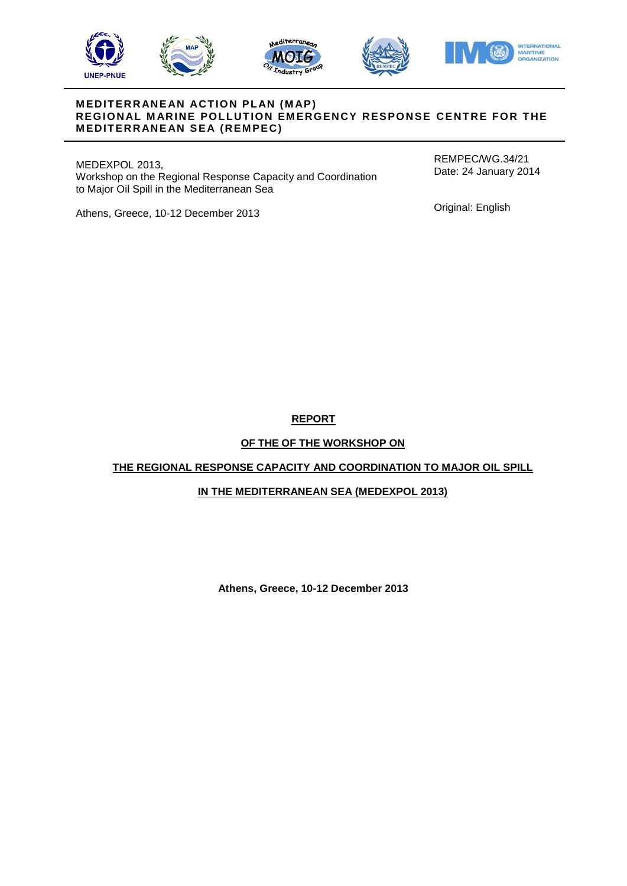UNEP-PNUE

**MEDITERRANEAN ACTION PLAN (MAP)**
**REGIONAL MARINE POLLUTION EMERGENCY RESPONSE CENTRE FOR THE MEDITERRANEAN SEA (REMPEC)**

MEDEXPOL 2013,
Workshop on the Regional Response Capacity and Coordination to Major Oil Spill in the Mediterranean Sea

Athens, Greece, 10-12 December 2013

REMPEC/WG.34/21
Date: 24 January 2014

Original: English

# REPORT

## OF THE OF THE WORKSHOP ON

## THE REGIONAL RESPONSE CAPACITY AND COORDINATION TO MAJOR OIL SPILL

## IN THE MEDITERRANEAN SEA (MEDEXPOL 2013)

**Athens, Greece, 10-12 December 2013**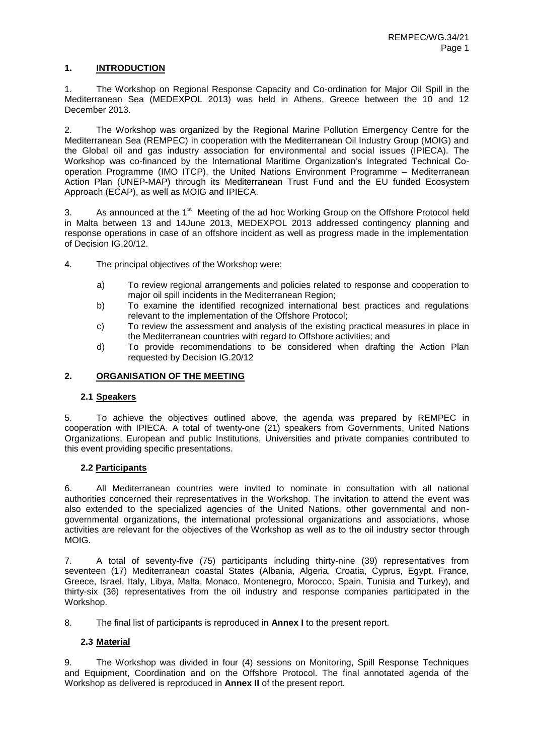## 1. INTRODUCTION

1. The Workshop on Regional Response Capacity and Co-ordination for Major Oil Spill in the Mediterranean Sea (MEDEXPOL 2013) was held in Athens, Greece between the 10 and 12 December 2013.

2. The Workshop was organized by the Regional Marine Pollution Emergency Centre for the Mediterranean Sea (REMPEC) in cooperation with the Mediterranean Oil Industry Group (MOIG) and the Global oil and gas industry association for environmental and social issues (IPIECA). The Workshop was co-financed by the International Maritime Organization's Integrated Technical Co-operation Programme (IMO ITCP), the United Nations Environment Programme – Mediterranean Action Plan (UNEP-MAP) through its Mediterranean Trust Fund and the EU funded Ecosystem Approach (ECAP), as well as MOIG and IPIECA.

3. As announced at the 1st Meeting of the ad hoc Working Group on the Offshore Protocol held in Malta between 13 and 14June 2013, MEDEXPOL 2013 addressed contingency planning and response operations in case of an offshore incident as well as progress made in the implementation of Decision IG.20/12.

4. The principal objectives of the Workshop were:

a) To review regional arrangements and policies related to response and cooperation to major oil spill incidents in the Mediterranean Region;

b) To examine the identified recognized international best practices and regulations relevant to the implementation of the Offshore Protocol;

c) To review the assessment and analysis of the existing practical measures in place in the Mediterranean countries with regard to Offshore activities; and

d) To provide recommendations to be considered when drafting the Action Plan requested by Decision IG.20/12

## 2. ORGANISATION OF THE MEETING

### 2.1 Speakers

5. To achieve the objectives outlined above, the agenda was prepared by REMPEC in cooperation with IPIECA. A total of twenty-one (21) speakers from Governments, United Nations Organizations, European and public Institutions, Universities and private companies contributed to this event providing specific presentations.

### 2.2 Participants

6. All Mediterranean countries were invited to nominate in consultation with all national authorities concerned their representatives in the Workshop. The invitation to attend the event was also extended to the specialized agencies of the United Nations, other governmental and non-governmental organizations, the international professional organizations and associations, whose activities are relevant for the objectives of the Workshop as well as to the oil industry sector through MOIG.

7. A total of seventy-five (75) participants including thirty-nine (39) representatives from seventeen (17) Mediterranean coastal States (Albania, Algeria, Croatia, Cyprus, Egypt, France, Greece, Israel, Italy, Libya, Malta, Monaco, Montenegro, Morocco, Spain, Tunisia and Turkey), and thirty-six (36) representatives from the oil industry and response companies participated in the Workshop.

8. The final list of participants is reproduced in **Annex I** to the present report.

### 2.3 Material

9. The Workshop was divided in four (4) sessions on Monitoring, Spill Response Techniques and Equipment, Coordination and on the Offshore Protocol. The final annotated agenda of the Workshop as delivered is reproduced in **Annex II** of the present report.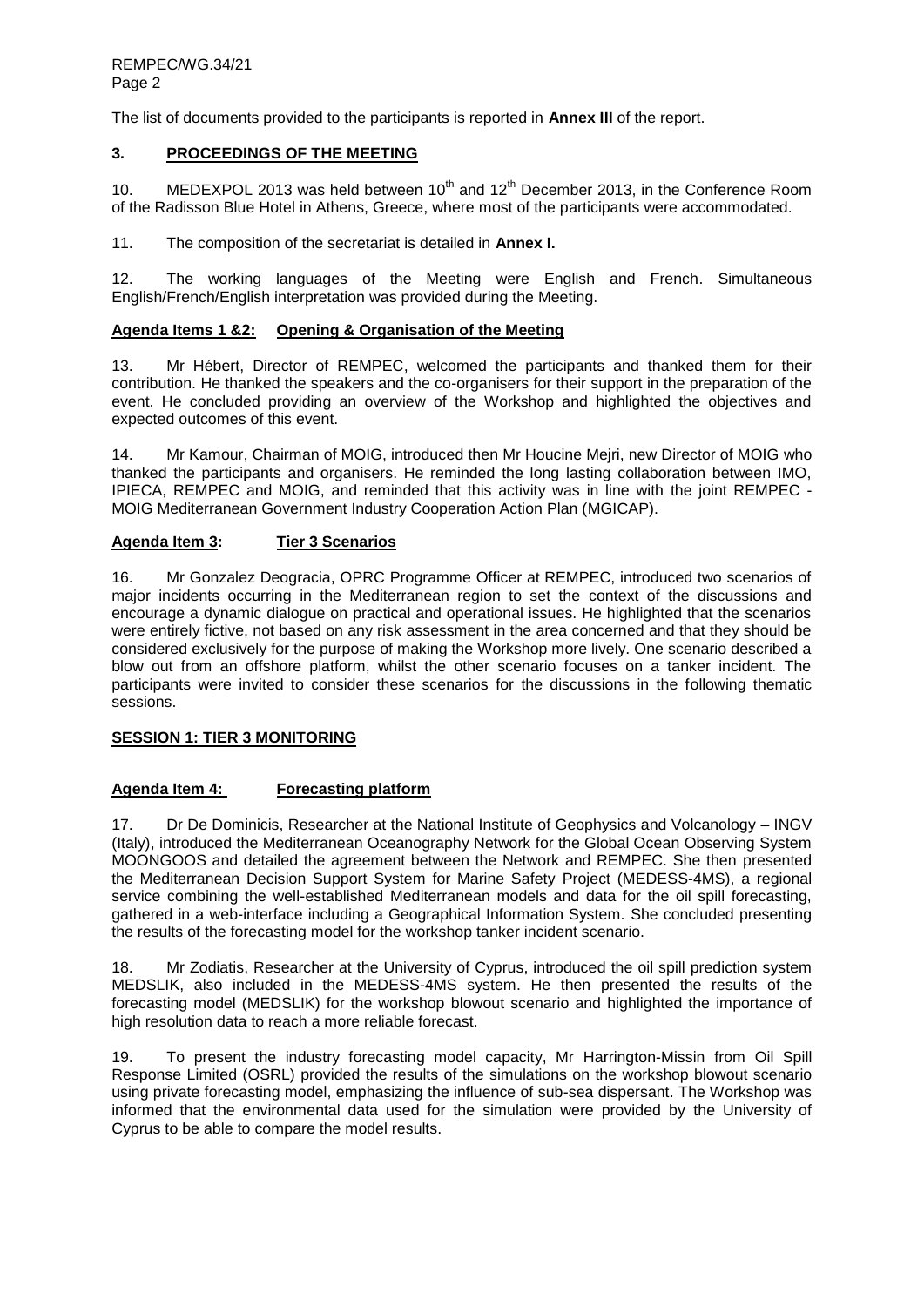The list of documents provided to the participants is reported in **Annex III** of the report.

## 3. PROCEEDINGS OF THE MEETING

10. MEDEXPOL 2013 was held between 10th and 12th December 2013, in the Conference Room of the Radisson Blue Hotel in Athens, Greece, where most of the participants were accommodated.

11. The composition of the secretariat is detailed in **Annex I.**

12. The working languages of the Meeting were English and French. Simultaneous English/French/English interpretation was provided during the Meeting.

### Agenda Items 1 &2: Opening & Organisation of the Meeting

13. Mr Hébert, Director of REMPEC, welcomed the participants and thanked them for their contribution. He thanked the speakers and the co-organisers for their support in the preparation of the event. He concluded providing an overview of the Workshop and highlighted the objectives and expected outcomes of this event.

14. Mr Kamour, Chairman of MOIG, introduced then Mr Houcine Mejri, new Director of MOIG who thanked the participants and organisers. He reminded the long lasting collaboration between IMO, IPIECA, REMPEC and MOIG, and reminded that this activity was in line with the joint REMPEC - MOIG Mediterranean Government Industry Cooperation Action Plan (MGICAP).

### Agenda Item 3: Tier 3 Scenarios

16. Mr Gonzalez Deogracia, OPRC Programme Officer at REMPEC, introduced two scenarios of major incidents occurring in the Mediterranean region to set the context of the discussions and encourage a dynamic dialogue on practical and operational issues. He highlighted that the scenarios were entirely fictive, not based on any risk assessment in the area concerned and that they should be considered exclusively for the purpose of making the Workshop more lively. One scenario described a blow out from an offshore platform, whilst the other scenario focuses on a tanker incident. The participants were invited to consider these scenarios for the discussions in the following thematic sessions.

## SESSION 1: TIER 3 MONITORING

### Agenda Item 4: Forecasting platform

17. Dr De Dominicis, Researcher at the National Institute of Geophysics and Volcanology – INGV (Italy), introduced the Mediterranean Oceanography Network for the Global Ocean Observing System MOONGOOS and detailed the agreement between the Network and REMPEC. She then presented the Mediterranean Decision Support System for Marine Safety Project (MEDESS-4MS), a regional service combining the well-established Mediterranean models and data for the oil spill forecasting, gathered in a web-interface including a Geographical Information System. She concluded presenting the results of the forecasting model for the workshop tanker incident scenario.

18. Mr Zodiatis, Researcher at the University of Cyprus, introduced the oil spill prediction system MEDSLIK, also included in the MEDESS-4MS system. He then presented the results of the forecasting model (MEDSLIK) for the workshop blowout scenario and highlighted the importance of high resolution data to reach a more reliable forecast.

19. To present the industry forecasting model capacity, Mr Harrington-Missin from Oil Spill Response Limited (OSRL) provided the results of the simulations on the workshop blowout scenario using private forecasting model, emphasizing the influence of sub-sea dispersant. The Workshop was informed that the environmental data used for the simulation were provided by the University of Cyprus to be able to compare the model results.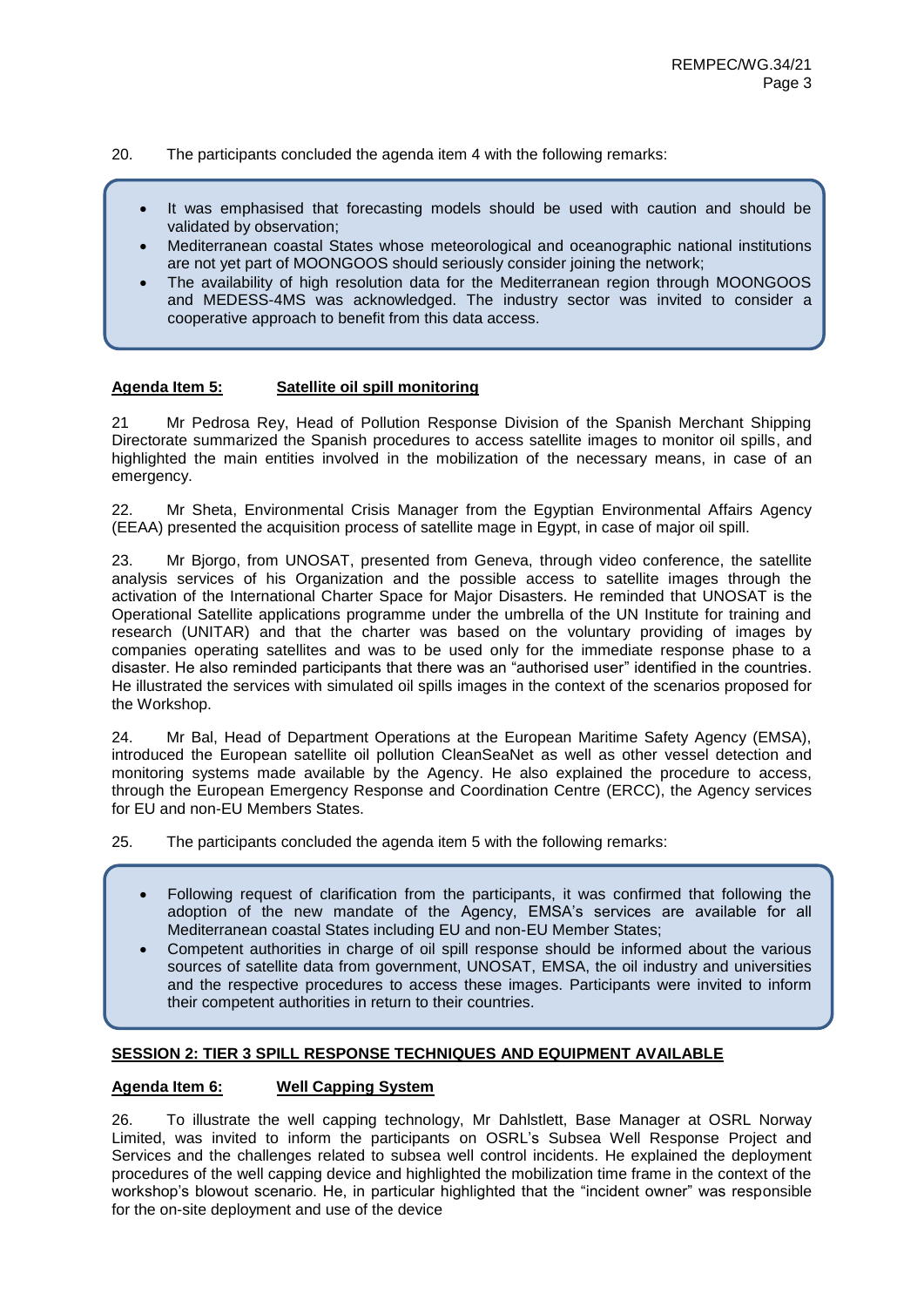20. The participants concluded the agenda item 4 with the following remarks:

- It was emphasised that forecasting models should be used with caution and should be validated by observation;
- Mediterranean coastal States whose meteorological and oceanographic national institutions are not yet part of MOONGOOS should seriously consider joining the network;
- The availability of high resolution data for the Mediterranean region through MOONGOOS and MEDESS-4MS was acknowledged. The industry sector was invited to consider a cooperative approach to benefit from this data access.

**Agenda Item 5: Satellite oil spill monitoring**

21 Mr Pedrosa Rey, Head of Pollution Response Division of the Spanish Merchant Shipping Directorate summarized the Spanish procedures to access satellite images to monitor oil spills, and highlighted the main entities involved in the mobilization of the necessary means, in case of an emergency.

22. Mr Sheta, Environmental Crisis Manager from the Egyptian Environmental Affairs Agency (EEAA) presented the acquisition process of satellite mage in Egypt, in case of major oil spill.

23. Mr Bjorgo, from UNOSAT, presented from Geneva, through video conference, the satellite analysis services of his Organization and the possible access to satellite images through the activation of the International Charter Space for Major Disasters. He reminded that UNOSAT is the Operational Satellite applications programme under the umbrella of the UN Institute for training and research (UNITAR) and that the charter was based on the voluntary providing of images by companies operating satellites and was to be used only for the immediate response phase to a disaster. He also reminded participants that there was an "authorised user" identified in the countries. He illustrated the services with simulated oil spills images in the context of the scenarios proposed for the Workshop.

24. Mr Bal, Head of Department Operations at the European Maritime Safety Agency (EMSA), introduced the European satellite oil pollution CleanSeaNet as well as other vessel detection and monitoring systems made available by the Agency. He also explained the procedure to access, through the European Emergency Response and Coordination Centre (ERCC), the Agency services for EU and non-EU Members States.

25. The participants concluded the agenda item 5 with the following remarks:

- Following request of clarification from the participants, it was confirmed that following the adoption of the new mandate of the Agency, EMSA's services are available for all Mediterranean coastal States including EU and non-EU Member States;
- Competent authorities in charge of oil spill response should be informed about the various sources of satellite data from government, UNOSAT, EMSA, the oil industry and universities and the respective procedures to access these images. Participants were invited to inform their competent authorities in return to their countries.

**SESSION 2: TIER 3 SPILL RESPONSE TECHNIQUES AND EQUIPMENT AVAILABLE**

**Agenda Item 6: Well Capping System**

26. To illustrate the well capping technology, Mr Dahlstlett, Base Manager at OSRL Norway Limited, was invited to inform the participants on OSRL's Subsea Well Response Project and Services and the challenges related to subsea well control incidents. He explained the deployment procedures of the well capping device and highlighted the mobilization time frame in the context of the workshop's blowout scenario. He, in particular highlighted that the "incident owner" was responsible for the on-site deployment and use of the device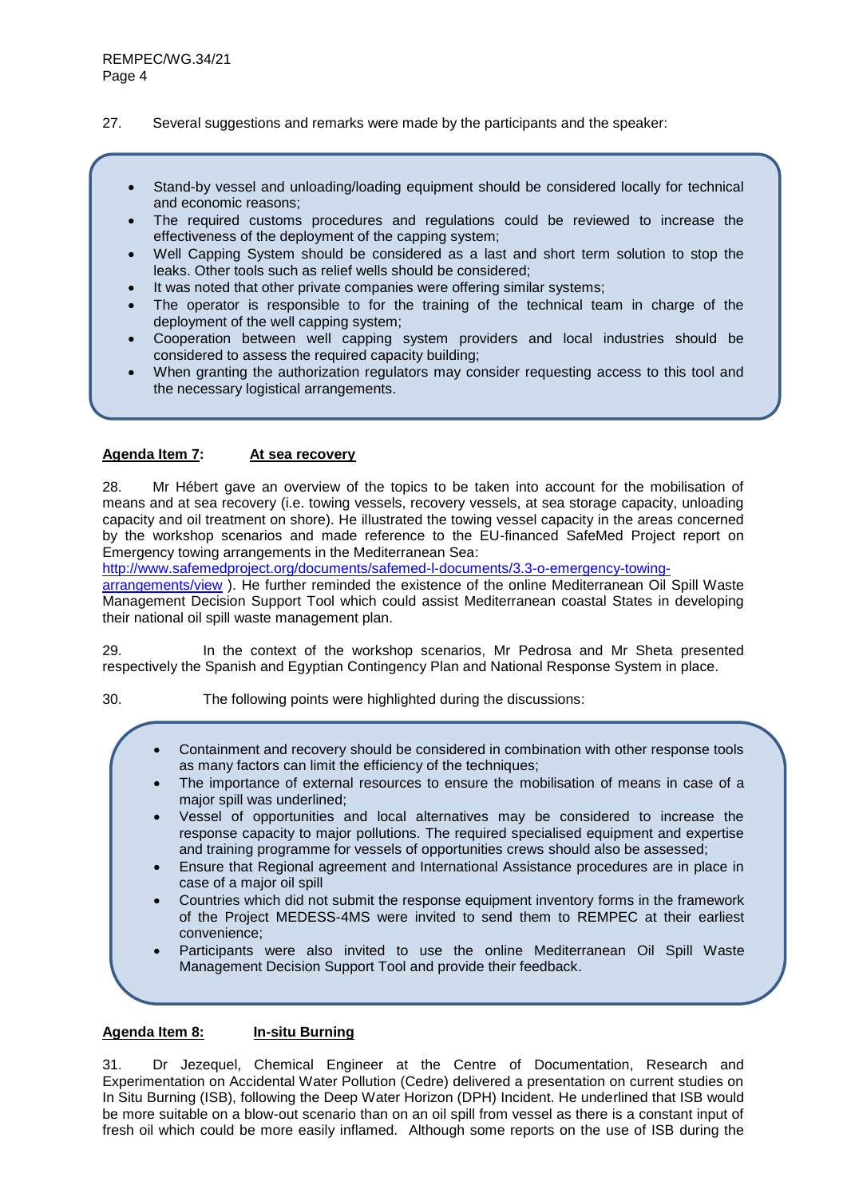27. Several suggestions and remarks were made by the participants and the speaker:

- Stand-by vessel and unloading/loading equipment should be considered locally for technical and economic reasons;
- The required customs procedures and regulations could be reviewed to increase the effectiveness of the deployment of the capping system;
- Well Capping System should be considered as a last and short term solution to stop the leaks. Other tools such as relief wells should be considered;
- It was noted that other private companies were offering similar systems;
- The operator is responsible to for the training of the technical team in charge of the deployment of the well capping system;
- Cooperation between well capping system providers and local industries should be considered to assess the required capacity building;
- When granting the authorization regulators may consider requesting access to this tool and the necessary logistical arrangements.

**Agenda Item 7: At sea recovery**

28. Mr Hébert gave an overview of the topics to be taken into account for the mobilisation of means and at sea recovery (i.e. towing vessels, recovery vessels, at sea storage capacity, unloading capacity and oil treatment on shore). He illustrated the towing vessel capacity in the areas concerned by the workshop scenarios and made reference to the EU-financed SafeMed Project report on Emergency towing arrangements in the Mediterranean Sea: http://www.safemedproject.org/documents/safemed-l-documents/3.3-o-emergency-towing-arrangements/view ). He further reminded the existence of the online Mediterranean Oil Spill Waste Management Decision Support Tool which could assist Mediterranean coastal States in developing their national oil spill waste management plan.

29. In the context of the workshop scenarios, Mr Pedrosa and Mr Sheta presented respectively the Spanish and Egyptian Contingency Plan and National Response System in place.

30. The following points were highlighted during the discussions:

- Containment and recovery should be considered in combination with other response tools as many factors can limit the efficiency of the techniques;
- The importance of external resources to ensure the mobilisation of means in case of a major spill was underlined;
- Vessel of opportunities and local alternatives may be considered to increase the response capacity to major pollutions. The required specialised equipment and expertise and training programme for vessels of opportunities crews should also be assessed;
- Ensure that Regional agreement and International Assistance procedures are in place in case of a major oil spill
- Countries which did not submit the response equipment inventory forms in the framework of the Project MEDESS-4MS were invited to send them to REMPEC at their earliest convenience;
- Participants were also invited to use the online Mediterranean Oil Spill Waste Management Decision Support Tool and provide their feedback.

**Agenda Item 8: In-situ Burning**

31. Dr Jezequel, Chemical Engineer at the Centre of Documentation, Research and Experimentation on Accidental Water Pollution (Cedre) delivered a presentation on current studies on In Situ Burning (ISB), following the Deep Water Horizon (DPH) Incident. He underlined that ISB would be more suitable on a blow-out scenario than on an oil spill from vessel as there is a constant input of fresh oil which could be more easily inflamed. Although some reports on the use of ISB during the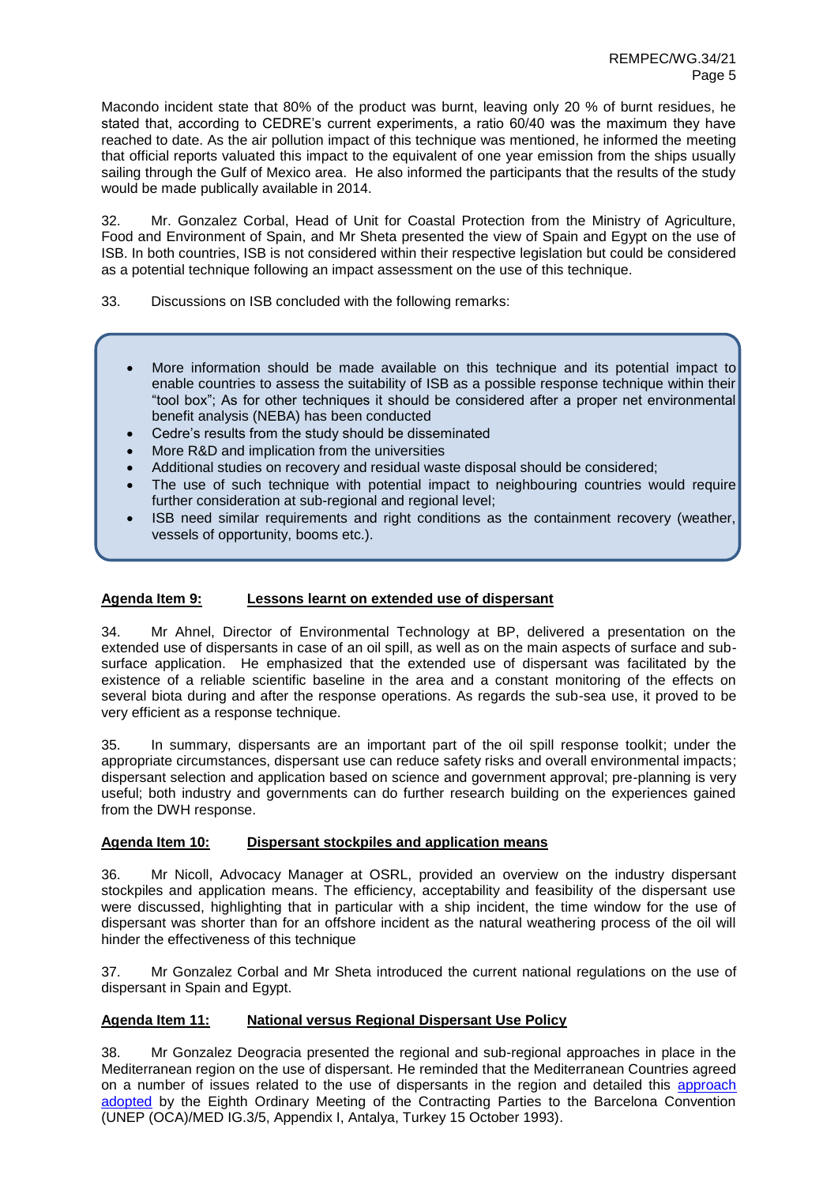Macondo incident state that 80% of the product was burnt, leaving only 20 % of burnt residues, he stated that, according to CEDRE's current experiments, a ratio 60/40 was the maximum they have reached to date. As the air pollution impact of this technique was mentioned, he informed the meeting that official reports valuated this impact to the equivalent of one year emission from the ships usually sailing through the Gulf of Mexico area. He also informed the participants that the results of the study would be made publically available in 2014.

32. Mr. Gonzalez Corbal, Head of Unit for Coastal Protection from the Ministry of Agriculture, Food and Environment of Spain, and Mr Sheta presented the view of Spain and Egypt on the use of ISB. In both countries, ISB is not considered within their respective legislation but could be considered as a potential technique following an impact assessment on the use of this technique.

33. Discussions on ISB concluded with the following remarks:

- More information should be made available on this technique and its potential impact to enable countries to assess the suitability of ISB as a possible response technique within their "tool box"; As for other techniques it should be considered after a proper net environmental benefit analysis (NEBA) has been conducted
- Cedre's results from the study should be disseminated
- More R&D and implication from the universities
- Additional studies on recovery and residual waste disposal should be considered;
- The use of such technique with potential impact to neighbouring countries would require further consideration at sub-regional and regional level;
- ISB need similar requirements and right conditions as the containment recovery (weather, vessels of opportunity, booms etc.).

## Agenda Item 9: Lessons learnt on extended use of dispersant

34. Mr Ahnel, Director of Environmental Technology at BP, delivered a presentation on the extended use of dispersants in case of an oil spill, as well as on the main aspects of surface and sub-surface application. He emphasized that the extended use of dispersant was facilitated by the existence of a reliable scientific baseline in the area and a constant monitoring of the effects on several biota during and after the response operations. As regards the sub-sea use, it proved to be very efficient as a response technique.

35. In summary, dispersants are an important part of the oil spill response toolkit; under the appropriate circumstances, dispersant use can reduce safety risks and overall environmental impacts; dispersant selection and application based on science and government approval; pre-planning is very useful; both industry and governments can do further research building on the experiences gained from the DWH response.

## Agenda Item 10: Dispersant stockpiles and application means

36. Mr Nicoll, Advocacy Manager at OSRL, provided an overview on the industry dispersant stockpiles and application means. The efficiency, acceptability and feasibility of the dispersant use were discussed, highlighting that in particular with a ship incident, the time window for the use of dispersant was shorter than for an offshore incident as the natural weathering process of the oil will hinder the effectiveness of this technique

37. Mr Gonzalez Corbal and Mr Sheta introduced the current national regulations on the use of dispersant in Spain and Egypt.

## Agenda Item 11: National versus Regional Dispersant Use Policy

38. Mr Gonzalez Deogracia presented the regional and sub-regional approaches in place in the Mediterranean region on the use of dispersant. He reminded that the Mediterranean Countries agreed on a number of issues related to the use of dispersants in the region and detailed this approach adopted by the Eighth Ordinary Meeting of the Contracting Parties to the Barcelona Convention (UNEP (OCA)/MED IG.3/5, Appendix I, Antalya, Turkey 15 October 1993).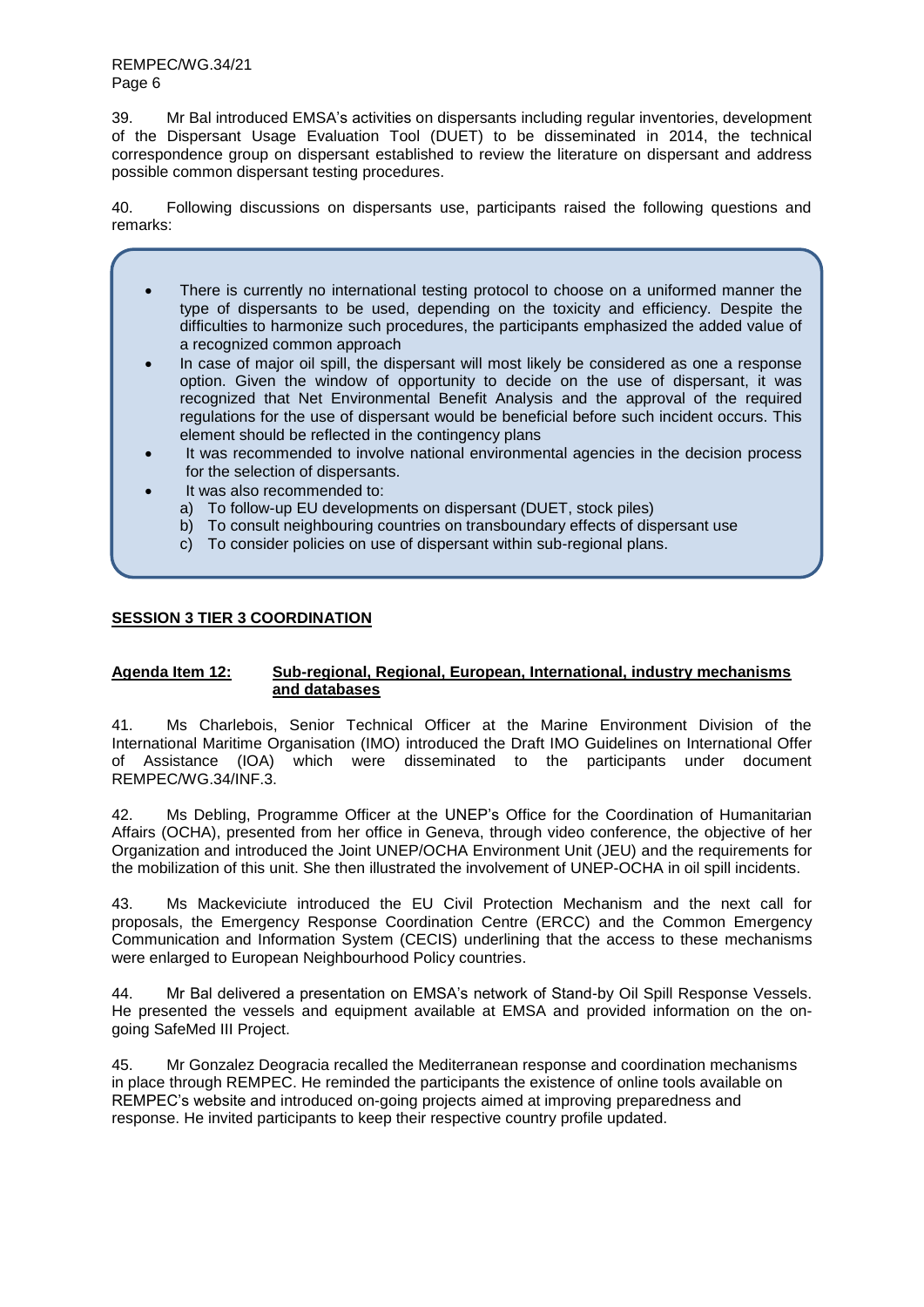39. Mr Bal introduced EMSA's activities on dispersants including regular inventories, development of the Dispersant Usage Evaluation Tool (DUET) to be disseminated in 2014, the technical correspondence group on dispersant established to review the literature on dispersant and address possible common dispersant testing procedures.

40. Following discussions on dispersants use, participants raised the following questions and remarks:

- There is currently no international testing protocol to choose on a uniformed manner the type of dispersants to be used, depending on the toxicity and efficiency. Despite the difficulties to harmonize such procedures, the participants emphasized the added value of a recognized common approach
- In case of major oil spill, the dispersant will most likely be considered as one a response option. Given the window of opportunity to decide on the use of dispersant, it was recognized that Net Environmental Benefit Analysis and the approval of the required regulations for the use of dispersant would be beneficial before such incident occurs. This element should be reflected in the contingency plans
- It was recommended to involve national environmental agencies in the decision process for the selection of dispersants.
- It was also recommended to:
  a) To follow-up EU developments on dispersant (DUET, stock piles)
  b) To consult neighbouring countries on transboundary effects of dispersant use
  c) To consider policies on use of dispersant within sub-regional plans.

## SESSION 3 TIER 3 COORDINATION

### Agenda Item 12: Sub-regional, Regional, European, International, industry mechanisms and databases

41. Ms Charlebois, Senior Technical Officer at the Marine Environment Division of the International Maritime Organisation (IMO) introduced the Draft IMO Guidelines on International Offer of Assistance (IOA) which were disseminated to the participants under document REMPEC/WG.34/INF.3.

42. Ms Debling, Programme Officer at the UNEP's Office for the Coordination of Humanitarian Affairs (OCHA), presented from her office in Geneva, through video conference, the objective of her Organization and introduced the Joint UNEP/OCHA Environment Unit (JEU) and the requirements for the mobilization of this unit. She then illustrated the involvement of UNEP-OCHA in oil spill incidents.

43. Ms Mackeviciute introduced the EU Civil Protection Mechanism and the next call for proposals, the Emergency Response Coordination Centre (ERCC) and the Common Emergency Communication and Information System (CECIS) underlining that the access to these mechanisms were enlarged to European Neighbourhood Policy countries.

44. Mr Bal delivered a presentation on EMSA's network of Stand-by Oil Spill Response Vessels. He presented the vessels and equipment available at EMSA and provided information on the on-going SafeMed III Project.

45. Mr Gonzalez Deogracia recalled the Mediterranean response and coordination mechanisms in place through REMPEC. He reminded the participants the existence of online tools available on REMPEC's website and introduced on-going projects aimed at improving preparedness and response. He invited participants to keep their respective country profile updated.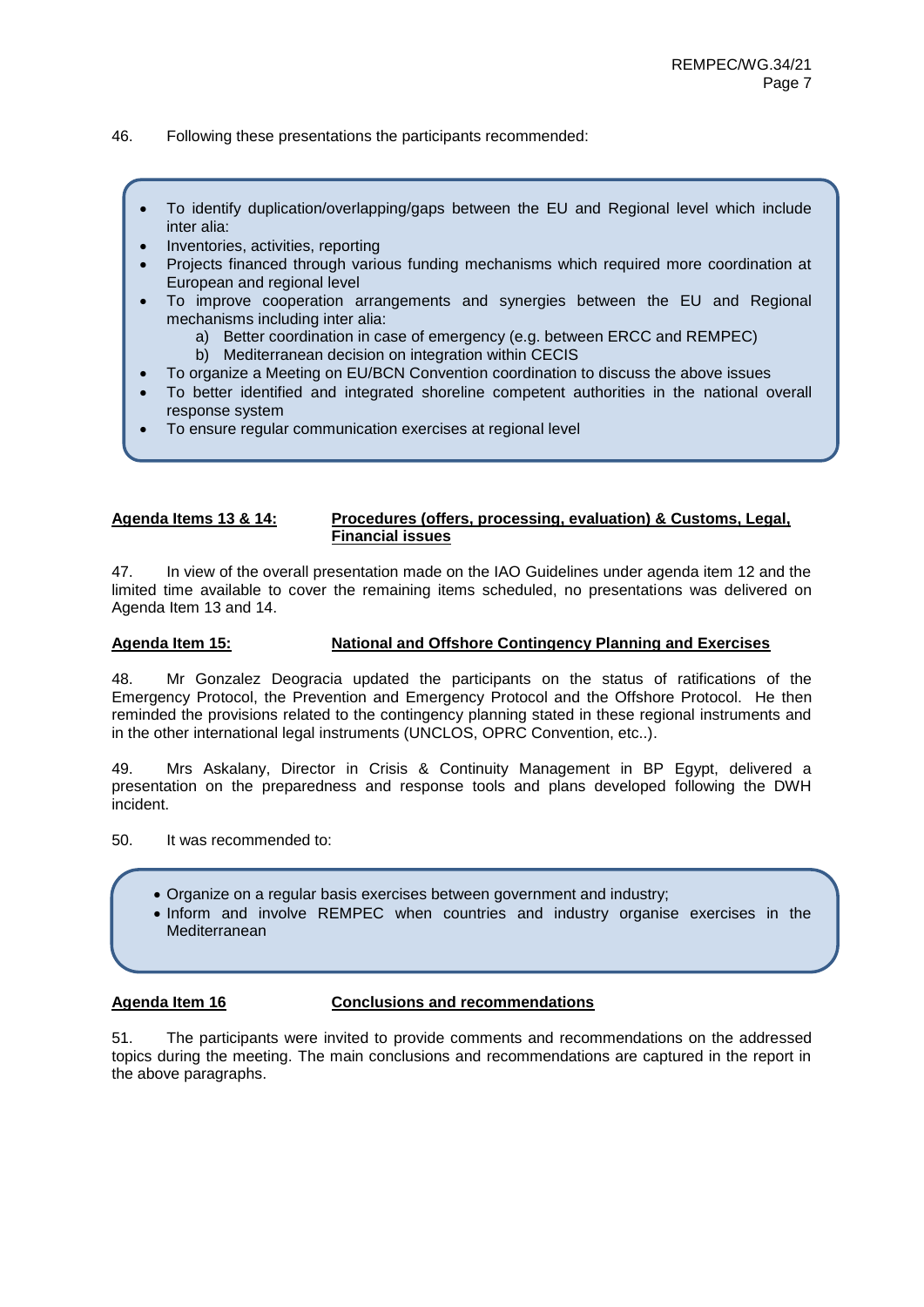46. Following these presentations the participants recommended:

- To identify duplication/overlapping/gaps between the EU and Regional level which include inter alia:
- Inventories, activities, reporting
- Projects financed through various funding mechanisms which required more coordination at European and regional level
- To improve cooperation arrangements and synergies between the EU and Regional mechanisms including inter alia:
    a) Better coordination in case of emergency (e.g. between ERCC and REMPEC)
    b) Mediterranean decision on integration within CECIS
- To organize a Meeting on EU/BCN Convention coordination to discuss the above issues
- To better identified and integrated shoreline competent authorities in the national overall response system
- To ensure regular communication exercises at regional level

**Agenda Items 13 & 14:** **Procedures (offers, processing, evaluation) & Customs, Legal, Financial issues**

47. In view of the overall presentation made on the IAO Guidelines under agenda item 12 and the limited time available to cover the remaining items scheduled, no presentations was delivered on Agenda Item 13 and 14.

**Agenda Item 15:** **National and Offshore Contingency Planning and Exercises**

48. Mr Gonzalez Deogracia updated the participants on the status of ratifications of the Emergency Protocol, the Prevention and Emergency Protocol and the Offshore Protocol. He then reminded the provisions related to the contingency planning stated in these regional instruments and in the other international legal instruments (UNCLOS, OPRC Convention, etc..).

49. Mrs Askalany, Director in Crisis & Continuity Management in BP Egypt, delivered a presentation on the preparedness and response tools and plans developed following the DWH incident.

50. It was recommended to:

- Organize on a regular basis exercises between government and industry;
- Inform and involve REMPEC when countries and industry organise exercises in the Mediterranean

**Agenda Item 16** **Conclusions and recommendations**

51. The participants were invited to provide comments and recommendations on the addressed topics during the meeting. The main conclusions and recommendations are captured in the report in the above paragraphs.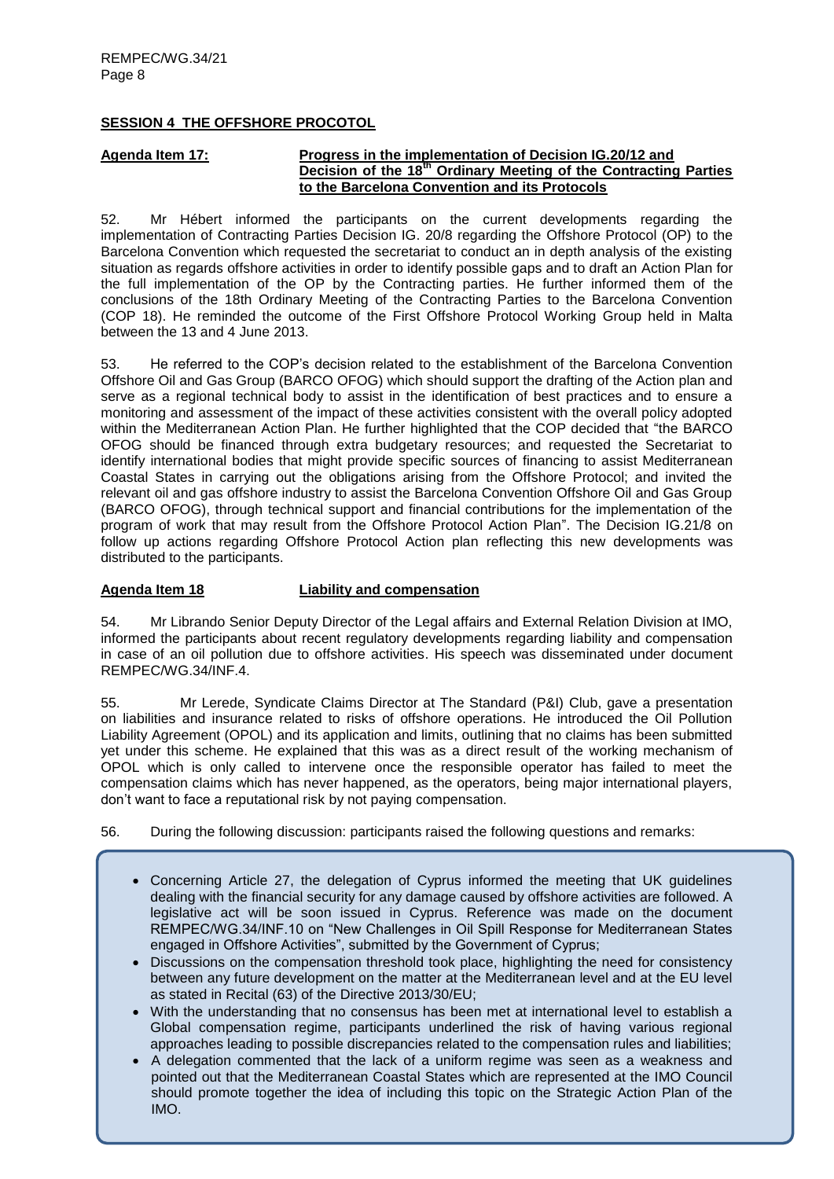## SESSION 4 THE OFFSHORE PROCOTOL

**Agenda Item 17: Progress in the implementation of Decision IG.20/12 and Decision of the 18th Ordinary Meeting of the Contracting Parties to the Barcelona Convention and its Protocols**

52. Mr Hébert informed the participants on the current developments regarding the implementation of Contracting Parties Decision IG. 20/8 regarding the Offshore Protocol (OP) to the Barcelona Convention which requested the secretariat to conduct an in depth analysis of the existing situation as regards offshore activities in order to identify possible gaps and to draft an Action Plan for the full implementation of the OP by the Contracting parties. He further informed them of the conclusions of the 18th Ordinary Meeting of the Contracting Parties to the Barcelona Convention (COP 18). He reminded the outcome of the First Offshore Protocol Working Group held in Malta between the 13 and 4 June 2013.

53. He referred to the COP's decision related to the establishment of the Barcelona Convention Offshore Oil and Gas Group (BARCO OFOG) which should support the drafting of the Action plan and serve as a regional technical body to assist in the identification of best practices and to ensure a monitoring and assessment of the impact of these activities consistent with the overall policy adopted within the Mediterranean Action Plan. He further highlighted that the COP decided that "the BARCO OFOG should be financed through extra budgetary resources; and requested the Secretariat to identify international bodies that might provide specific sources of financing to assist Mediterranean Coastal States in carrying out the obligations arising from the Offshore Protocol; and invited the relevant oil and gas offshore industry to assist the Barcelona Convention Offshore Oil and Gas Group (BARCO OFOG), through technical support and financial contributions for the implementation of the program of work that may result from the Offshore Protocol Action Plan". The Decision IG.21/8 on follow up actions regarding Offshore Protocol Action plan reflecting this new developments was distributed to the participants.

**Agenda Item 18 Liability and compensation**

54. Mr Librando Senior Deputy Director of the Legal affairs and External Relation Division at IMO, informed the participants about recent regulatory developments regarding liability and compensation in case of an oil pollution due to offshore activities. His speech was disseminated under document REMPEC/WG.34/INF.4.

55. Mr Lerede, Syndicate Claims Director at The Standard (P&I) Club, gave a presentation on liabilities and insurance related to risks of offshore operations. He introduced the Oil Pollution Liability Agreement (OPOL) and its application and limits, outlining that no claims has been submitted yet under this scheme. He explained that this was as a direct result of the working mechanism of OPOL which is only called to intervene once the responsible operator has failed to meet the compensation claims which has never happened, as the operators, being major international players, don't want to face a reputational risk by not paying compensation.

56. During the following discussion: participants raised the following questions and remarks:

- Concerning Article 27, the delegation of Cyprus informed the meeting that UK guidelines dealing with the financial security for any damage caused by offshore activities are followed. A legislative act will be soon issued in Cyprus. Reference was made on the document REMPEC/WG.34/INF.10 on "New Challenges in Oil Spill Response for Mediterranean States engaged in Offshore Activities", submitted by the Government of Cyprus;
- Discussions on the compensation threshold took place, highlighting the need for consistency between any future development on the matter at the Mediterranean level and at the EU level as stated in Recital (63) of the Directive 2013/30/EU;
- With the understanding that no consensus has been met at international level to establish a Global compensation regime, participants underlined the risk of having various regional approaches leading to possible discrepancies related to the compensation rules and liabilities;
- A delegation commented that the lack of a uniform regime was seen as a weakness and pointed out that the Mediterranean Coastal States which are represented at the IMO Council should promote together the idea of including this topic on the Strategic Action Plan of the IMO.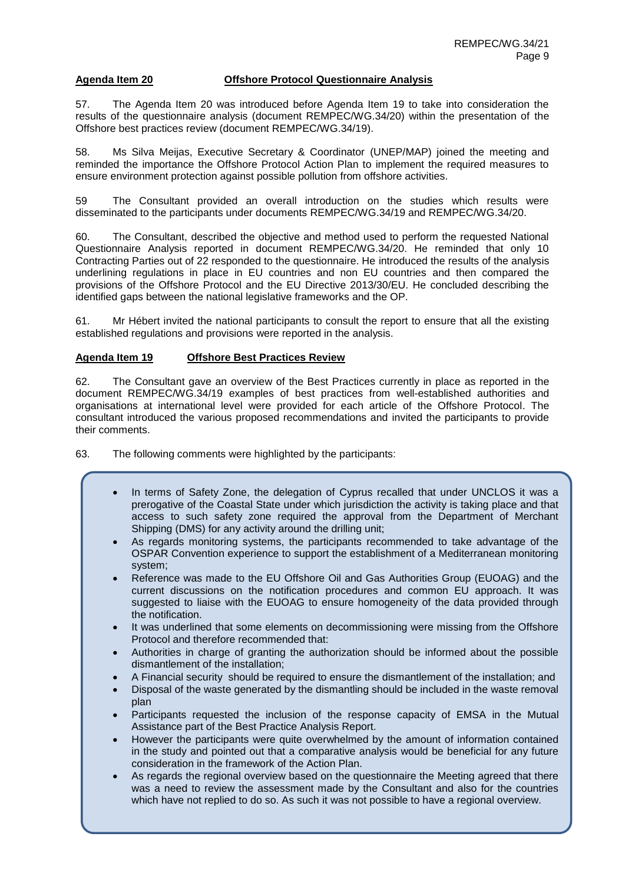**<u>Agenda Item 20</u>** **<u>Offshore Protocol Questionnaire Analysis</u>**

57. The Agenda Item 20 was introduced before Agenda Item 19 to take into consideration the results of the questionnaire analysis (document REMPEC/WG.34/20) within the presentation of the Offshore best practices review (document REMPEC/WG.34/19).

58. Ms Silva Meijas, Executive Secretary & Coordinator (UNEP/MAP) joined the meeting and reminded the importance the Offshore Protocol Action Plan to implement the required measures to ensure environment protection against possible pollution from offshore activities.

59 The Consultant provided an overall introduction on the studies which results were disseminated to the participants under documents REMPEC/WG.34/19 and REMPEC/WG.34/20.

60. The Consultant, described the objective and method used to perform the requested National Questionnaire Analysis reported in document REMPEC/WG.34/20. He reminded that only 10 Contracting Parties out of 22 responded to the questionnaire. He introduced the results of the analysis underlining regulations in place in EU countries and non EU countries and then compared the provisions of the Offshore Protocol and the EU Directive 2013/30/EU. He concluded describing the identified gaps between the national legislative frameworks and the OP.

61. Mr Hébert invited the national participants to consult the report to ensure that all the existing established regulations and provisions were reported in the analysis.

**<u>Agenda Item 19</u>** **<u>Offshore Best Practices Review</u>**

62. The Consultant gave an overview of the Best Practices currently in place as reported in the document REMPEC/WG.34/19 examples of best practices from well-established authorities and organisations at international level were provided for each article of the Offshore Protocol. The consultant introduced the various proposed recommendations and invited the participants to provide their comments.

63. The following comments were highlighted by the participants:

- In terms of Safety Zone, the delegation of Cyprus recalled that under UNCLOS it was a prerogative of the Coastal State under which jurisdiction the activity is taking place and that access to such safety zone required the approval from the Department of Merchant Shipping (DMS) for any activity around the drilling unit;
- As regards monitoring systems, the participants recommended to take advantage of the OSPAR Convention experience to support the establishment of a Mediterranean monitoring system;
- Reference was made to the EU Offshore Oil and Gas Authorities Group (EUOAG) and the current discussions on the notification procedures and common EU approach. It was suggested to liaise with the EUOAG to ensure homogeneity of the data provided through the notification.
- It was underlined that some elements on decommissioning were missing from the Offshore Protocol and therefore recommended that:
- Authorities in charge of granting the authorization should be informed about the possible dismantlement of the installation;
- A Financial security should be required to ensure the dismantlement of the installation; and
- Disposal of the waste generated by the dismantling should be included in the waste removal plan
- Participants requested the inclusion of the response capacity of EMSA in the Mutual Assistance part of the Best Practice Analysis Report.
- However the participants were quite overwhelmed by the amount of information contained in the study and pointed out that a comparative analysis would be beneficial for any future consideration in the framework of the Action Plan.
- As regards the regional overview based on the questionnaire the Meeting agreed that there was a need to review the assessment made by the Consultant and also for the countries which have not replied to do so. As such it was not possible to have a regional overview.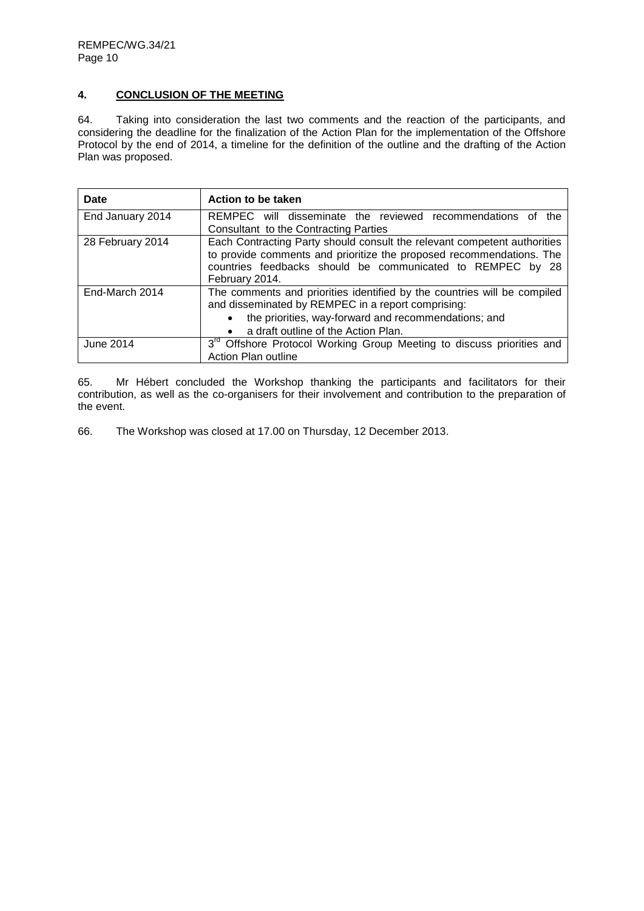## 4. CONCLUSION OF THE MEETING

64. Taking into consideration the last two comments and the reaction of the participants, and considering the deadline for the finalization of the Action Plan for the implementation of the Offshore Protocol by the end of 2014, a timeline for the definition of the outline and the drafting of the Action Plan was proposed.

| Date | Action to be taken |
|---|---|
| End January 2014 | REMPEC will disseminate the reviewed recommendations of the Consultant to the Contracting Parties |
| 28 February 2014 | Each Contracting Party should consult the relevant competent authorities to provide comments and prioritize the proposed recommendations. The countries feedbacks should be communicated to REMPEC by 28 February 2014. |
| End-March 2014 | The comments and priorities identified by the countries will be compiled and disseminated by REMPEC in a report comprising:<br>• the priorities, way-forward and recommendations; and<br>• a draft outline of the Action Plan. |
| June 2014 | 3rd Offshore Protocol Working Group Meeting to discuss priorities and Action Plan outline |

65. Mr Hébert concluded the Workshop thanking the participants and facilitators for their contribution, as well as the co-organisers for their involvement and contribution to the preparation of the event.

66. The Workshop was closed at 17.00 on Thursday, 12 December 2013.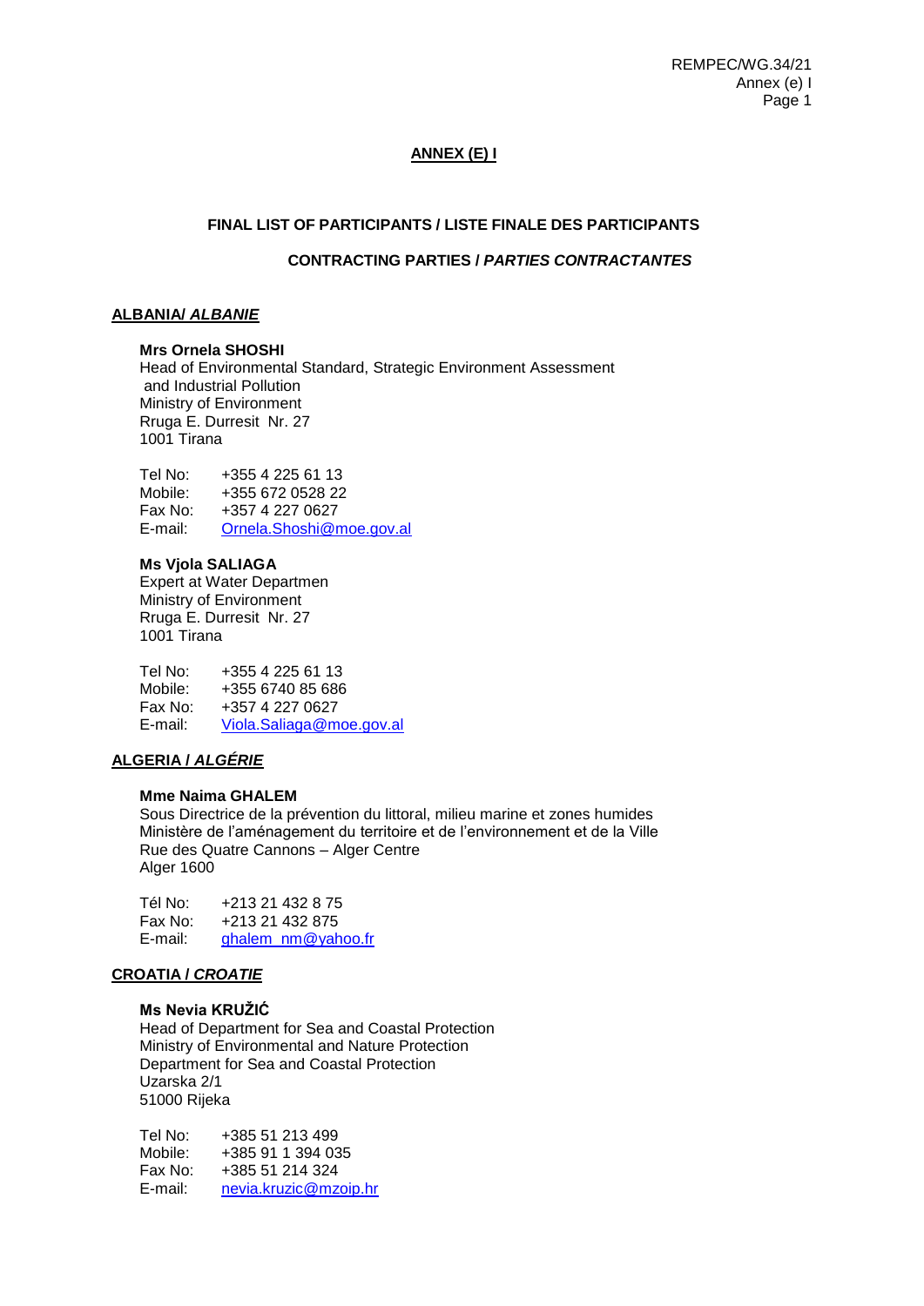## ANNEX (E) I

### FINAL LIST OF PARTICIPANTS / LISTE FINALE DES PARTICIPANTS

### CONTRACTING PARTIES / *PARTIES CONTRACTANTES*

**ALBANIA/ *ALBANIE***

**Mrs Ornela SHOSHI**
Head of Environmental Standard, Strategic Environment Assessment and Industrial Pollution
Ministry of Environment
Rruga E. Durresit Nr. 27
1001 Tirana

Tel No: +355 4 225 61 13
Mobile: +355 672 0528 22
Fax No: +357 4 227 0627
E-mail: Ornela.Shoshi@moe.gov.al

**Ms Vjola SALIAGA**
Expert at Water Departmen
Ministry of Environment
Rruga E. Durresit Nr. 27
1001 Tirana

Tel No: +355 4 225 61 13
Mobile: +355 6740 85 686
Fax No: +357 4 227 0627
E-mail: Viola.Saliaga@moe.gov.al

**ALGERIA / *ALGÉRIE***

**Mme Naima GHALEM**
Sous Directrice de la prévention du littoral, milieu marine et zones humides
Ministère de l'aménagement du territoire et de l'environnement et de la Ville
Rue des Quatre Cannons – Alger Centre
Alger 1600

Tél No: +213 21 432 8 75
Fax No: +213 21 432 875
E-mail: ghalem_nm@yahoo.fr

**CROATIA / *CROATIE***

**Ms Nevia KRUŽIĆ**
Head of Department for Sea and Coastal Protection
Ministry of Environmental and Nature Protection
Department for Sea and Coastal Protection
Uzarska 2/1
51000 Rijeka

Tel No: +385 51 213 499
Mobile: +385 91 1 394 035
Fax No: +385 51 214 324
E-mail: nevia.kruzic@mzoip.hr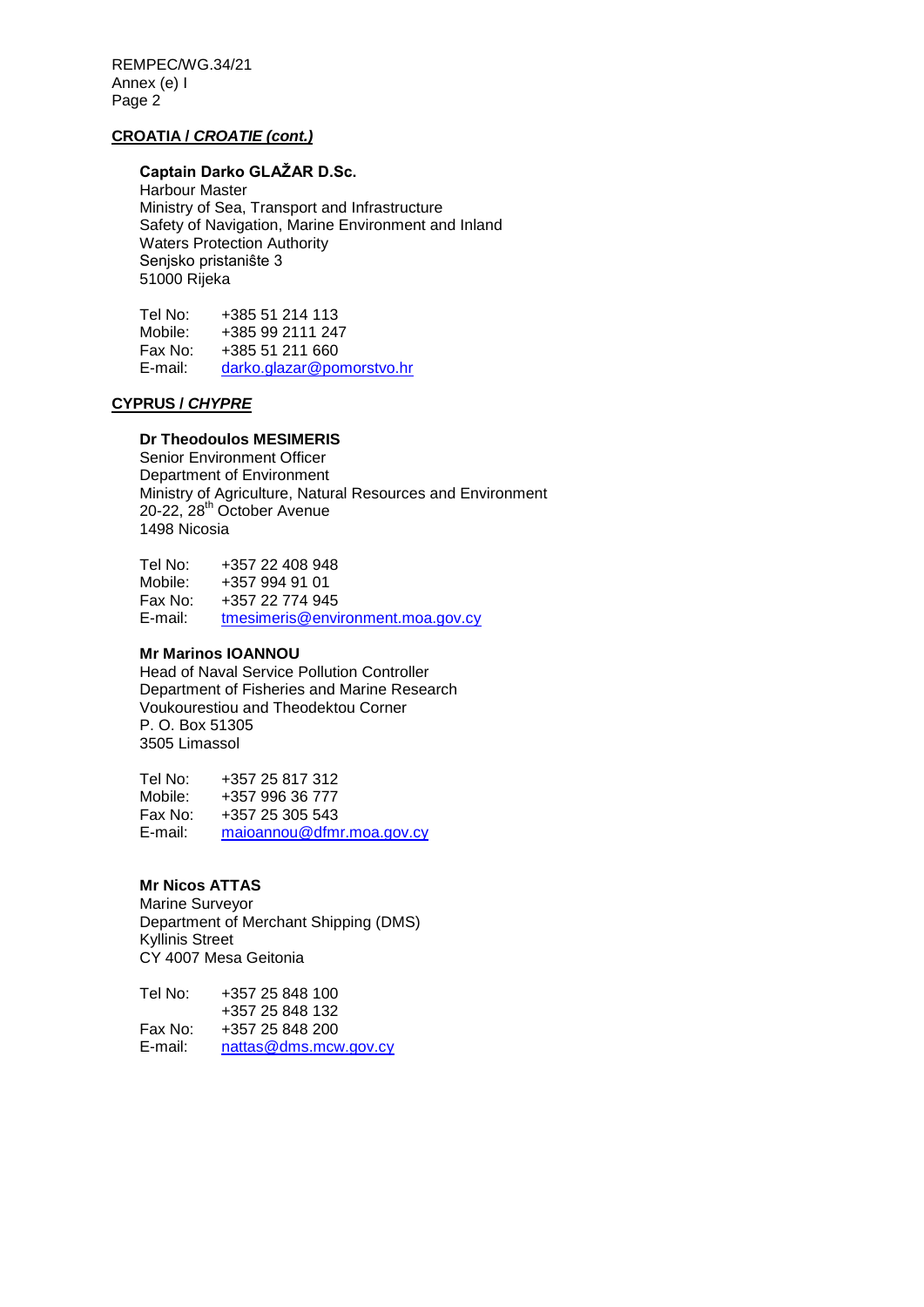**CROATIA / *CROATIE (cont.)***

**Captain Darko GLAŽAR D.Sc.**
Harbour Master
Ministry of Sea, Transport and Infrastructure
Safety of Navigation, Marine Environment and Inland Waters Protection Authority
Senjsko pristanište 3
51000 Rijeka

Tel No: +385 51 214 113
Mobile: +385 99 2111 247
Fax No: +385 51 211 660
E-mail: darko.glazar@pomorstvo.hr

**CYPRUS / *CHYPRE***

**Dr Theodoulos MESIMERIS**
Senior Environment Officer
Department of Environment
Ministry of Agriculture, Natural Resources and Environment
20-22, 28th October Avenue
1498 Nicosia

Tel No: +357 22 408 948
Mobile: +357 994 91 01
Fax No: +357 22 774 945
E-mail: tmesimeris@environment.moa.gov.cy

**Mr Marinos IOANNOU**
Head of Naval Service Pollution Controller
Department of Fisheries and Marine Research
Voukourestiou and Theodektou Corner
P. O. Box 51305
3505 Limassol

Tel No: +357 25 817 312
Mobile: +357 996 36 777
Fax No: +357 25 305 543
E-mail: maioannou@dfmr.moa.gov.cy

**Mr Nicos ATTAS**
Marine Surveyor
Department of Merchant Shipping (DMS)
Kyllinis Street
CY 4007 Mesa Geitonia

Tel No: +357 25 848 100
+357 25 848 132
Fax No: +357 25 848 200
E-mail: nattas@dms.mcw.gov.cy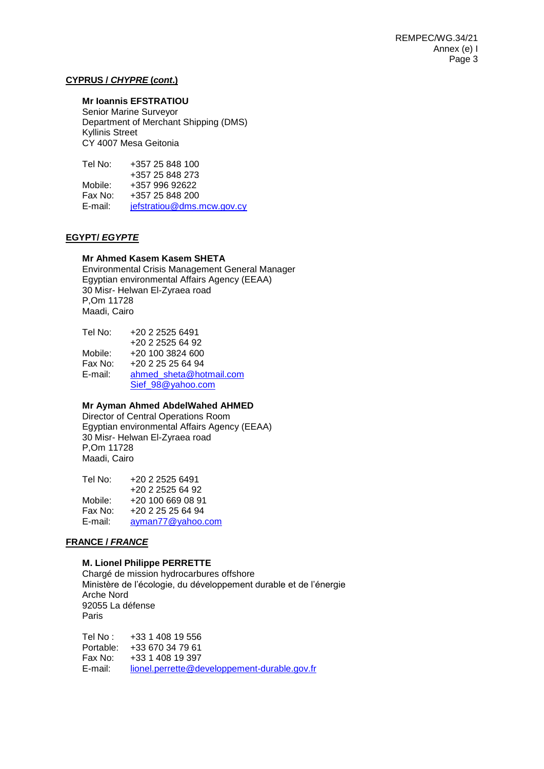**CYPRUS / *CHYPRE* (*cont*.)**

**Mr Ioannis EFSTRATIOU**
Senior Marine Surveyor
Department of Merchant Shipping (DMS)
Kyllinis Street
CY 4007 Mesa Geitonia

Tel No: +357 25 848 100
+357 25 848 273
Mobile: +357 996 92622
Fax No: +357 25 848 200
E-mail: jefstratiou@dms.mcw.gov.cy

**EGYPT/ *EGYPTE***

**Mr Ahmed Kasem Kasem SHETA**
Environmental Crisis Management General Manager
Egyptian environmental Affairs Agency (EEAA)
30 Misr- Helwan El-Zyraea road
P,Om 11728
Maadi, Cairo

Tel No: +20 2 2525 6491
+20 2 2525 64 92
Mobile: +20 100 3824 600
Fax No: +20 2 25 25 64 94
E-mail: ahmed_sheta@hotmail.com
Sief_98@yahoo.com

**Mr Ayman Ahmed AbdelWahed AHMED**
Director of Central Operations Room
Egyptian environmental Affairs Agency (EEAA)
30 Misr- Helwan El-Zyraea road
P,Om 11728
Maadi, Cairo

Tel No: +20 2 2525 6491
+20 2 2525 64 92
Mobile: +20 100 669 08 91
Fax No: +20 2 25 25 64 94
E-mail: ayman77@yahoo.com

**FRANCE / *FRANCE***

**M. Lionel Philippe PERRETTE**
Chargé de mission hydrocarbures offshore
Ministère de l'écologie, du développement durable et de l'énergie
Arche Nord
92055 La défense
Paris

Tel No : +33 1 408 19 556
Portable: +33 670 34 79 61
Fax No: +33 1 408 19 397
E-mail: lionel.perrette@developpement-durable.gov.fr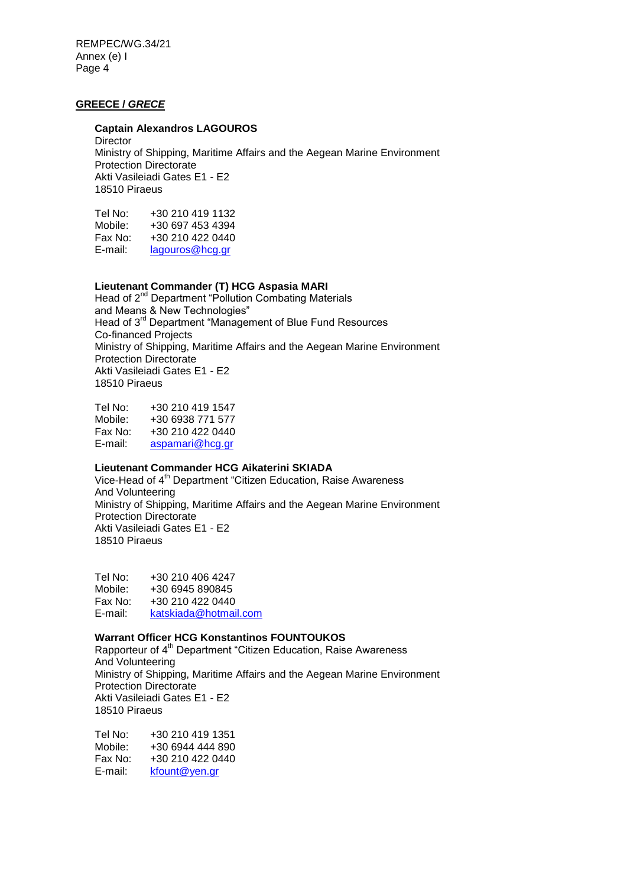**GREECE / *GRECE***

**Captain Alexandros LAGOUROS**
Director
Ministry of Shipping, Maritime Affairs and the Aegean Marine Environment
Protection Directorate
Akti Vasileiadi Gates E1 - E2
18510 Piraeus

Tel No: +30 210 419 1132
Mobile: +30 697 453 4394
Fax No: +30 210 422 0440
E-mail: lagouros@hcg.gr

**Lieutenant Commander (T) HCG Aspasia MARI**
Head of 2nd Department "Pollution Combating Materials
and Means & New Technologies"
Head of 3rd Department "Management of Blue Fund Resources
Co-financed Projects
Ministry of Shipping, Maritime Affairs and the Aegean Marine Environment
Protection Directorate
Akti Vasileiadi Gates E1 - E2
18510 Piraeus

Tel No: +30 210 419 1547
Mobile: +30 6938 771 577
Fax No: +30 210 422 0440
E-mail: aspamari@hcg.gr

**Lieutenant Commander HCG Aikaterini SKIADA**
Vice-Head of 4th Department "Citizen Education, Raise Awareness
And Volunteering
Ministry of Shipping, Maritime Affairs and the Aegean Marine Environment
Protection Directorate
Akti Vasileiadi Gates E1 - E2
18510 Piraeus

Tel No: +30 210 406 4247
Mobile: +30 6945 890845
Fax No: +30 210 422 0440
E-mail: katskiada@hotmail.com

**Warrant Officer HCG Konstantinos FOUNTOUKOS**
Rapporteur of 4th Department "Citizen Education, Raise Awareness
And Volunteering
Ministry of Shipping, Maritime Affairs and the Aegean Marine Environment
Protection Directorate
Akti Vasileiadi Gates E1 - E2
18510 Piraeus

Tel No: +30 210 419 1351
Mobile: +30 6944 444 890
Fax No: +30 210 422 0440
E-mail: kfount@yen.gr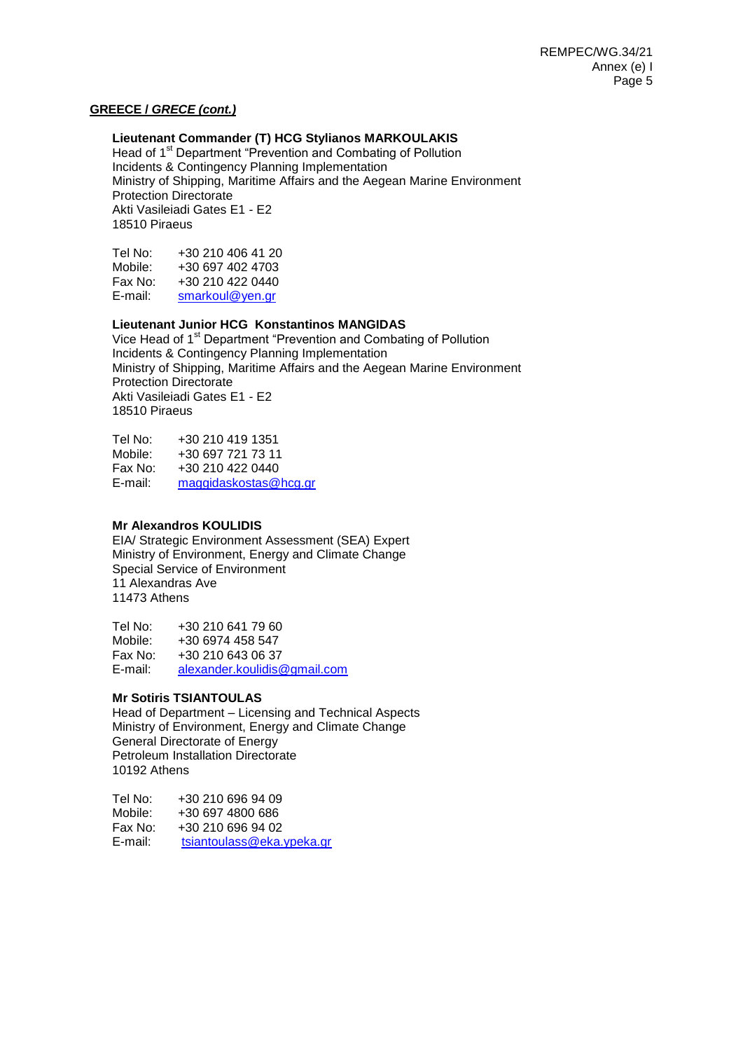**GREECE / *GRECE (cont.)***

**Lieutenant Commander (T) HCG Stylianos MARKOULAKIS**
Head of 1st Department "Prevention and Combating of Pollution Incidents & Contingency Planning Implementation
Ministry of Shipping, Maritime Affairs and the Aegean Marine Environment Protection Directorate
Akti Vasileiadi Gates E1 - E2
18510 Piraeus

Tel No: +30 210 406 41 20
Mobile: +30 697 402 4703
Fax No: +30 210 422 0440
E-mail: smarkoul@yen.gr

**Lieutenant Junior HCG Konstantinos MANGIDAS**
Vice Head of 1st Department "Prevention and Combating of Pollution Incidents & Contingency Planning Implementation
Ministry of Shipping, Maritime Affairs and the Aegean Marine Environment Protection Directorate
Akti Vasileiadi Gates E1 - E2
18510 Piraeus

Tel No: +30 210 419 1351
Mobile: +30 697 721 73 11
Fax No: +30 210 422 0440
E-mail: maggidaskostas@hcg.gr

**Mr Alexandros KOULIDIS**
EIA/ Strategic Environment Assessment (SEA) Expert
Ministry of Environment, Energy and Climate Change
Special Service of Environment
11 Alexandras Ave
11473 Athens

Tel No: +30 210 641 79 60
Mobile: +30 6974 458 547
Fax No: +30 210 643 06 37
E-mail: alexander.koulidis@gmail.com

**Mr Sotiris TSIANTOULAS**
Head of Department – Licensing and Technical Aspects
Ministry of Environment, Energy and Climate Change
General Directorate of Energy
Petroleum Installation Directorate
10192 Athens

Tel No: +30 210 696 94 09
Mobile: +30 697 4800 686
Fax No: +30 210 696 94 02
E-mail: tsiantoulass@eka.ypeka.gr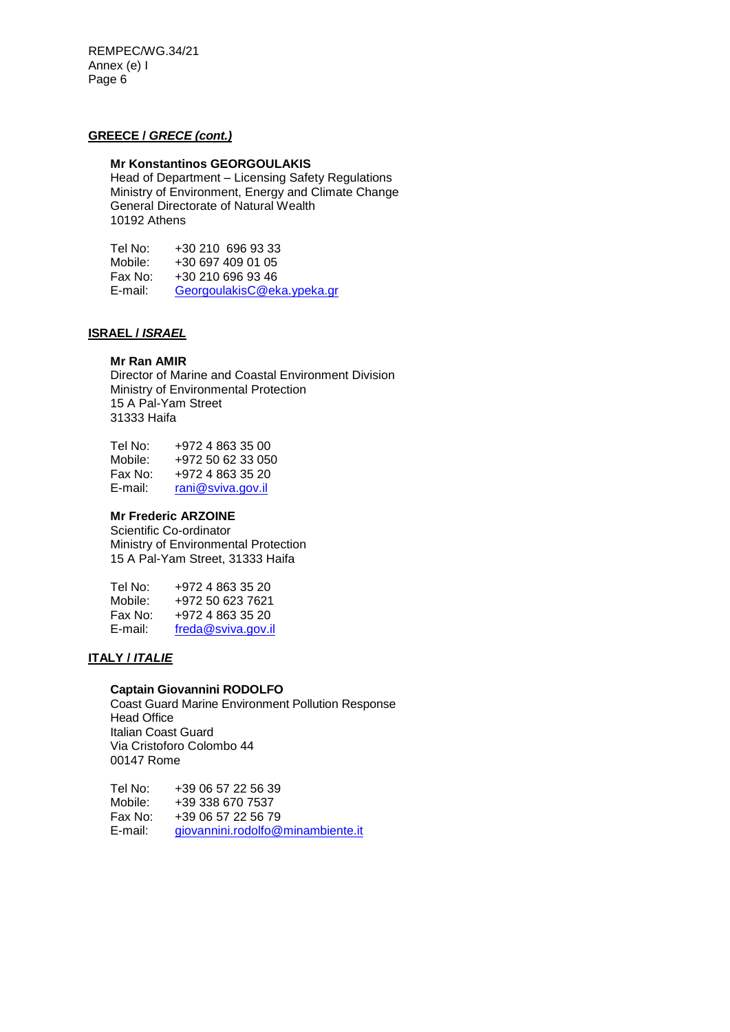**GREECE / *GRECE (cont.)***

**Mr Konstantinos GEORGOULAKIS**
Head of Department – Licensing Safety Regulations
Ministry of Environment, Energy and Climate Change
General Directorate of Natural Wealth
10192 Athens

Tel No: +30 210 696 93 33
Mobile: +30 697 409 01 05
Fax No: +30 210 696 93 46
E-mail: GeorgoulakisC@eka.ypeka.gr

**ISRAEL / *ISRAEL***

**Mr Ran AMIR**
Director of Marine and Coastal Environment Division
Ministry of Environmental Protection
15 A Pal-Yam Street
31333 Haifa

Tel No: +972 4 863 35 00
Mobile: +972 50 62 33 050
Fax No: +972 4 863 35 20
E-mail: rani@sviva.gov.il

**Mr Frederic ARZOINE**
Scientific Co-ordinator
Ministry of Environmental Protection
15 A Pal-Yam Street, 31333 Haifa

Tel No: +972 4 863 35 20
Mobile: +972 50 623 7621
Fax No: +972 4 863 35 20
E-mail: freda@sviva.gov.il

**ITALY / *ITALIE***

**Captain Giovannini RODOLFO**
Coast Guard Marine Environment Pollution Response
Head Office
Italian Coast Guard
Via Cristoforo Colombo 44
00147 Rome

Tel No: +39 06 57 22 56 39
Mobile: +39 338 670 7537
Fax No: +39 06 57 22 56 79
E-mail: giovannini.rodolfo@minambiente.it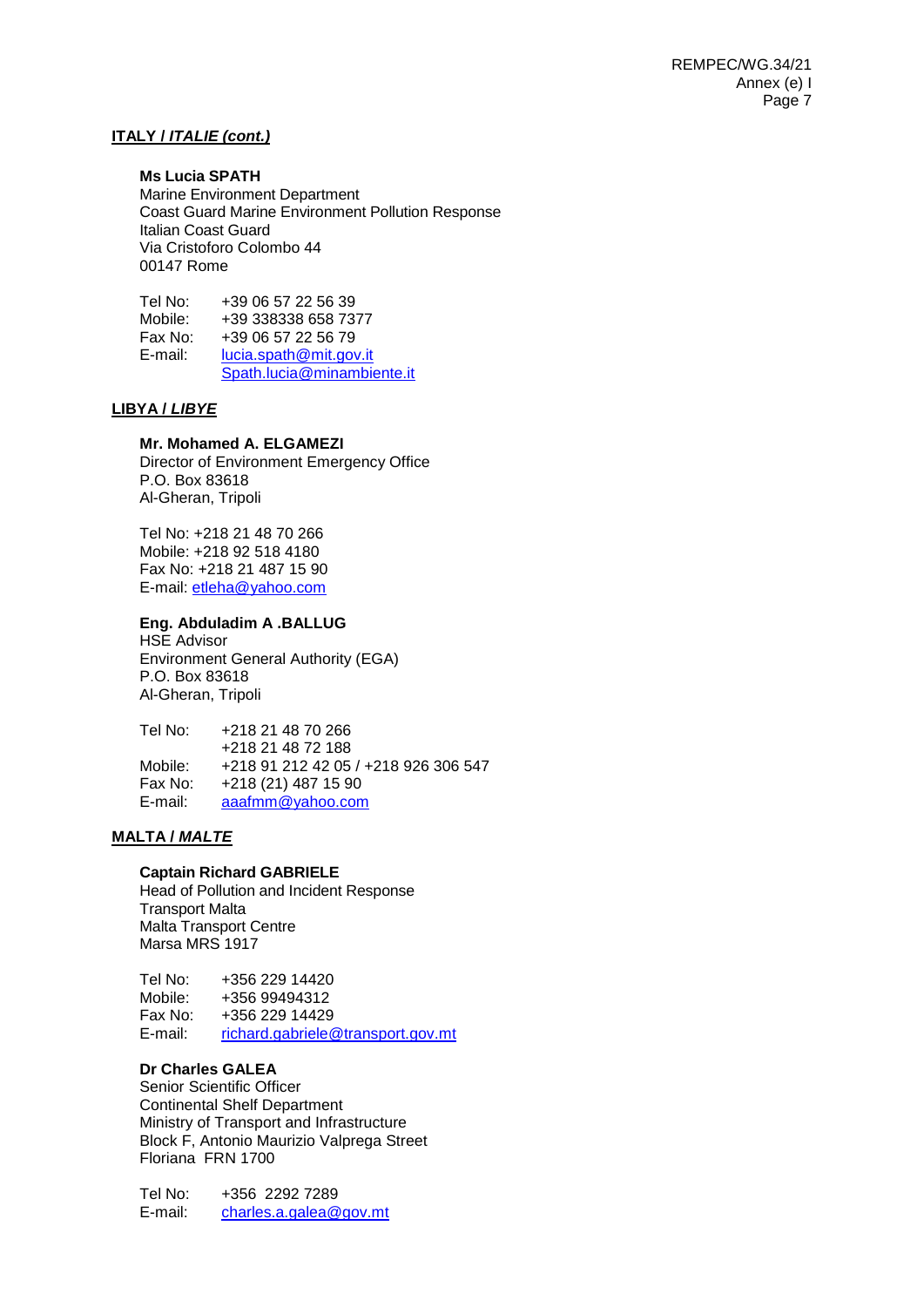**ITALY / *ITALIE (cont.)***

**Ms Lucia SPATH**
Marine Environment Department
Coast Guard Marine Environment Pollution Response
Italian Coast Guard
Via Cristoforo Colombo 44
00147 Rome

Tel No: +39 06 57 22 56 39
Mobile: +39 338338 658 7377
Fax No: +39 06 57 22 56 79
E-mail: lucia.spath@mit.gov.it
Spath.lucia@minambiente.it

**LIBYA / *LIBYE***

**Mr. Mohamed A. ELGAMEZI**
Director of Environment Emergency Office
P.O. Box 83618
Al-Gheran, Tripoli

Tel No: +218 21 48 70 266
Mobile: +218 92 518 4180
Fax No: +218 21 487 15 90
E-mail: etleha@yahoo.com

**Eng. Abduladim A .BALLUG**
HSE Advisor
Environment General Authority (EGA)
P.O. Box 83618
Al-Gheran, Tripoli

Tel No: +218 21 48 70 266
+218 21 48 72 188
Mobile: +218 91 212 42 05 / +218 926 306 547
Fax No: +218 (21) 487 15 90
E-mail: aaafmm@yahoo.com

**MALTA / *MALTE***

**Captain Richard GABRIELE**
Head of Pollution and Incident Response
Transport Malta
Malta Transport Centre
Marsa MRS 1917

Tel No: +356 229 14420
Mobile: +356 99494312
Fax No: +356 229 14429
E-mail: richard.gabriele@transport.gov.mt

**Dr Charles GALEA**
Senior Scientific Officer
Continental Shelf Department
Ministry of Transport and Infrastructure
Block F, Antonio Maurizio Valprega Street
Floriana FRN 1700

Tel No: +356 2292 7289
E-mail: charles.a.galea@gov.mt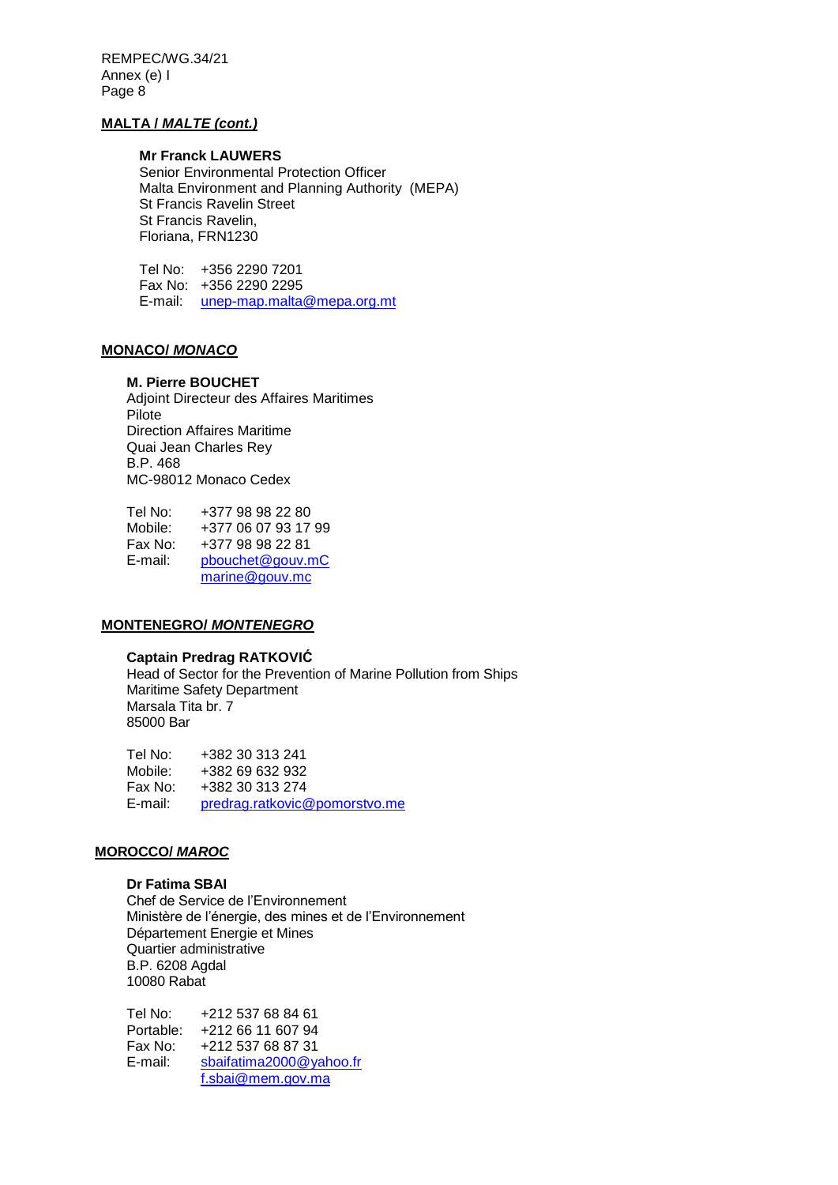**MALTA / *MALTE (cont.)***

**Mr Franck LAUWERS**
Senior Environmental Protection Officer
Malta Environment and Planning Authority (MEPA)
St Francis Ravelin Street
St Francis Ravelin,
Floriana, FRN1230

Tel No: +356 2290 7201
Fax No: +356 2290 2295
E-mail: unep-map.malta@mepa.org.mt

**MONACO/ *MONACO***

**M. Pierre BOUCHET**
Adjoint Directeur des Affaires Maritimes
Pilote
Direction Affaires Maritime
Quai Jean Charles Rey
B.P. 468
MC-98012 Monaco Cedex

Tel No: +377 98 98 22 80
Mobile: +377 06 07 93 17 99
Fax No: +377 98 98 22 81
E-mail: pbouchet@gouv.mC
marine@gouv.mc

**MONTENEGRO/ *MONTENEGRO***

**Captain Predrag RATKOVIĆ**
Head of Sector for the Prevention of Marine Pollution from Ships
Maritime Safety Department
Marsala Tita br. 7
85000 Bar

Tel No: +382 30 313 241
Mobile: +382 69 632 932
Fax No: +382 30 313 274
E-mail: predrag.ratkovic@pomorstvo.me

**MOROCCO/ *MAROC***

**Dr Fatima SBAI**
Chef de Service de l'Environnement
Ministère de l'énergie, des mines et de l'Environnement
Département Energie et Mines
Quartier administrative
B.P. 6208 Agdal
10080 Rabat

Tel No: +212 537 68 84 61
Portable: +212 66 11 607 94
Fax No: +212 537 68 87 31
E-mail: sbaifatima2000@yahoo.fr
f.sbai@mem.gov.ma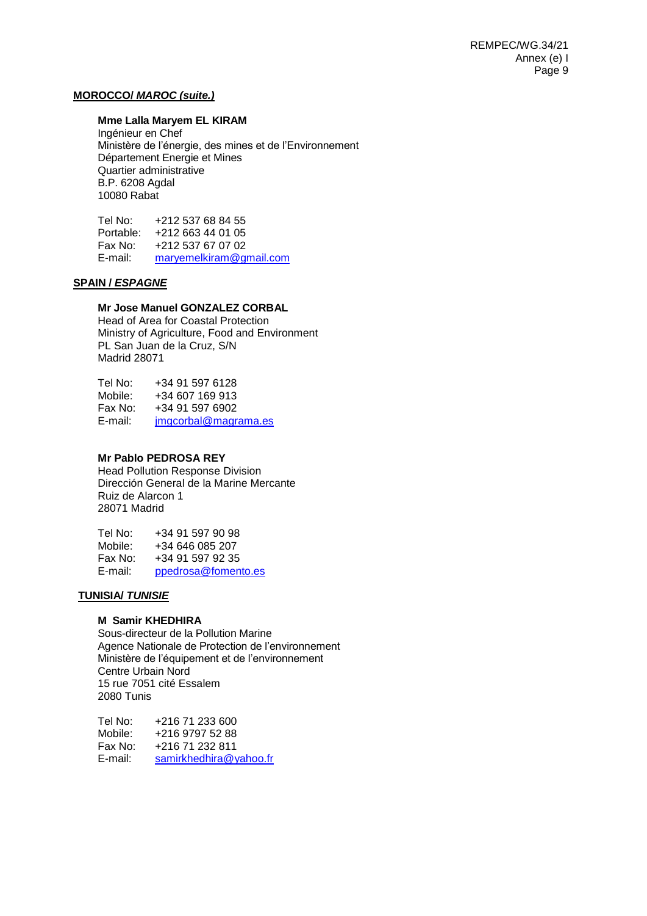**MOROCCO/ *MAROC (suite.)***

**Mme Lalla Maryem EL KIRAM**
Ingénieur en Chef
Ministère de l'énergie, des mines et de l'Environnement
Département Energie et Mines
Quartier administrative
B.P. 6208 Agdal
10080 Rabat

Tel No: +212 537 68 84 55
Portable: +212 663 44 01 05
Fax No: +212 537 67 07 02
E-mail: maryemelkiram@gmail.com

**SPAIN / *ESPAGNE***

**Mr Jose Manuel GONZALEZ CORBAL**
Head of Area for Coastal Protection
Ministry of Agriculture, Food and Environment
PL San Juan de la Cruz, S/N
Madrid 28071

Tel No: +34 91 597 6128
Mobile: +34 607 169 913
Fax No: +34 91 597 6902
E-mail: jmgcorbal@magrama.es

**Mr Pablo PEDROSA REY**
Head Pollution Response Division
Dirección General de la Marine Mercante
Ruiz de Alarcon 1
28071 Madrid

Tel No: +34 91 597 90 98
Mobile: +34 646 085 207
Fax No: +34 91 597 92 35
E-mail: ppedrosa@fomento.es

**TUNISIA/ *TUNISIE***

**M Samir KHEDHIRA**
Sous-directeur de la Pollution Marine
Agence Nationale de Protection de l'environnement
Ministère de l'équipement et de l'environnement
Centre Urbain Nord
15 rue 7051 cité Essalem
2080 Tunis

Tel No: +216 71 233 600
Mobile: +216 9797 52 88
Fax No: +216 71 232 811
E-mail: samirkhedhira@yahoo.fr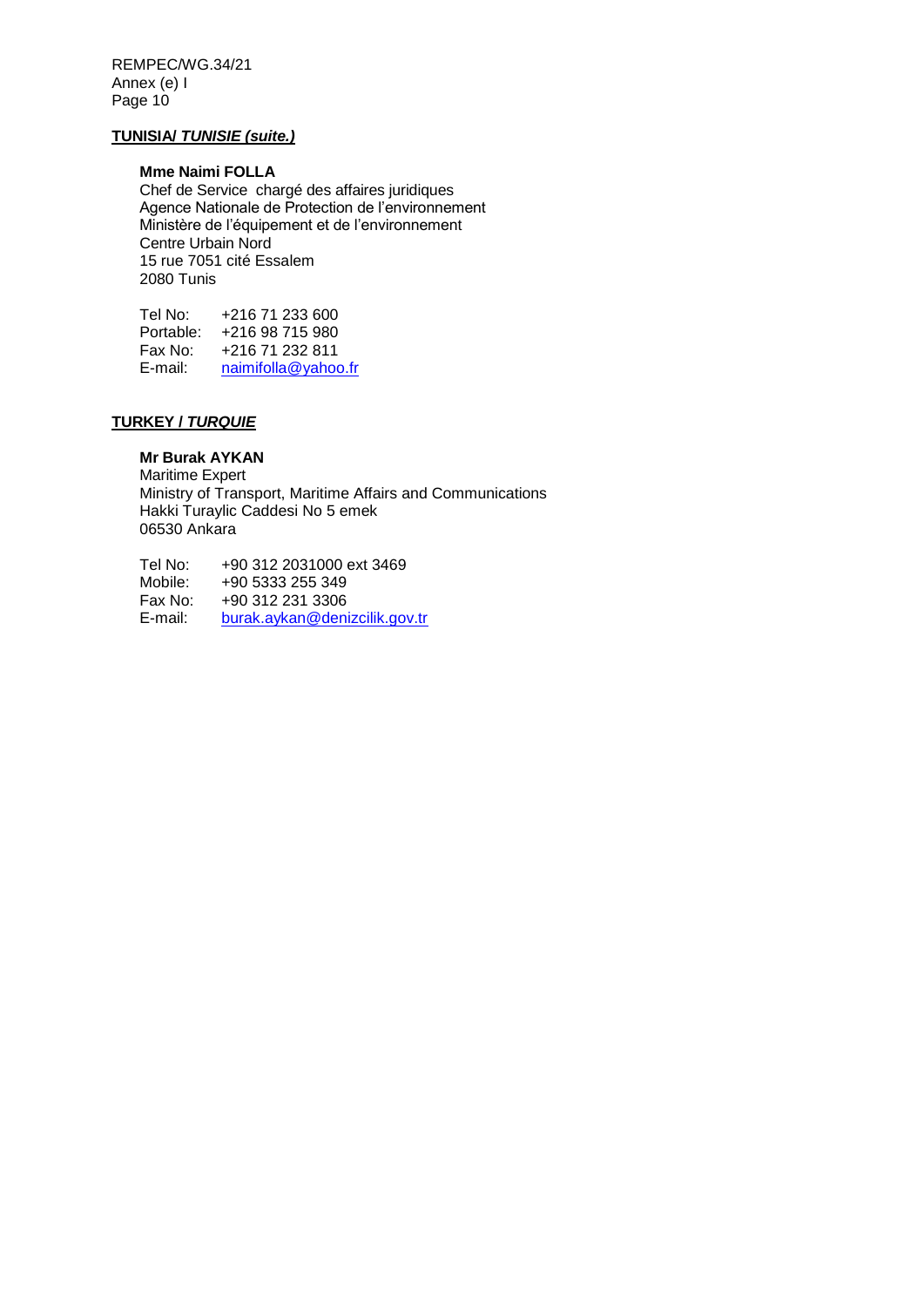**TUNISIA/ *TUNISIE (suite.)***

**Mme Naimi FOLLA**
Chef de Service chargé des affaires juridiques
Agence Nationale de Protection de l'environnement
Ministère de l'équipement et de l'environnement
Centre Urbain Nord
15 rue 7051 cité Essalem
2080 Tunis

Tel No: +216 71 233 600
Portable: +216 98 715 980
Fax No: +216 71 232 811
E-mail: naimifolla@yahoo.fr

**TURKEY / *TURQUIE***

**Mr Burak AYKAN**
Maritime Expert
Ministry of Transport, Maritime Affairs and Communications
Hakki Turaylic Caddesi No 5 emek
06530 Ankara

Tel No: +90 312 2031000 ext 3469
Mobile: +90 5333 255 349
Fax No: +90 312 231 3306
E-mail: burak.aykan@denizcilik.gov.tr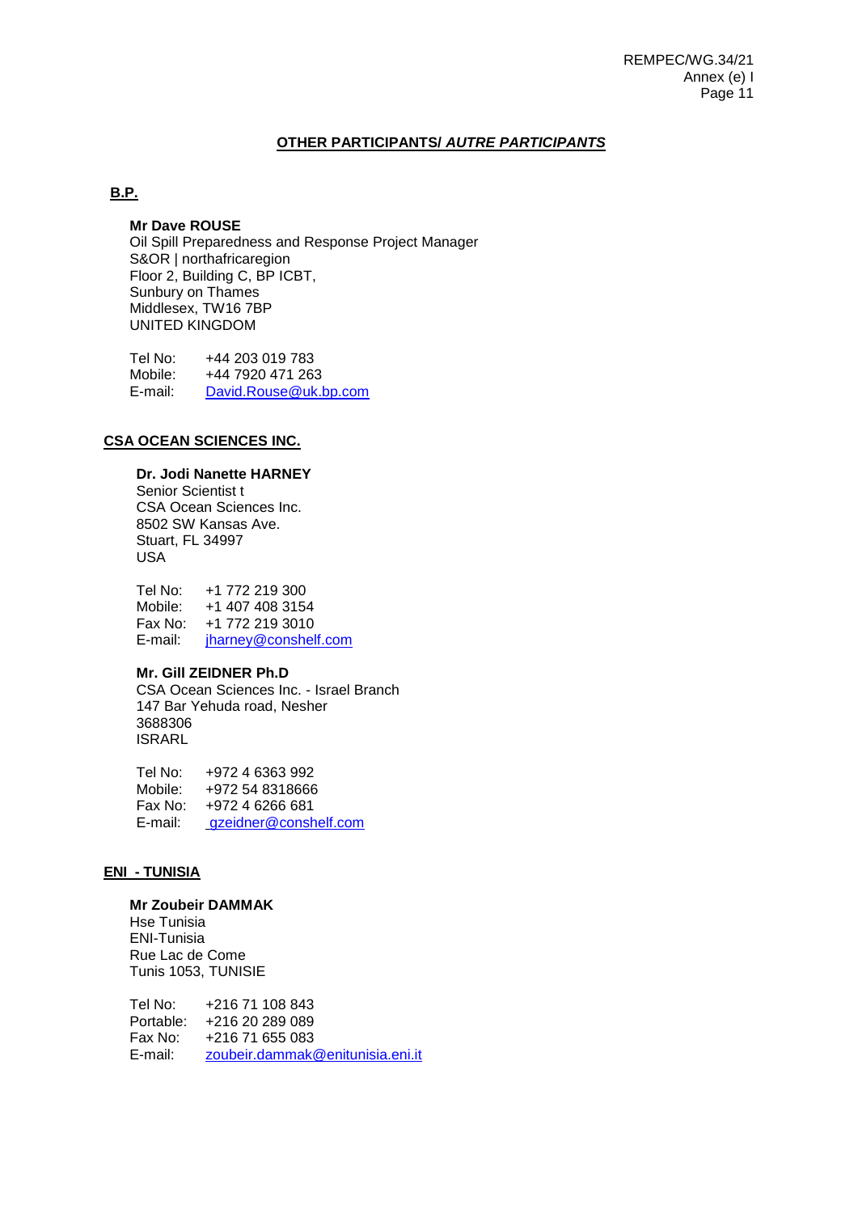## OTHER PARTICIPANTS/ *AUTRE PARTICIPANTS*

### B.P.

**Mr Dave ROUSE**
Oil Spill Preparedness and Response Project Manager
S&OR | northafricaregion
Floor 2, Building C, BP ICBT,
Sunbury on Thames
Middlesex, TW16 7BP
UNITED KINGDOM

Tel No: +44 203 019 783
Mobile: +44 7920 471 263
E-mail: David.Rouse@uk.bp.com

### CSA OCEAN SCIENCES INC.

**Dr. Jodi Nanette HARNEY**
Senior Scientist t
CSA Ocean Sciences Inc.
8502 SW Kansas Ave.
Stuart, FL 34997
USA

Tel No: +1 772 219 300
Mobile: +1 407 408 3154
Fax No: +1 772 219 3010
E-mail: jharney@conshelf.com

**Mr. Gill ZEIDNER Ph.D**
CSA Ocean Sciences Inc. - Israel Branch
147 Bar Yehuda road, Nesher
3688306
ISRARL

Tel No: +972 4 6363 992
Mobile: +972 54 8318666
Fax No: +972 4 6266 681
E-mail: gzeidner@conshelf.com

### ENI - TUNISIA

**Mr Zoubeir DAMMAK**
Hse Tunisia
ENI-Tunisia
Rue Lac de Come
Tunis 1053, TUNISIE

Tel No: +216 71 108 843
Portable: +216 20 289 089
Fax No: +216 71 655 083
E-mail: zoubeir.dammak@enitunisia.eni.it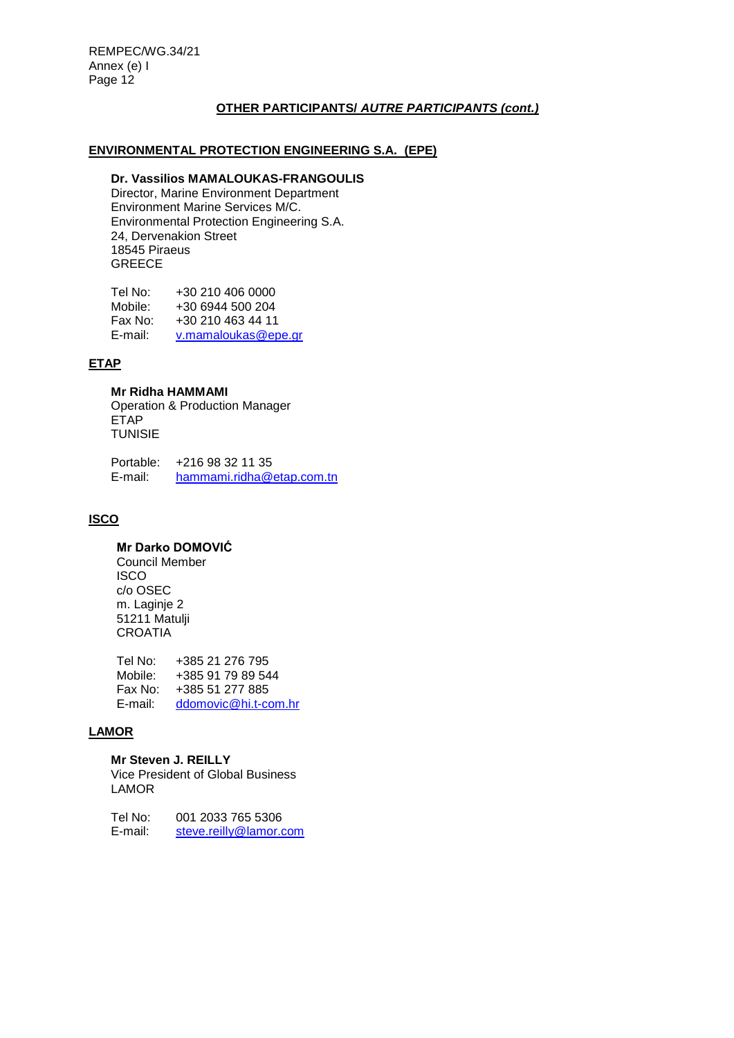**<u>OTHER PARTICIPANTS/ *AUTRE PARTICIPANTS (cont.)*</u>**

**<u>ENVIRONMENTAL PROTECTION ENGINEERING S.A. (EPE)</u>**

**Dr. Vassilios MAMALOUKAS-FRANGOULIS**
Director, Marine Environment Department
Environment Marine Services M/C.
Environmental Protection Engineering S.A.
24, Dervenakion Street
18545 Piraeus
GREECE

Tel No: +30 210 406 0000
Mobile: +30 6944 500 204
Fax No: +30 210 463 44 11
E-mail: v.mamaloukas@epe.gr

**<u>ETAP</u>**

**Mr Ridha HAMMAMI**
Operation & Production Manager
ETAP
TUNISIE

Portable: +216 98 32 11 35
E-mail: hammami.ridha@etap.com.tn

**<u>ISCO</u>**

**Mr Darko DOMOVIĆ**
Council Member
ISCO
c/o OSEC
m. Laginje 2
51211 Matulji
CROATIA

Tel No: +385 21 276 795
Mobile: +385 91 79 89 544
Fax No: +385 51 277 885
E-mail: ddomovic@hi.t-com.hr

**<u>LAMOR</u>**

**Mr Steven J. REILLY**
Vice President of Global Business
LAMOR

Tel No: 001 2033 765 5306
E-mail: steve.reilly@lamor.com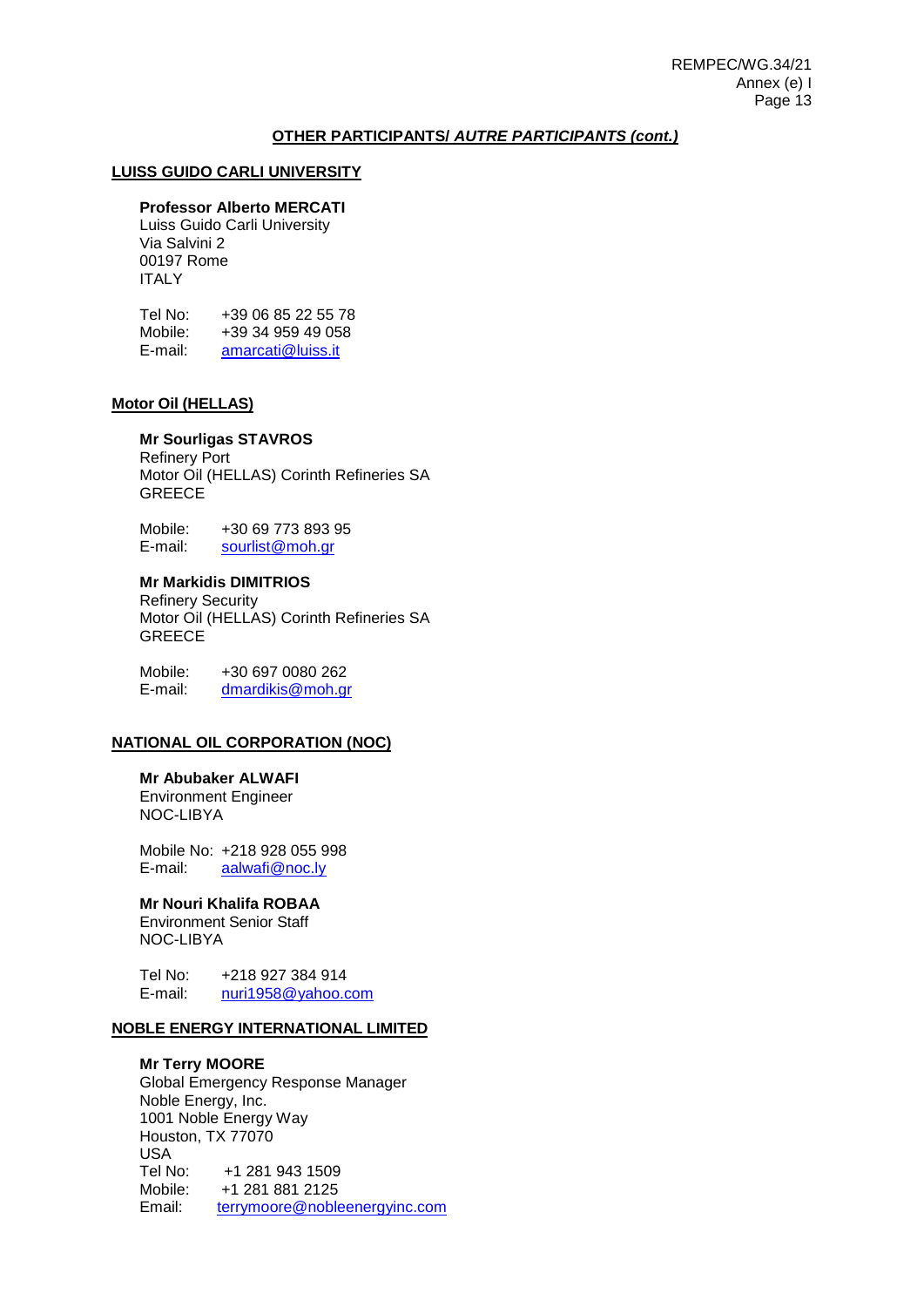## **OTHER PARTICIPANTS/ *AUTRE PARTICIPANTS (cont.)***

### LUISS GUIDO CARLI UNIVERSITY

**Professor Alberto MERCATI**
Luiss Guido Carli University
Via Salvini 2
00197 Rome
ITALY

Tel No: +39 06 85 22 55 78
Mobile: +39 34 959 49 058
E-mail: amarcati@luiss.it

### Motor Oil (HELLAS)

**Mr Sourligas STAVROS**
Refinery Port
Motor Oil (HELLAS) Corinth Refineries SA
GREECE

Mobile: +30 69 773 893 95
E-mail: sourlist@moh.gr

**Mr Markidis DIMITRIOS**
Refinery Security
Motor Oil (HELLAS) Corinth Refineries SA
GREECE

Mobile: +30 697 0080 262
E-mail: dmardikis@moh.gr

### NATIONAL OIL CORPORATION (NOC)

**Mr Abubaker ALWAFI**
Environment Engineer
NOC-LIBYA

Mobile No: +218 928 055 998
E-mail: aalwafi@noc.ly

**Mr Nouri Khalifa ROBAA**
Environment Senior Staff
NOC-LIBYA

Tel No: +218 927 384 914
E-mail: nuri1958@yahoo.com

### NOBLE ENERGY INTERNATIONAL LIMITED

**Mr Terry MOORE**
Global Emergency Response Manager
Noble Energy, Inc.
1001 Noble Energy Way
Houston, TX 77070
USA
Tel No: +1 281 943 1509
Mobile: +1 281 881 2125
Email: terrymoore@nobleenergyinc.com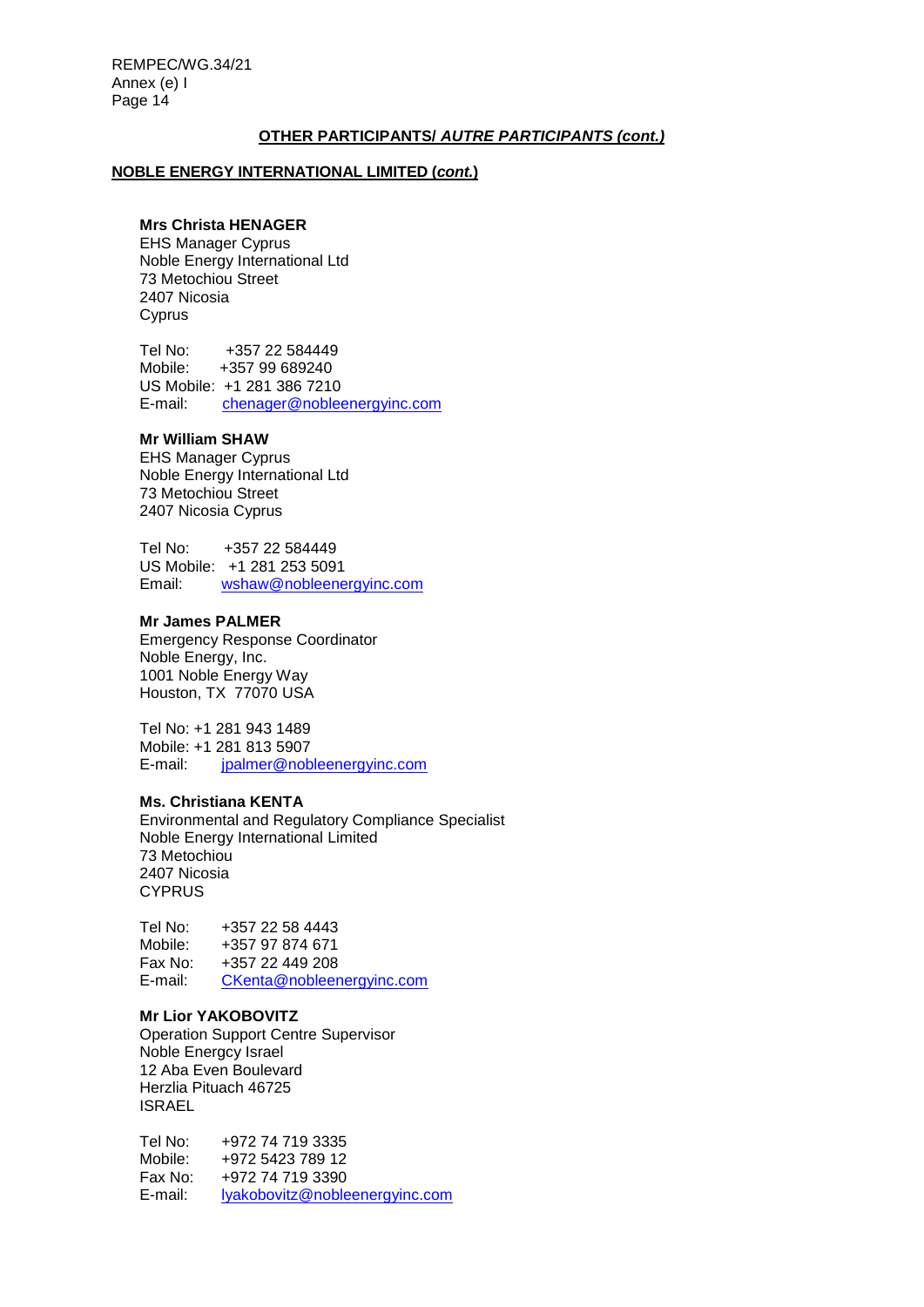## OTHER PARTICIPANTS/ *AUTRE PARTICIPANTS (cont.)*

### NOBLE ENERGY INTERNATIONAL LIMITED (*cont.*)

**Mrs Christa HENAGER**
EHS Manager Cyprus
Noble Energy International Ltd
73 Metochiou Street
2407 Nicosia
Cyprus

Tel No: +357 22 584449
Mobile: +357 99 689240
US Mobile: +1 281 386 7210
E-mail: chenager@nobleenergyinc.com

**Mr William SHAW**
EHS Manager Cyprus
Noble Energy International Ltd
73 Metochiou Street
2407 Nicosia Cyprus

Tel No: +357 22 584449
US Mobile: +1 281 253 5091
Email: wshaw@nobleenergyinc.com

**Mr James PALMER**
Emergency Response Coordinator
Noble Energy, Inc.
1001 Noble Energy Way
Houston, TX 77070 USA

Tel No: +1 281 943 1489
Mobile: +1 281 813 5907
E-mail: jpalmer@nobleenergyinc.com

**Ms. Christiana KENTA**
Environmental and Regulatory Compliance Specialist
Noble Energy International Limited
73 Metochiou
2407 Nicosia
CYPRUS

Tel No: +357 22 58 4443
Mobile: +357 97 874 671
Fax No: +357 22 449 208
E-mail: CKenta@nobleenergyinc.com

**Mr Lior YAKOBOVITZ**
Operation Support Centre Supervisor
Noble Energcy Israel
12 Aba Even Boulevard
Herzlia Pituach 46725
ISRAEL

Tel No: +972 74 719 3335
Mobile: +972 5423 789 12
Fax No: +972 74 719 3390
E-mail: lyakobovitz@nobleenergyinc.com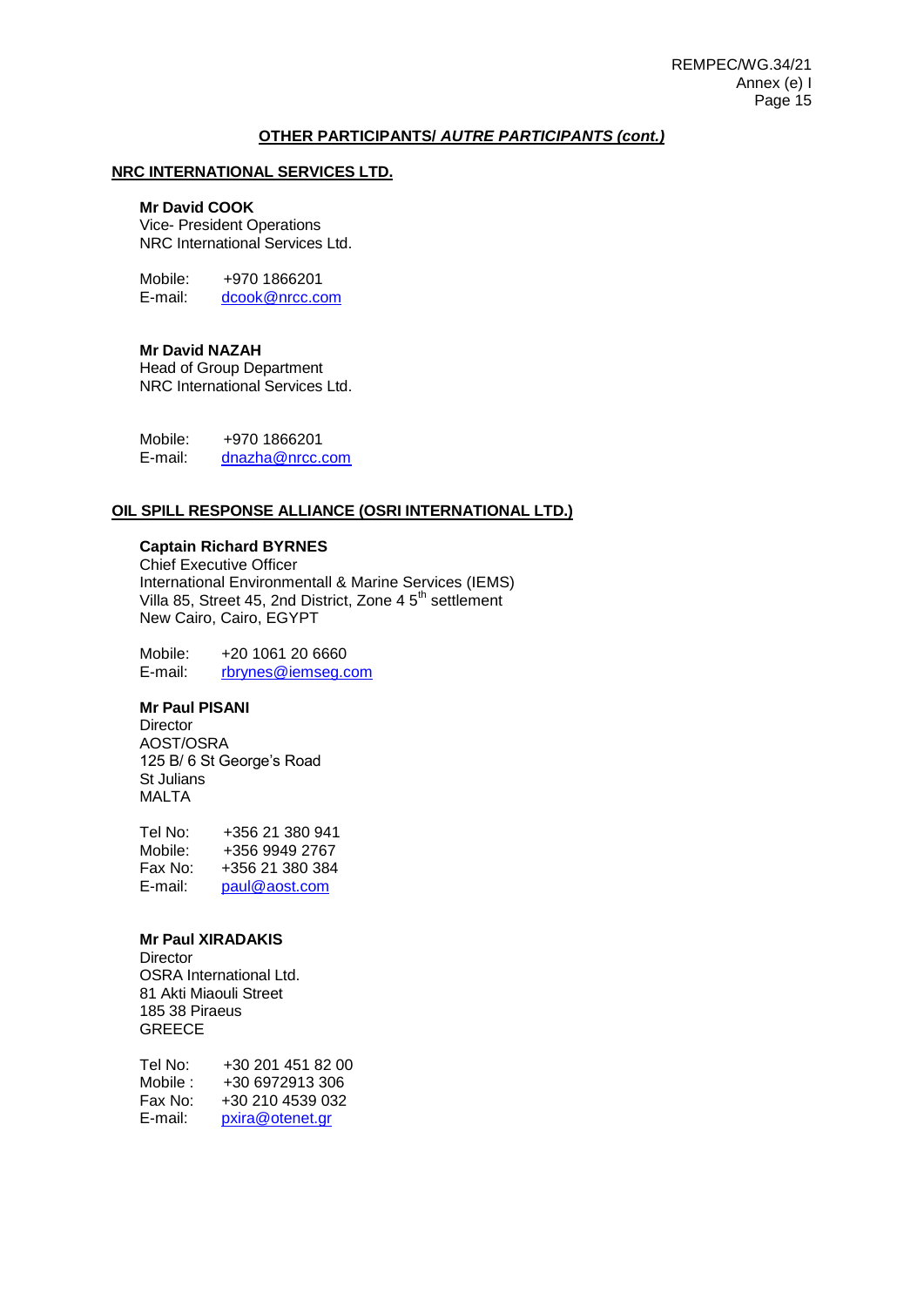**OTHER PARTICIPANTS/ *AUTRE PARTICIPANTS (cont.)***

**NRC INTERNATIONAL SERVICES LTD.**

**Mr David COOK**
Vice- President Operations
NRC International Services Ltd.

Mobile: +970 1866201
E-mail: dcook@nrcc.com

**Mr David NAZAH**
Head of Group Department
NRC International Services Ltd.

Mobile: +970 1866201
E-mail: dnazha@nrcc.com

**OIL SPILL RESPONSE ALLIANCE (OSRI INTERNATIONAL LTD.)**

**Captain Richard BYRNES**
Chief Executive Officer
International Environmentall & Marine Services (IEMS)
Villa 85, Street 45, 2nd District, Zone 4 5th settlement
New Cairo, Cairo, EGYPT

Mobile: +20 1061 20 6660
E-mail: rbrynes@iemseg.com

**Mr Paul PISANI**
Director
AOST/OSRA
125 B/ 6 St George's Road
St Julians
MALTA

Tel No: +356 21 380 941
Mobile: +356 9949 2767
Fax No: +356 21 380 384
E-mail: paul@aost.com

**Mr Paul XIRADAKIS**
Director
OSRA International Ltd.
81 Akti Miaouli Street
185 38 Piraeus
GREECE

Tel No: +30 201 451 82 00
Mobile : +30 6972913 306
Fax No: +30 210 4539 032
E-mail: pxira@otenet.gr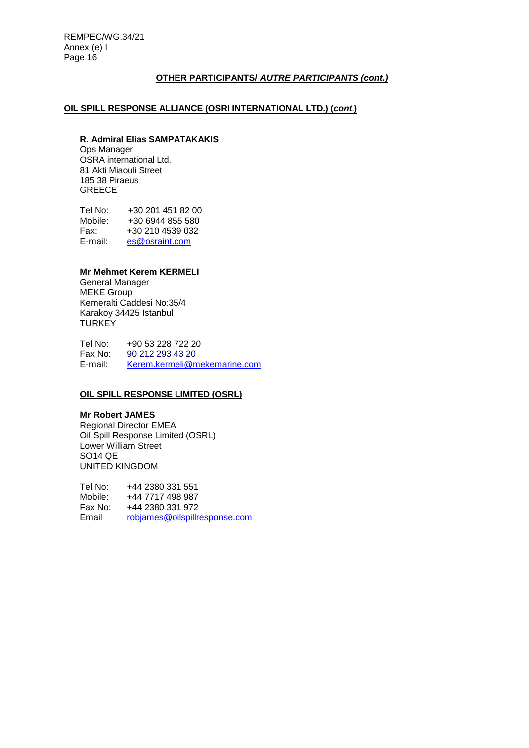## OTHER PARTICIPANTS/ *AUTRE PARTICIPANTS (cont.)*

### OIL SPILL RESPONSE ALLIANCE (OSRI INTERNATIONAL LTD.) (*cont.*)

**R. Admiral Elias SAMPATAKAKIS**
Ops Manager
OSRA international Ltd.
81 Akti Miaouli Street
185 38 Piraeus
GREECE

Tel No: +30 201 451 82 00
Mobile: +30 6944 855 580
Fax: +30 210 4539 032
E-mail: es@osraint.com

**Mr Mehmet Kerem KERMELI**
General Manager
MEKE Group
Kemeralti Caddesi No:35/4
Karakoy 34425 Istanbul
TURKEY

Tel No: +90 53 228 722 20
Fax No: 90 212 293 43 20
E-mail: Kerem.kermeli@mekemarine.com

### OIL SPILL RESPONSE LIMITED (OSRL)

**Mr Robert JAMES**
Regional Director EMEA
Oil Spill Response Limited (OSRL)
Lower William Street
SO14 QE
UNITED KINGDOM

Tel No: +44 2380 331 551
Mobile: +44 7717 498 987
Fax No: +44 2380 331 972
Email robjames@oilspillresponse.com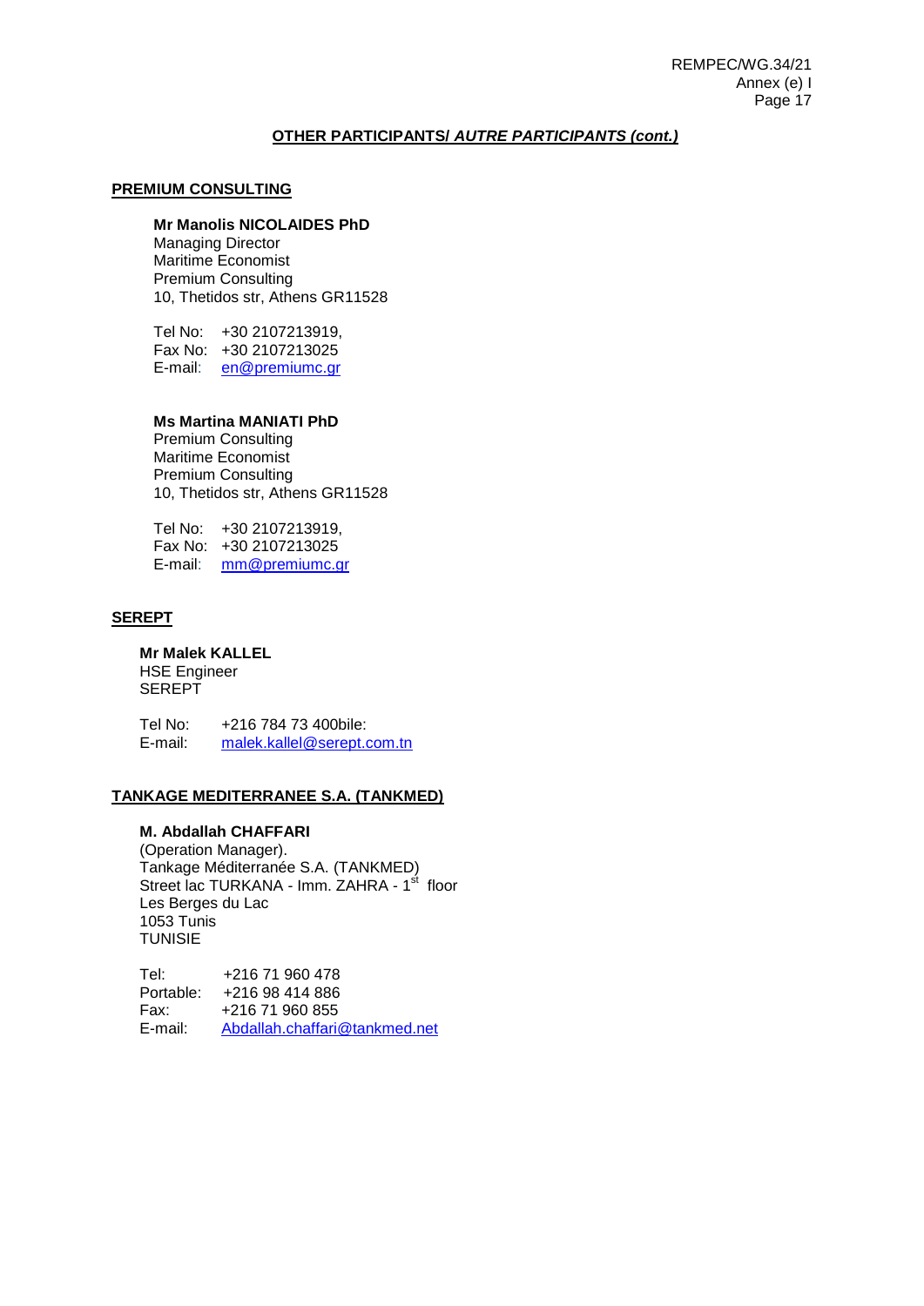**OTHER PARTICIPANTS/ *AUTRE PARTICIPANTS (cont.)***

**PREMIUM CONSULTING**

**Mr Manolis NICOLAIDES PhD**
Managing Director
Maritime Economist
Premium Consulting
10, Thetidos str, Athens GR11528

Tel No: +30 2107213919,
Fax No: +30 2107213025
E-mail: en@premiumc.gr

**Ms Martina MANIATI PhD**
Premium Consulting
Maritime Economist
Premium Consulting
10, Thetidos str, Athens GR11528

Tel No: +30 2107213919,
Fax No: +30 2107213025
E-mail: mm@premiumc.gr

**SEREPT**

**Mr Malek KALLEL**
HSE Engineer
SEREPT

Tel No: +216 784 73 400bile:
E-mail: malek.kallel@serept.com.tn

**TANKAGE MEDITERRANEE S.A. (TANKMED)**

**M. Abdallah CHAFFARI**
(Operation Manager).
Tankage Méditerranée S.A. (TANKMED)
Street lac TURKANA - Imm. ZAHRA - 1st floor
Les Berges du Lac
1053 Tunis
TUNISIE

Tel: +216 71 960 478
Portable: +216 98 414 886
Fax: +216 71 960 855
E-mail: Abdallah.chaffari@tankmed.net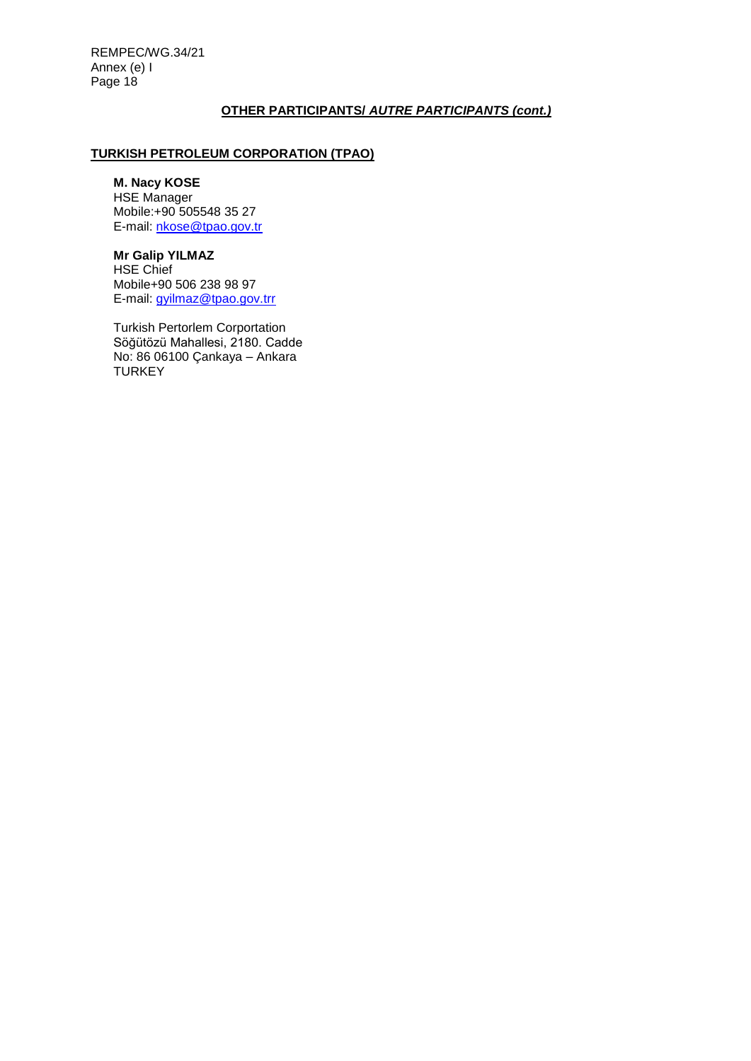**OTHER PARTICIPANTS/ *AUTRE PARTICIPANTS (cont.)***

**TURKISH PETROLEUM CORPORATION (TPAO)**

**M. Nacy KOSE**
HSE Manager
Mobile:+90 505548 35 27
E-mail: nkose@tpao.gov.tr

**Mr Galip YILMAZ**
HSE Chief
Mobile+90 506 238 98 97
E-mail: gyilmaz@tpao.gov.trr

Turkish Pertorlem Corportation
Söğütözü Mahallesi, 2180. Cadde
No: 86 06100 Çankaya – Ankara
TURKEY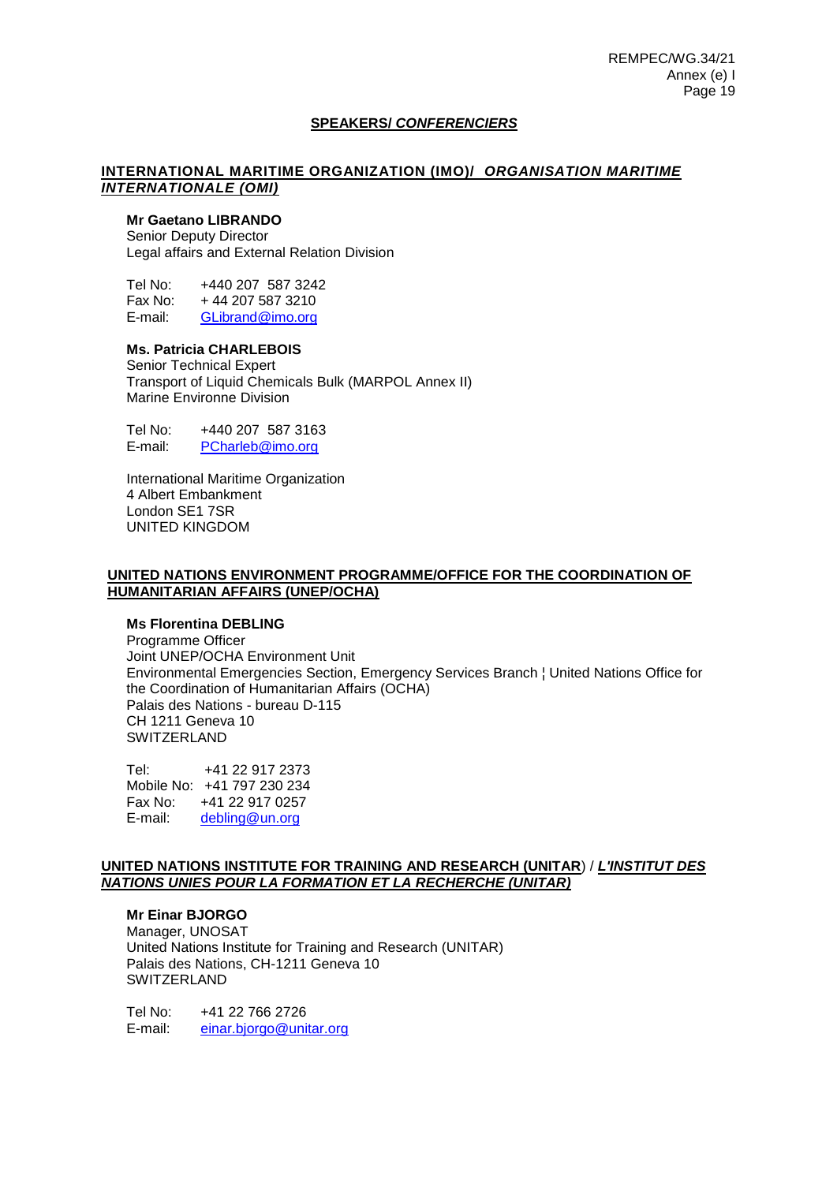## SPEAKERS/ *CONFERENCIERS*

### INTERNATIONAL MARITIME ORGANIZATION (IMO)/ *ORGANISATION MARITIME INTERNATIONALE (OMI)*

**Mr Gaetano LIBRANDO**
Senior Deputy Director
Legal affairs and External Relation Division

Tel No: +440 207 587 3242
Fax No: + 44 207 587 3210
E-mail: GLibrand@imo.org

**Ms. Patricia CHARLEBOIS**
Senior Technical Expert
Transport of Liquid Chemicals Bulk (MARPOL Annex II)
Marine Environne Division

Tel No: +440 207 587 3163
E-mail: PCharleb@imo.org

International Maritime Organization
4 Albert Embankment
London SE1 7SR
UNITED KINGDOM

### UNITED NATIONS ENVIRONMENT PROGRAMME/OFFICE FOR THE COORDINATION OF HUMANITARIAN AFFAIRS (UNEP/OCHA)

**Ms Florentina DEBLING**
Programme Officer
Joint UNEP/OCHA Environment Unit
Environmental Emergencies Section, Emergency Services Branch ¦ United Nations Office for the Coordination of Humanitarian Affairs (OCHA)
Palais des Nations - bureau D-115
CH 1211 Geneva 10
SWITZERLAND

Tel: +41 22 917 2373
Mobile No: +41 797 230 234
Fax No: +41 22 917 0257
E-mail: debling@un.org

### UNITED NATIONS INSTITUTE FOR TRAINING AND RESEARCH (UNITAR) / *L'INSTITUT DES NATIONS UNIES POUR LA FORMATION ET LA RECHERCHE (UNITAR)*

**Mr Einar BJORGO**
Manager, UNOSAT
United Nations Institute for Training and Research (UNITAR)
Palais des Nations, CH-1211 Geneva 10
SWITZERLAND

Tel No: +41 22 766 2726
E-mail: einar.bjorgo@unitar.org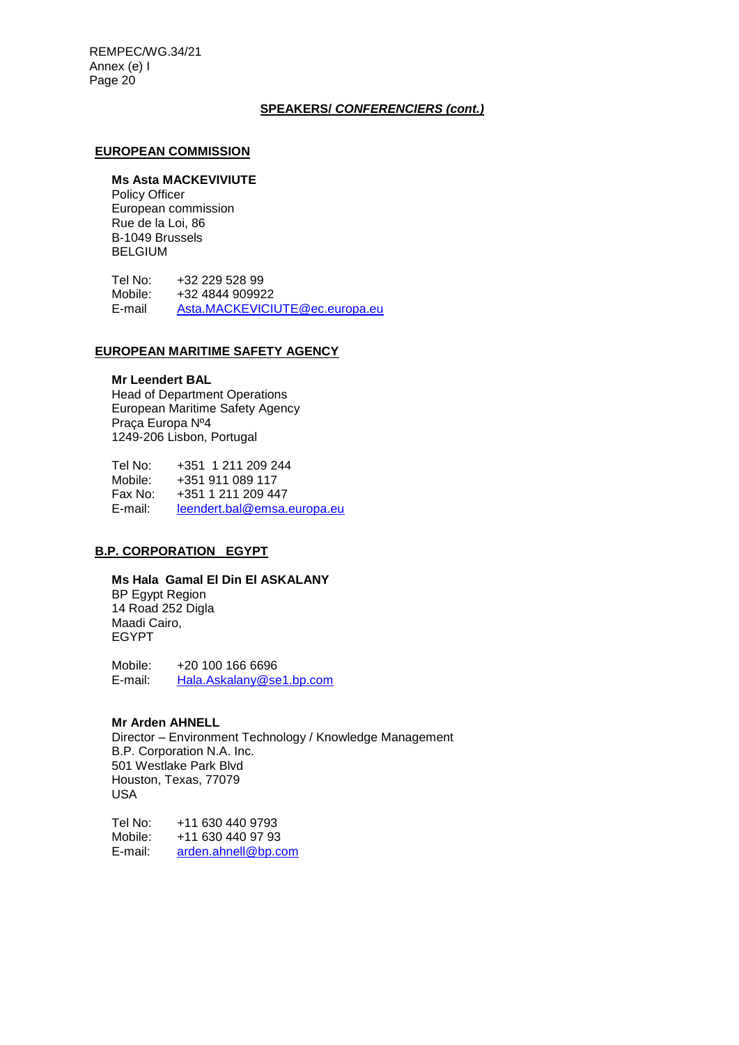**SPEARKERS/ *CONFERENCIERS (cont.)***

**EUROPEAN COMMISSION**

**Ms Asta MACKEVIVIUTE**
Policy Officer
European commission
Rue de la Loi, 86
B-1049 Brussels
BELGIUM

Tel No: +32 229 528 99
Mobile: +32 4844 909922
E-mail Asta.MACKEVICIUTE@ec.europa.eu

**EUROPEAN MARITIME SAFETY AGENCY**

**Mr Leendert BAL**
Head of Department Operations
European Maritime Safety Agency
Praça Europa Nº4
1249-206 Lisbon, Portugal

Tel No: +351 1 211 209 244
Mobile: +351 911 089 117
Fax No: +351 1 211 209 447
E-mail: leendert.bal@emsa.europa.eu

**B.P. CORPORATION EGYPT**

**Ms Hala Gamal El Din El ASKALANY**
BP Egypt Region
14 Road 252 Digla
Maadi Cairo,
EGYPT

Mobile: +20 100 166 6696
E-mail: Hala.Askalany@se1.bp.com

**Mr Arden AHNELL**
Director – Environment Technology / Knowledge Management
B.P. Corporation N.A. Inc.
501 Westlake Park Blvd
Houston, Texas, 77079
USA

Tel No: +11 630 440 9793
Mobile: +11 630 440 97 93
E-mail: arden.ahnell@bp.com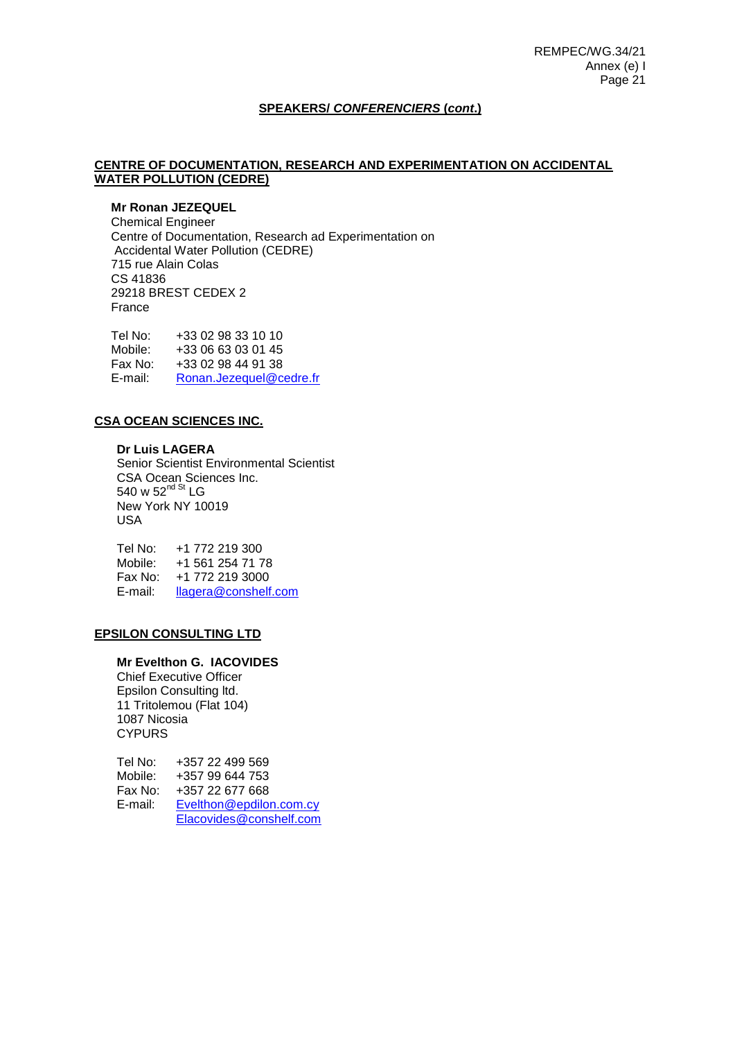**SPEAKERS/ *CONFERENCIERS* (*cont*.)**

**CENTRE OF DOCUMENTATION, RESEARCH AND EXPERIMENTATION ON ACCIDENTAL WATER POLLUTION (CEDRE)**

**Mr Ronan JEZEQUEL**
Chemical Engineer
Centre of Documentation, Research ad Experimentation on Accidental Water Pollution (CEDRE)
715 rue Alain Colas
CS 41836
29218 BREST CEDEX 2
France

Tel No: +33 02 98 33 10 10
Mobile: +33 06 63 03 01 45
Fax No: +33 02 98 44 91 38
E-mail: Ronan.Jezequel@cedre.fr

**CSA OCEAN SCIENCES INC.**

**Dr Luis LAGERA**
Senior Scientist Environmental Scientist
CSA Ocean Sciences Inc.
540 w 52nd St LG
New York NY 10019
USA

Tel No: +1 772 219 300
Mobile: +1 561 254 71 78
Fax No: +1 772 219 3000
E-mail: llagera@conshelf.com

**EPSILON CONSULTING LTD**

**Mr Evelthon G. IACOVIDES**
Chief Executive Officer
Epsilon Consulting ltd.
11 Tritolemou (Flat 104)
1087 Nicosia
CYPURS

Tel No: +357 22 499 569
Mobile: +357 99 644 753
Fax No: +357 22 677 668
E-mail: Evelthon@epdilon.com.cy
Elacovides@conshelf.com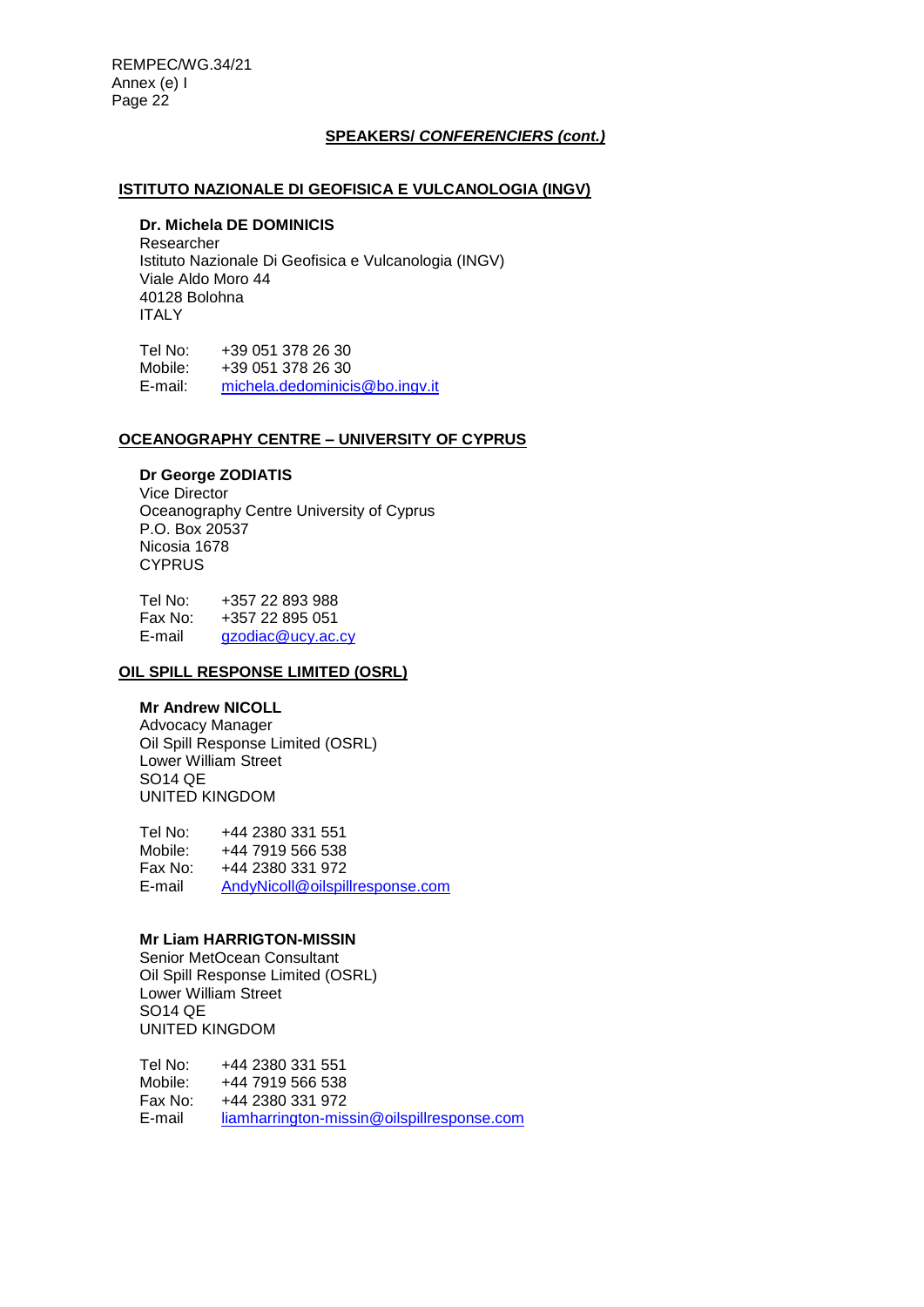**SPEAKERS/ *CONFERENCIERS (cont.)***

**ISTITUTO NAZIONALE DI GEOFISICA E VULCANOLOGIA (INGV)**

**Dr. Michela DE DOMINICIS**
Researcher
Istituto Nazionale Di Geofisica e Vulcanologia (INGV)
Viale Aldo Moro 44
40128 Bolohna
ITALY

Tel No: +39 051 378 26 30
Mobile: +39 051 378 26 30
E-mail: michela.dedominicis@bo.ingv.it

**OCEANOGRAPHY CENTRE – UNIVERSITY OF CYPRUS**

**Dr George ZODIATIS**
Vice Director
Oceanography Centre University of Cyprus
P.O. Box 20537
Nicosia 1678
CYPRUS

Tel No: +357 22 893 988
Fax No: +357 22 895 051
E-mail gzodiac@ucy.ac.cy

**OIL SPILL RESPONSE LIMITED (OSRL)**

**Mr Andrew NICOLL**
Advocacy Manager
Oil Spill Response Limited (OSRL)
Lower William Street
SO14 QE
UNITED KINGDOM

Tel No: +44 2380 331 551
Mobile: +44 7919 566 538
Fax No: +44 2380 331 972
E-mail AndyNicoll@oilspillresponse.com

**Mr Liam HARRIGTON-MISSIN**
Senior MetOcean Consultant
Oil Spill Response Limited (OSRL)
Lower William Street
SO14 QE
UNITED KINGDOM

Tel No: +44 2380 331 551
Mobile: +44 7919 566 538
Fax No: +44 2380 331 972
E-mail liamharrington-missin@oilspillresponse.com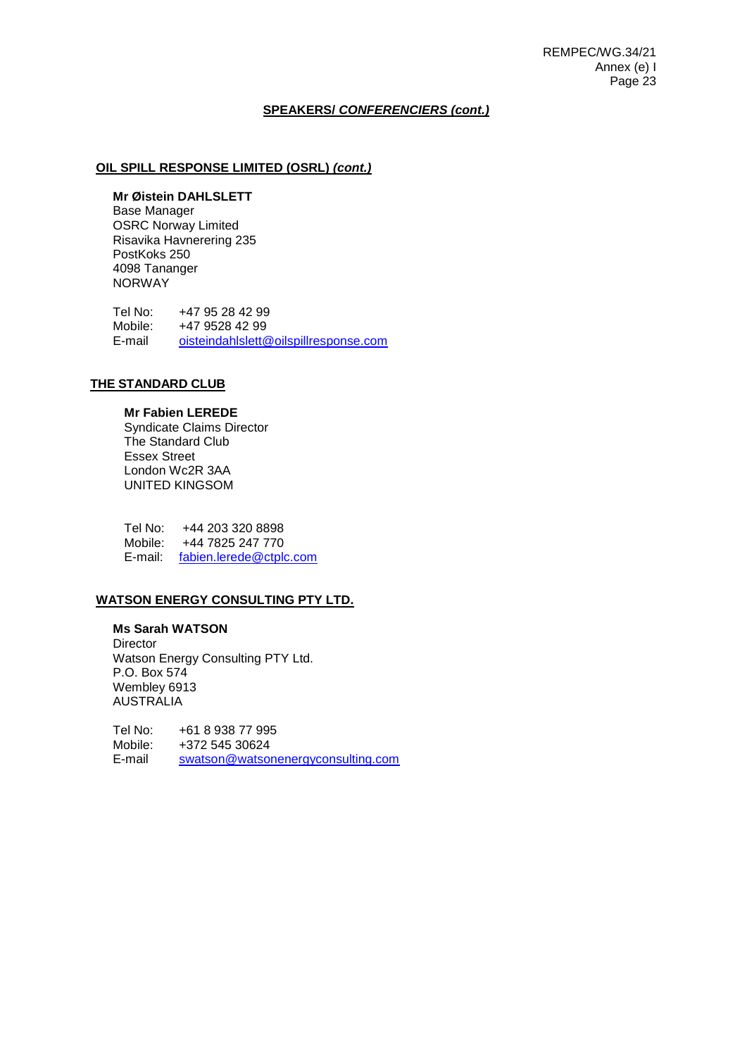**SPEAKERS/ *CONFERENCIERS (cont.)***

**OIL SPILL RESPONSE LIMITED (OSRL) *(cont.)***

**Mr Øistein DAHLSLETT**
Base Manager
OSRC Norway Limited
Risavika Havnerering 235
PostKoks 250
4098 Tananger
NORWAY

Tel No: +47 95 28 42 99
Mobile: +47 9528 42 99
E-mail oisteindahlslett@oilspillresponse.com

**THE STANDARD CLUB**

**Mr Fabien LEREDE**
Syndicate Claims Director
The Standard Club
Essex Street
London Wc2R 3AA
UNITED KINGSOM

Tel No: +44 203 320 8898
Mobile: +44 7825 247 770
E-mail: fabien.lerede@ctplc.com

**WATSON ENERGY CONSULTING PTY LTD.**

**Ms Sarah WATSON**
Director
Watson Energy Consulting PTY Ltd.
P.O. Box 574
Wembley 6913
AUSTRALIA

Tel No: +61 8 938 77 995
Mobile: +372 545 30624
E-mail swatson@watsonenergyconsulting.com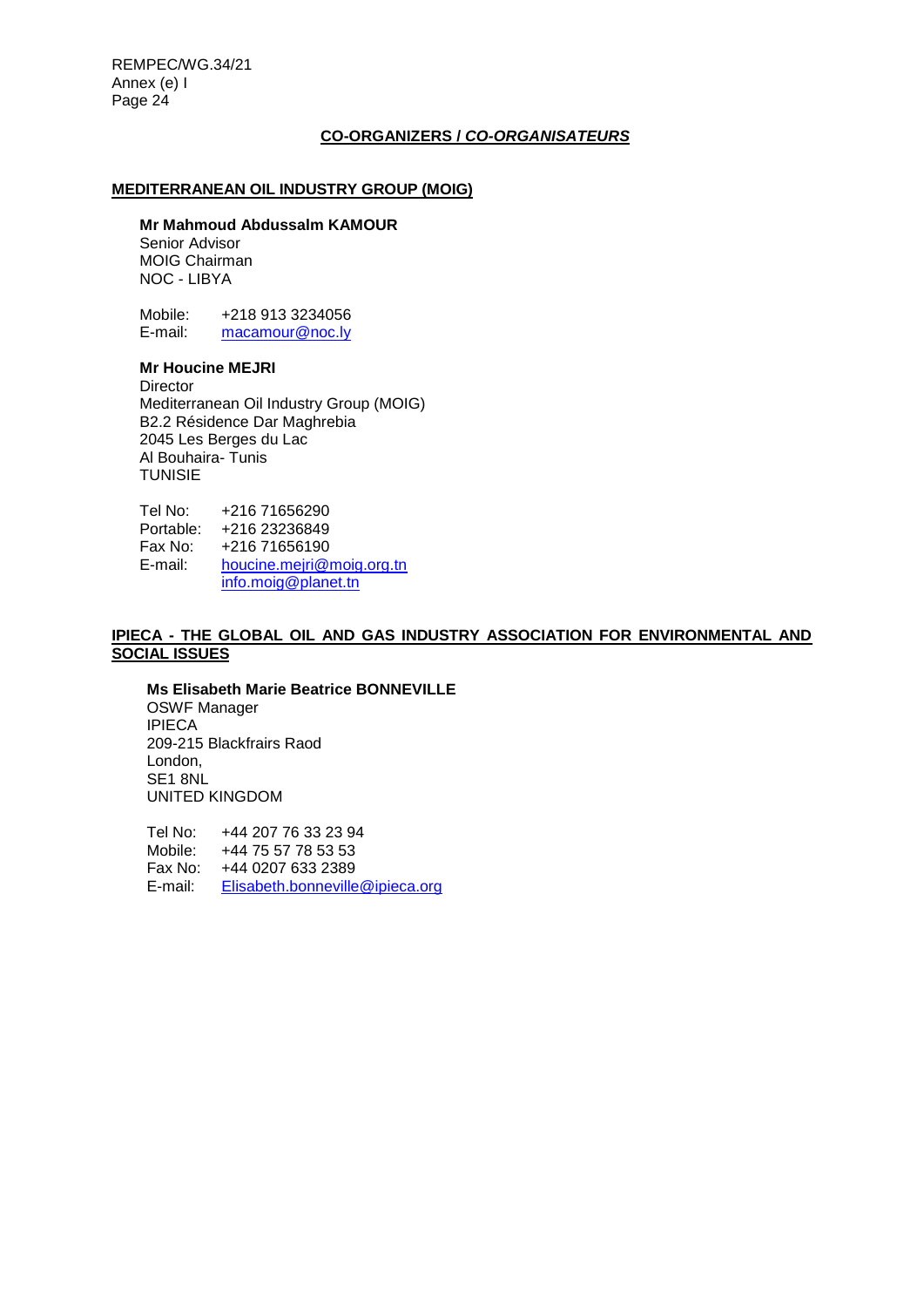## **CO-ORGANIZERS / *CO-ORGANISATEURS***

### MEDITERRANEAN OIL INDUSTRY GROUP (MOIG)

**Mr Mahmoud Abdussalm KAMOUR**
Senior Advisor
MOIG Chairman
NOC - LIBYA

Mobile: +218 913 3234056
E-mail: macamour@noc.ly

**Mr Houcine MEJRI**
Director
Mediterranean Oil Industry Group (MOIG)
B2.2 Résidence Dar Maghrebia
2045 Les Berges du Lac
Al Bouhaira- Tunis
TUNISIE

Tel No: +216 71656290
Portable: +216 23236849
Fax No: +216 71656190
E-mail: houcine.mejri@moig.org.tn
info.moig@planet.tn

### IPIECA - THE GLOBAL OIL AND GAS INDUSTRY ASSOCIATION FOR ENVIRONMENTAL AND SOCIAL ISSUES

**Ms Elisabeth Marie Beatrice BONNEVILLE**
OSWF Manager
IPIECA
209-215 Blackfrairs Raod
London,
SE1 8NL
UNITED KINGDOM

Tel No: +44 207 76 33 23 94
Mobile: +44 75 57 78 53 53
Fax No: +44 0207 633 2389
E-mail: Elisabeth.bonneville@ipieca.org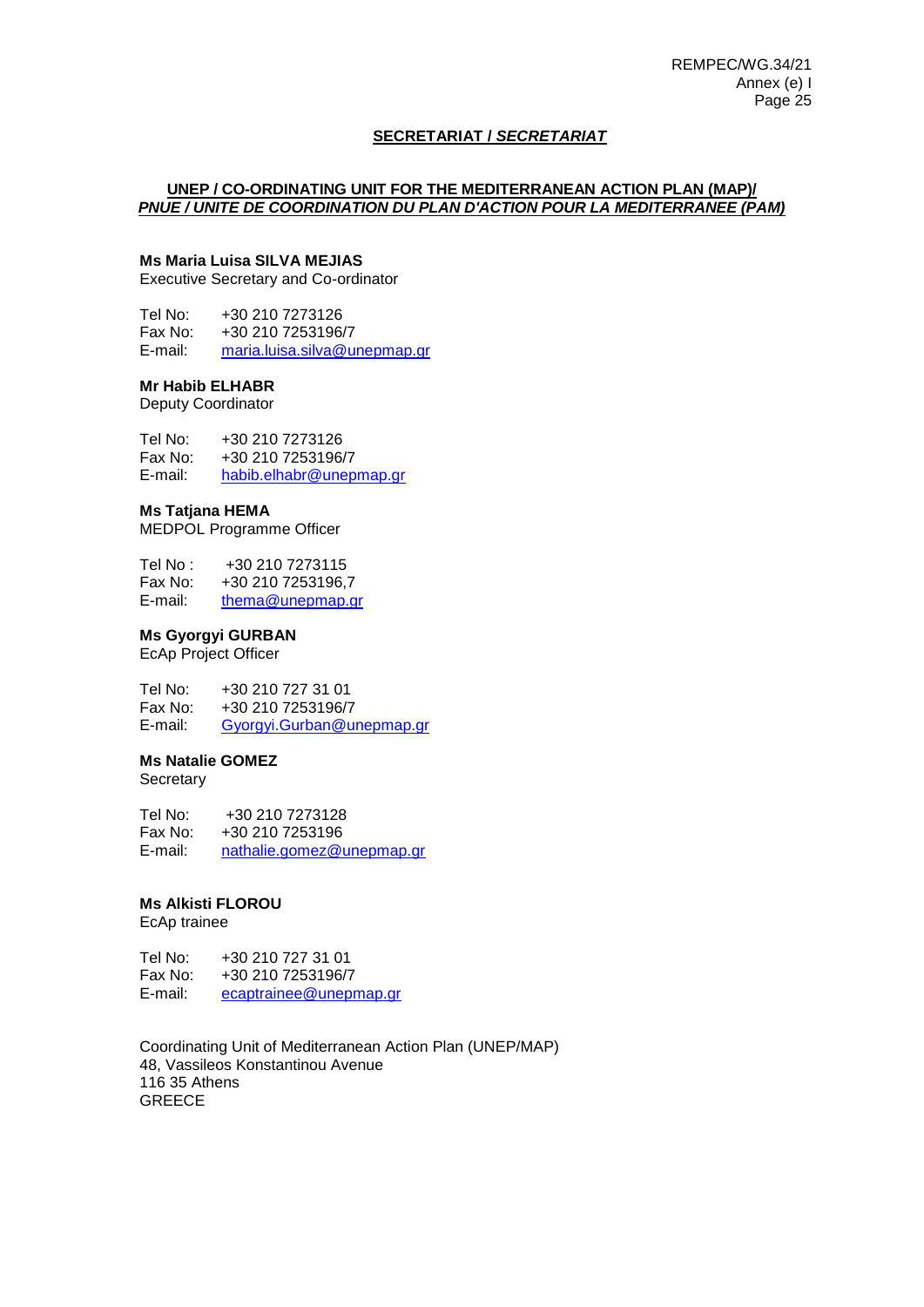## SECRETARIAT / *SECRETARIAT*

### UNEP / CO-ORDINATING UNIT FOR THE MEDITERRANEAN ACTION PLAN (MAP)/ *PNUE / UNITE DE COORDINATION DU PLAN D'ACTION POUR LA MEDITERRANEE (PAM)*

**Ms Maria Luisa SILVA MEJIAS**
Executive Secretary and Co-ordinator

Tel No: +30 210 7273126
Fax No: +30 210 7253196/7
E-mail: maria.luisa.silva@unepmap.gr

**Mr Habib ELHABR**
Deputy Coordinator

Tel No: +30 210 7273126
Fax No: +30 210 7253196/7
E-mail: habib.elhabr@unepmap.gr

**Ms Tatjana HEMA**
MEDPOL Programme Officer

Tel No : +30 210 7273115
Fax No: +30 210 7253196,7
E-mail: thema@unepmap.gr

**Ms Gyorgyi GURBAN**
EcAp Project Officer

Tel No: +30 210 727 31 01
Fax No: +30 210 7253196/7
E-mail: Gyorgyi.Gurban@unepmap.gr

**Ms Natalie GOMEZ**
Secretary

Tel No: +30 210 7273128
Fax No: +30 210 7253196
E-mail: nathalie.gomez@unepmap.gr

**Ms Alkisti FLOROU**
EcAp trainee

Tel No: +30 210 727 31 01
Fax No: +30 210 7253196/7
E-mail: ecaptrainee@unepmap.gr

Coordinating Unit of Mediterranean Action Plan (UNEP/MAP)
48, Vassileos Konstantinou Avenue
116 35 Athens
GREECE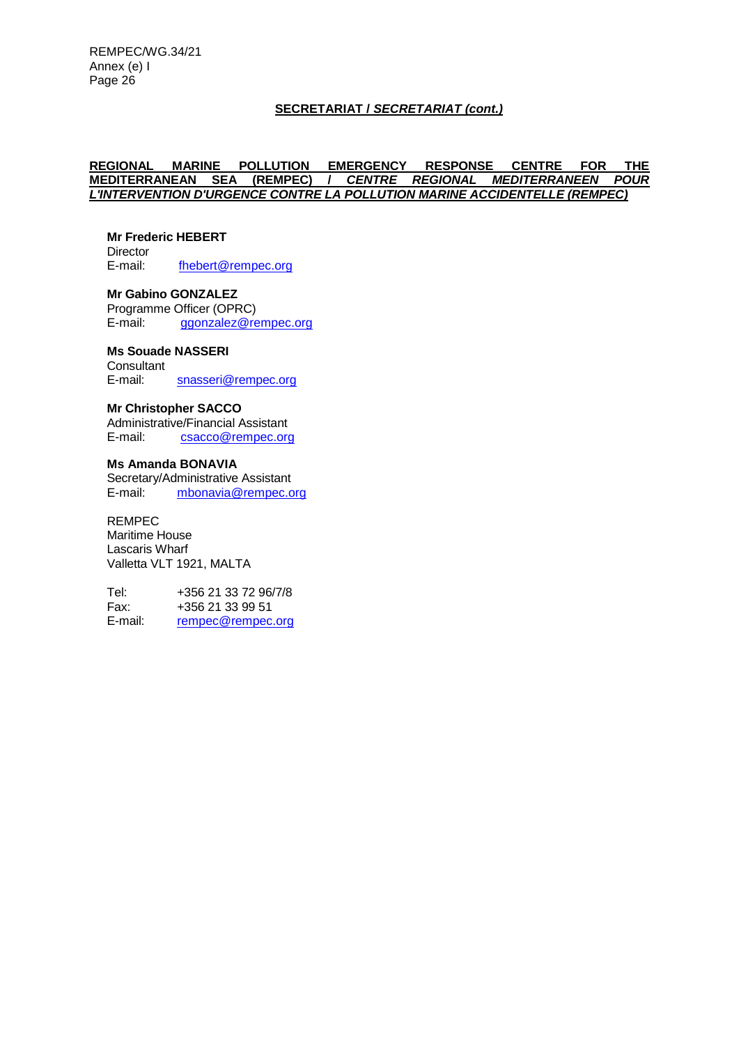## **SECRETARIAT / *SECRETARIAT (cont.)***

### **REGIONAL MARINE POLLUTION EMERGENCY RESPONSE CENTRE FOR THE MEDITERRANEAN SEA (REMPEC) / *CENTRE REGIONAL MEDITERRANEEN POUR L'INTERVENTION D'URGENCE CONTRE LA POLLUTION MARINE ACCIDENTELLE (REMPEC)***

**Mr Frederic HEBERT**
Director
E-mail: fhebert@rempec.org

**Mr Gabino GONZALEZ**
Programme Officer (OPRC)
E-mail: ggonzalez@rempec.org

**Ms Souade NASSERI**
Consultant
E-mail: snasseri@rempec.org

**Mr Christopher SACCO**
Administrative/Financial Assistant
E-mail: csacco@rempec.org

**Ms Amanda BONAVIA**
Secretary/Administrative Assistant
E-mail: mbonavia@rempec.org

REMPEC
Maritime House
Lascaris Wharf
Valletta VLT 1921, MALTA

Tel: +356 21 33 72 96/7/8
Fax: +356 21 33 99 51
E-mail: rempec@rempec.org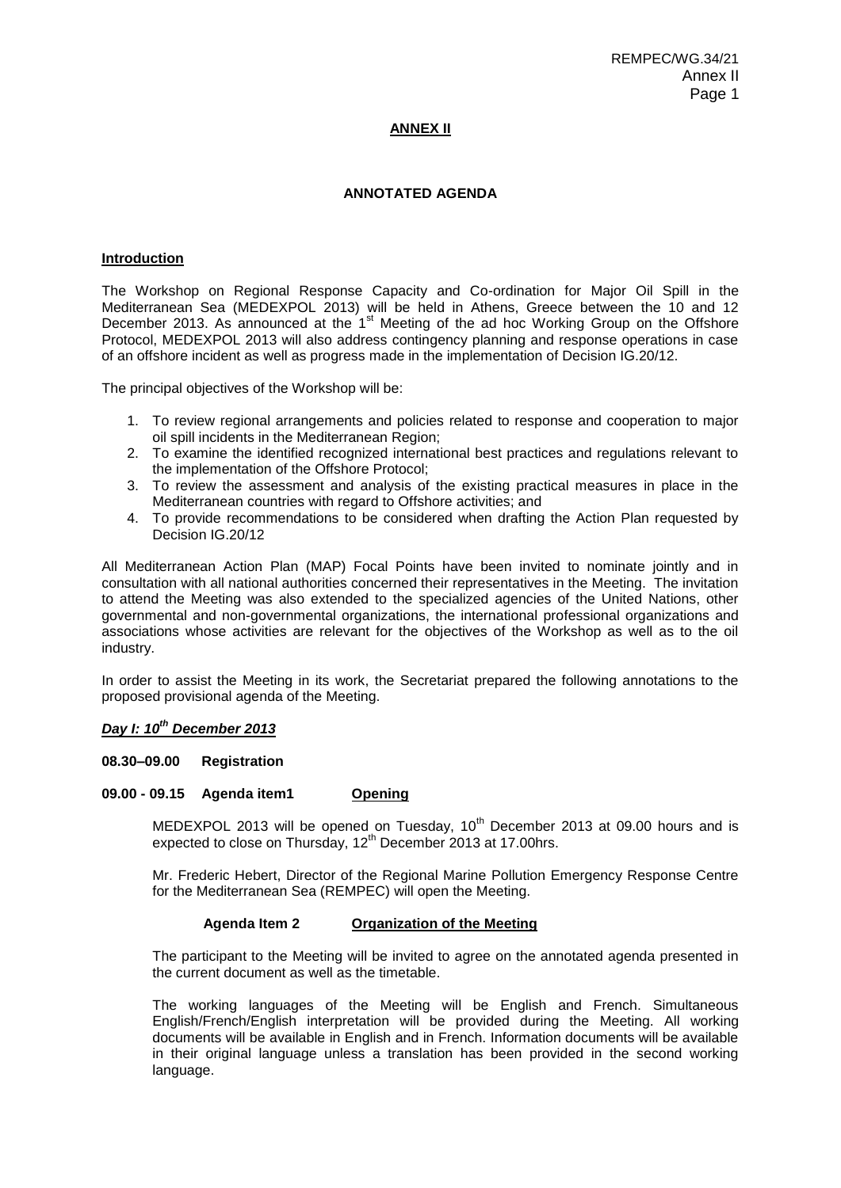## ANNEX II

### ANNOTATED AGENDA

**Introduction**

The Workshop on Regional Response Capacity and Co-ordination for Major Oil Spill in the Mediterranean Sea (MEDEXPOL 2013) will be held in Athens, Greece between the 10 and 12 December 2013. As announced at the 1st Meeting of the ad hoc Working Group on the Offshore Protocol, MEDEXPOL 2013 will also address contingency planning and response operations in case of an offshore incident as well as progress made in the implementation of Decision IG.20/12.

The principal objectives of the Workshop will be:

1. To review regional arrangements and policies related to response and cooperation to major oil spill incidents in the Mediterranean Region;
2. To examine the identified recognized international best practices and regulations relevant to the implementation of the Offshore Protocol;
3. To review the assessment and analysis of the existing practical measures in place in the Mediterranean countries with regard to Offshore activities; and
4. To provide recommendations to be considered when drafting the Action Plan requested by Decision IG.20/12

All Mediterranean Action Plan (MAP) Focal Points have been invited to nominate jointly and in consultation with all national authorities concerned their representatives in the Meeting. The invitation to attend the Meeting was also extended to the specialized agencies of the United Nations, other governmental and non-governmental organizations, the international professional organizations and associations whose activities are relevant for the objectives of the Workshop as well as to the oil industry.

In order to assist the Meeting in its work, the Secretariat prepared the following annotations to the proposed provisional agenda of the Meeting.

***Day I: 10th December 2013***

**08.30–09.00 Registration**

**09.00 - 09.15 Agenda item1 Opening**

MEDEXPOL 2013 will be opened on Tuesday, 10th December 2013 at 09.00 hours and is expected to close on Thursday, 12th December 2013 at 17.00hrs.

Mr. Frederic Hebert, Director of the Regional Marine Pollution Emergency Response Centre for the Mediterranean Sea (REMPEC) will open the Meeting.

**Agenda Item 2 Organization of the Meeting**

The participant to the Meeting will be invited to agree on the annotated agenda presented in the current document as well as the timetable.

The working languages of the Meeting will be English and French. Simultaneous English/French/English interpretation will be provided during the Meeting. All working documents will be available in English and in French. Information documents will be available in their original language unless a translation has been provided in the second working language.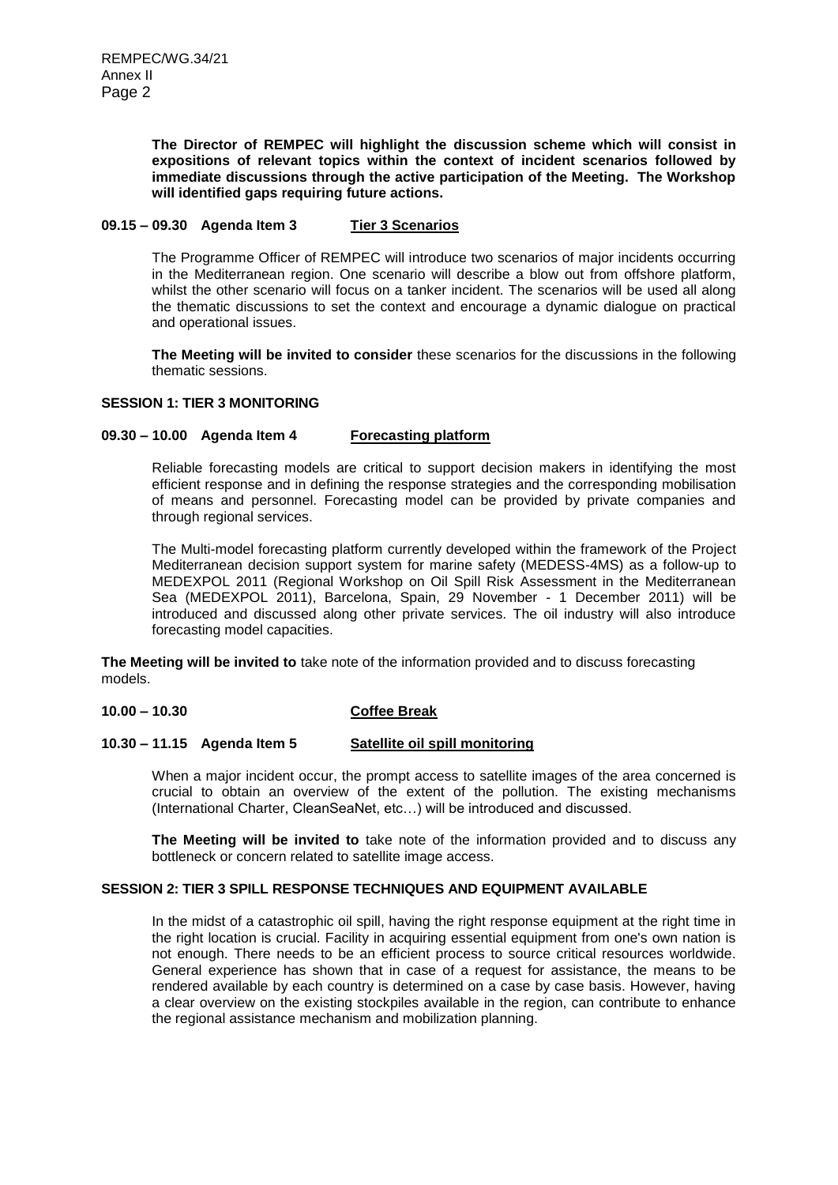**The Director of REMPEC will highlight the discussion scheme which will consist in expositions of relevant topics within the context of incident scenarios followed by immediate discussions through the active participation of the Meeting. The Workshop will identified gaps requiring future actions.**

**09.15 – 09.30 Agenda Item 3 <u>Tier 3 Scenarios</u>**

The Programme Officer of REMPEC will introduce two scenarios of major incidents occurring in the Mediterranean region. One scenario will describe a blow out from offshore platform, whilst the other scenario will focus on a tanker incident. The scenarios will be used all along the thematic discussions to set the context and encourage a dynamic dialogue on practical and operational issues.

**The Meeting will be invited to consider** these scenarios for the discussions in the following thematic sessions.

**SESSION 1: TIER 3 MONITORING**

**09.30 – 10.00 Agenda Item 4 <u>Forecasting platform</u>**

Reliable forecasting models are critical to support decision makers in identifying the most efficient response and in defining the response strategies and the corresponding mobilisation of means and personnel. Forecasting model can be provided by private companies and through regional services.

The Multi-model forecasting platform currently developed within the framework of the Project Mediterranean decision support system for marine safety (MEDESS-4MS) as a follow-up to MEDEXPOL 2011 (Regional Workshop on Oil Spill Risk Assessment in the Mediterranean Sea (MEDEXPOL 2011), Barcelona, Spain, 29 November - 1 December 2011) will be introduced and discussed along other private services. The oil industry will also introduce forecasting model capacities.

**The Meeting will be invited to** take note of the information provided and to discuss forecasting models.

**10.00 – 10.30 <u>Coffee Break</u>**

**10.30 – 11.15 Agenda Item 5 <u>Satellite oil spill monitoring</u>**

When a major incident occur, the prompt access to satellite images of the area concerned is crucial to obtain an overview of the extent of the pollution. The existing mechanisms (International Charter, CleanSeaNet, etc…) will be introduced and discussed.

**The Meeting will be invited to** take note of the information provided and to discuss any bottleneck or concern related to satellite image access.

**SESSION 2: TIER 3 SPILL RESPONSE TECHNIQUES AND EQUIPMENT AVAILABLE**

In the midst of a catastrophic oil spill, having the right response equipment at the right time in the right location is crucial. Facility in acquiring essential equipment from one's own nation is not enough. There needs to be an efficient process to source critical resources worldwide. General experience has shown that in case of a request for assistance, the means to be rendered available by each country is determined on a case by case basis. However, having a clear overview on the existing stockpiles available in the region, can contribute to enhance the regional assistance mechanism and mobilization planning.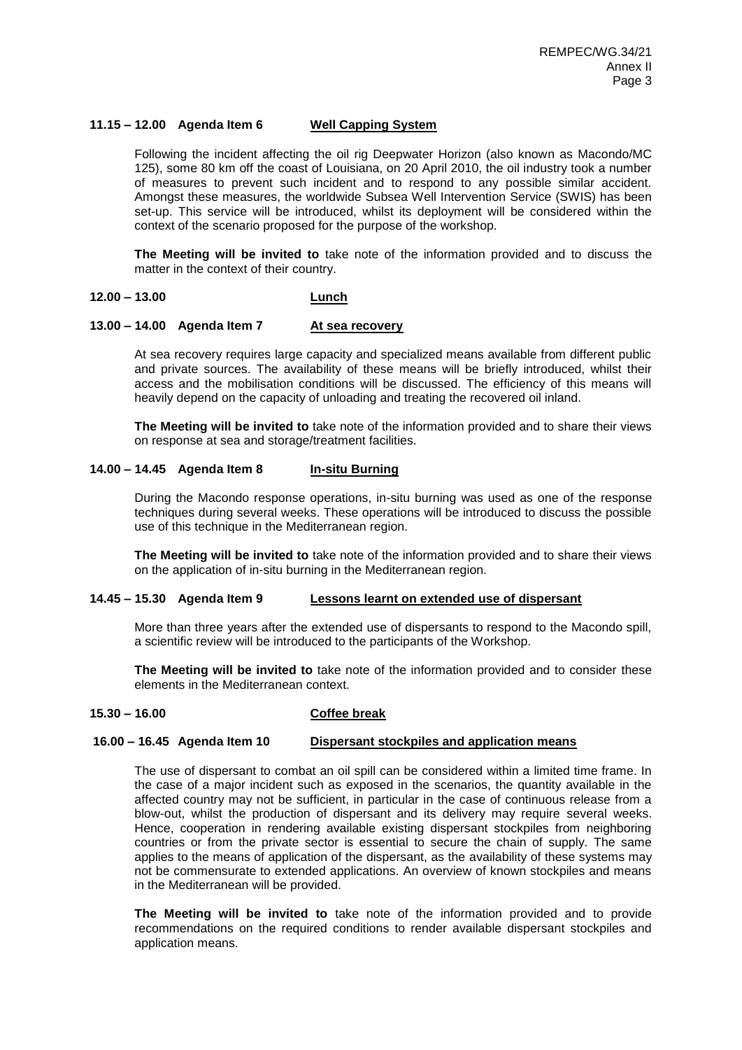**11.15 – 12.00 Agenda Item 6 Well Capping System**

Following the incident affecting the oil rig Deepwater Horizon (also known as Macondo/MC 125), some 80 km off the coast of Louisiana, on 20 April 2010, the oil industry took a number of measures to prevent such incident and to respond to any possible similar accident. Amongst these measures, the worldwide Subsea Well Intervention Service (SWIS) has been set-up. This service will be introduced, whilst its deployment will be considered within the context of the scenario proposed for the purpose of the workshop.

**The Meeting will be invited to** take note of the information provided and to discuss the matter in the context of their country.

**12.00 – 13.00 Lunch**

**13.00 – 14.00 Agenda Item 7 At sea recovery**

At sea recovery requires large capacity and specialized means available from different public and private sources. The availability of these means will be briefly introduced, whilst their access and the mobilisation conditions will be discussed. The efficiency of this means will heavily depend on the capacity of unloading and treating the recovered oil inland.

**The Meeting will be invited to** take note of the information provided and to share their views on response at sea and storage/treatment facilities.

**14.00 – 14.45 Agenda Item 8 In-situ Burning**

During the Macondo response operations, in-situ burning was used as one of the response techniques during several weeks. These operations will be introduced to discuss the possible use of this technique in the Mediterranean region.

**The Meeting will be invited to** take note of the information provided and to share their views on the application of in-situ burning in the Mediterranean region.

**14.45 – 15.30 Agenda Item 9 Lessons learnt on extended use of dispersant**

More than three years after the extended use of dispersants to respond to the Macondo spill, a scientific review will be introduced to the participants of the Workshop.

**The Meeting will be invited to** take note of the information provided and to consider these elements in the Mediterranean context.

**15.30 – 16.00 Coffee break**

**16.00 – 16.45 Agenda Item 10 Dispersant stockpiles and application means**

The use of dispersant to combat an oil spill can be considered within a limited time frame. In the case of a major incident such as exposed in the scenarios, the quantity available in the affected country may not be sufficient, in particular in the case of continuous release from a blow-out, whilst the production of dispersant and its delivery may require several weeks. Hence, cooperation in rendering available existing dispersant stockpiles from neighboring countries or from the private sector is essential to secure the chain of supply. The same applies to the means of application of the dispersant, as the availability of these systems may not be commensurate to extended applications. An overview of known stockpiles and means in the Mediterranean will be provided.

**The Meeting will be invited to** take note of the information provided and to provide recommendations on the required conditions to render available dispersant stockpiles and application means.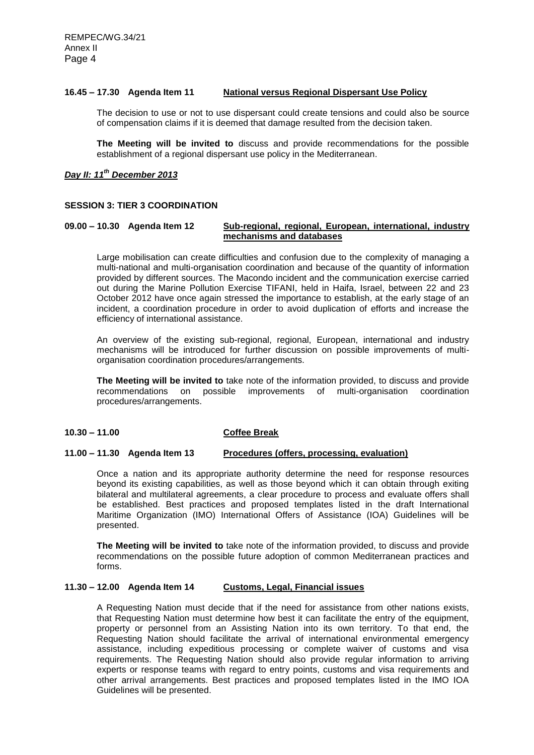**16.45 – 17.30 Agenda Item 11 National versus Regional Dispersant Use Policy**

The decision to use or not to use dispersant could create tensions and could also be source of compensation claims if it is deemed that damage resulted from the decision taken.

**The Meeting will be invited to** discuss and provide recommendations for the possible establishment of a regional dispersant use policy in the Mediterranean.

***Day II: 11th December 2013***

**SESSION 3: TIER 3 COORDINATION**

**09.00 – 10.30 Agenda Item 12 Sub-regional, regional, European, international, industry mechanisms and databases**

Large mobilisation can create difficulties and confusion due to the complexity of managing a multi-national and multi-organisation coordination and because of the quantity of information provided by different sources. The Macondo incident and the communication exercise carried out during the Marine Pollution Exercise TIFANI, held in Haifa, Israel, between 22 and 23 October 2012 have once again stressed the importance to establish, at the early stage of an incident, a coordination procedure in order to avoid duplication of efforts and increase the efficiency of international assistance.

An overview of the existing sub-regional, regional, European, international and industry mechanisms will be introduced for further discussion on possible improvements of multi-organisation coordination procedures/arrangements.

**The Meeting will be invited to** take note of the information provided, to discuss and provide recommendations on possible improvements of multi-organisation coordination procedures/arrangements.

**10.30 – 11.00 Coffee Break**

**11.00 – 11.30 Agenda Item 13 Procedures (offers, processing, evaluation)**

Once a nation and its appropriate authority determine the need for response resources beyond its existing capabilities, as well as those beyond which it can obtain through exiting bilateral and multilateral agreements, a clear procedure to process and evaluate offers shall be established. Best practices and proposed templates listed in the draft International Maritime Organization (IMO) International Offers of Assistance (IOA) Guidelines will be presented.

**The Meeting will be invited to** take note of the information provided, to discuss and provide recommendations on the possible future adoption of common Mediterranean practices and forms.

**11.30 – 12.00 Agenda Item 14 Customs, Legal, Financial issues**

A Requesting Nation must decide that if the need for assistance from other nations exists, that Requesting Nation must determine how best it can facilitate the entry of the equipment, property or personnel from an Assisting Nation into its own territory. To that end, the Requesting Nation should facilitate the arrival of international environmental emergency assistance, including expeditious processing or complete waiver of customs and visa requirements. The Requesting Nation should also provide regular information to arriving experts or response teams with regard to entry points, customs and visa requirements and other arrival arrangements. Best practices and proposed templates listed in the IMO IOA Guidelines will be presented.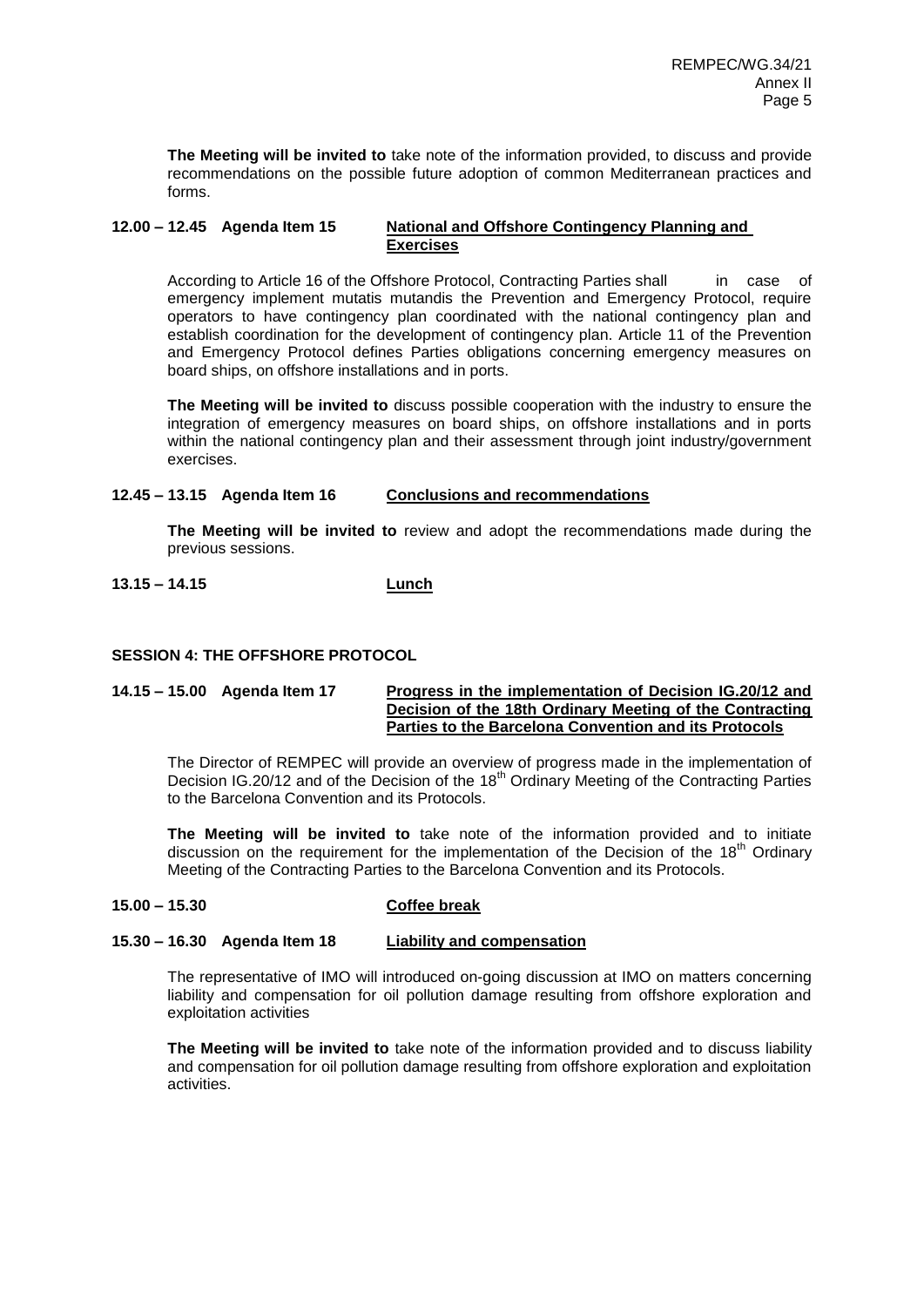**The Meeting will be invited to** take note of the information provided, to discuss and provide recommendations on the possible future adoption of common Mediterranean practices and forms.

**12.00 – 12.45 Agenda Item 15** **National and Offshore Contingency Planning and Exercises**

According to Article 16 of the Offshore Protocol, Contracting Parties shall in case of emergency implement mutatis mutandis the Prevention and Emergency Protocol, require operators to have contingency plan coordinated with the national contingency plan and establish coordination for the development of contingency plan. Article 11 of the Prevention and Emergency Protocol defines Parties obligations concerning emergency measures on board ships, on offshore installations and in ports.

**The Meeting will be invited to** discuss possible cooperation with the industry to ensure the integration of emergency measures on board ships, on offshore installations and in ports within the national contingency plan and their assessment through joint industry/government exercises.

**12.45 – 13.15 Agenda Item 16** **Conclusions and recommendations**

**The Meeting will be invited to** review and adopt the recommendations made during the previous sessions.

**13.15 – 14.15** **Lunch**

## SESSION 4: THE OFFSHORE PROTOCOL

**14.15 – 15.00 Agenda Item 17** **Progress in the implementation of Decision IG.20/12 and Decision of the 18th Ordinary Meeting of the Contracting Parties to the Barcelona Convention and its Protocols**

The Director of REMPEC will provide an overview of progress made in the implementation of Decision IG.20/12 and of the Decision of the 18th Ordinary Meeting of the Contracting Parties to the Barcelona Convention and its Protocols.

**The Meeting will be invited to** take note of the information provided and to initiate discussion on the requirement for the implementation of the Decision of the 18th Ordinary Meeting of the Contracting Parties to the Barcelona Convention and its Protocols.

**15.00 – 15.30** **Coffee break**

**15.30 – 16.30 Agenda Item 18** **Liability and compensation**

The representative of IMO will introduced on-going discussion at IMO on matters concerning liability and compensation for oil pollution damage resulting from offshore exploration and exploitation activities

**The Meeting will be invited to** take note of the information provided and to discuss liability and compensation for oil pollution damage resulting from offshore exploration and exploitation activities.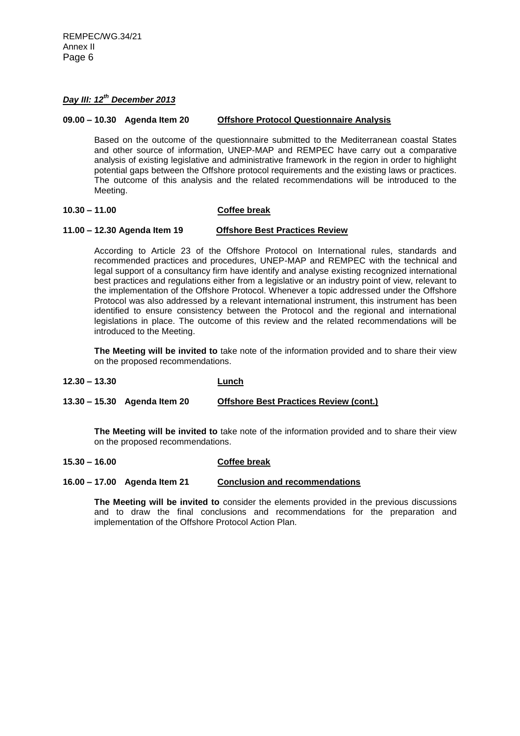***Day III: 12th December 2013***

**09.00 – 10.30 Agenda Item 20 Offshore Protocol Questionnaire Analysis**

Based on the outcome of the questionnaire submitted to the Mediterranean coastal States and other source of information, UNEP-MAP and REMPEC have carry out a comparative analysis of existing legislative and administrative framework in the region in order to highlight potential gaps between the Offshore protocol requirements and the existing laws or practices. The outcome of this analysis and the related recommendations will be introduced to the Meeting.

**10.30 – 11.00 Coffee break**

**11.00 – 12.30 Agenda Item 19 Offshore Best Practices Review**

According to Article 23 of the Offshore Protocol on International rules, standards and recommended practices and procedures, UNEP-MAP and REMPEC with the technical and legal support of a consultancy firm have identify and analyse existing recognized international best practices and regulations either from a legislative or an industry point of view, relevant to the implementation of the Offshore Protocol. Whenever a topic addressed under the Offshore Protocol was also addressed by a relevant international instrument, this instrument has been identified to ensure consistency between the Protocol and the regional and international legislations in place. The outcome of this review and the related recommendations will be introduced to the Meeting.

**The Meeting will be invited to** take note of the information provided and to share their view on the proposed recommendations.

**12.30 – 13.30 Lunch**

**13.30 – 15.30 Agenda Item 20 Offshore Best Practices Review (cont.)**

**The Meeting will be invited to** take note of the information provided and to share their view on the proposed recommendations.

**15.30 – 16.00 Coffee break**

**16.00 – 17.00 Agenda Item 21 Conclusion and recommendations**

**The Meeting will be invited to** consider the elements provided in the previous discussions and to draw the final conclusions and recommendations for the preparation and implementation of the Offshore Protocol Action Plan.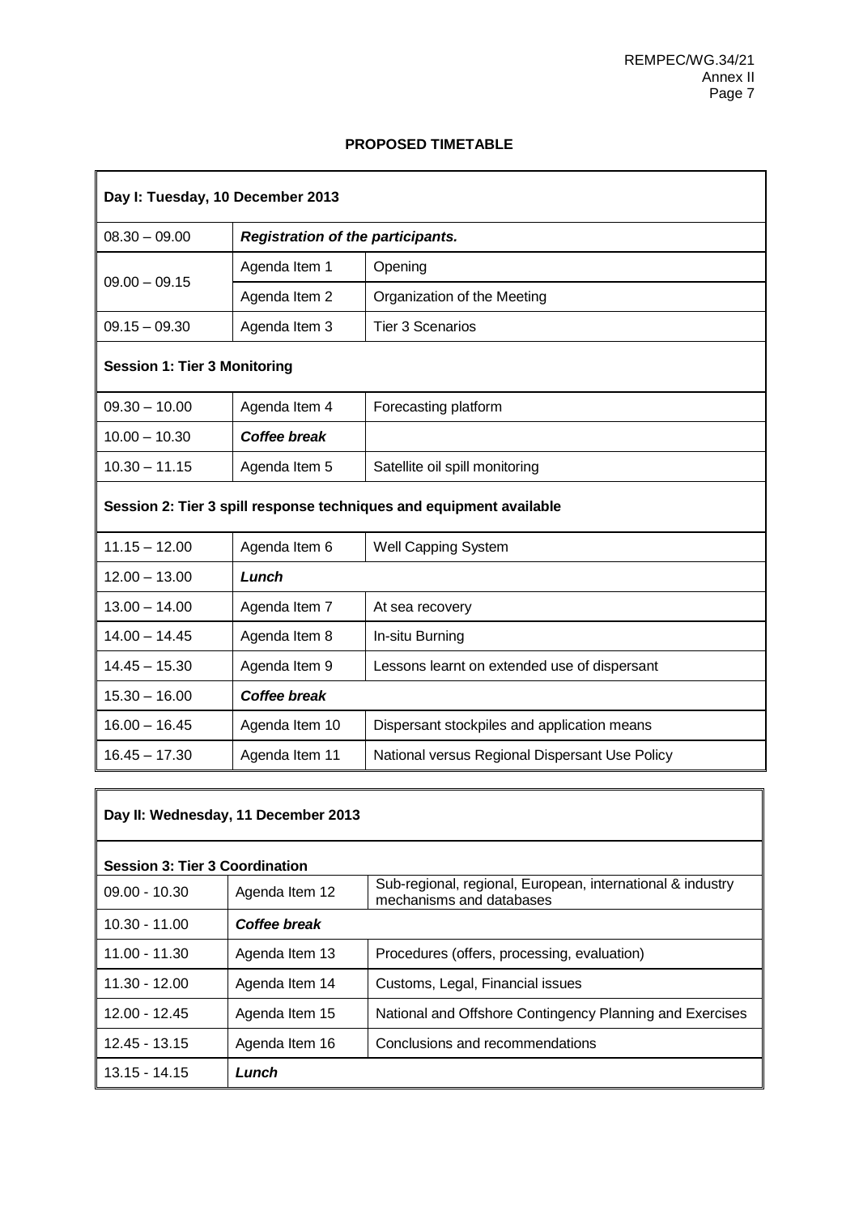## PROPOSED TIMETABLE

| **Day I: Tuesday, 10 December 2013** | | |
|---|---|---|
| 08.30 – 09.00 | ***Registration of the participants.*** | |
| 09.00 – 09.15 | Agenda Item 1 | Opening |
| | Agenda Item 2 | Organization of the Meeting |
| 09.15 – 09.30 | Agenda Item 3 | Tier 3 Scenarios |
| **Session 1: Tier 3 Monitoring** | | |
| 09.30 – 10.00 | Agenda Item 4 | Forecasting platform |
| 10.00 – 10.30 | ***Coffee break*** | |
| 10.30 – 11.15 | Agenda Item 5 | Satellite oil spill monitoring |
| **Session 2: Tier 3 spill response techniques and equipment available** | | |
| 11.15 – 12.00 | Agenda Item 6 | Well Capping System |
| 12.00 – 13.00 | ***Lunch*** | |
| 13.00 – 14.00 | Agenda Item 7 | At sea recovery |
| 14.00 – 14.45 | Agenda Item 8 | In-situ Burning |
| 14.45 – 15.30 | Agenda Item 9 | Lessons learnt on extended use of dispersant |
| 15.30 – 16.00 | ***Coffee break*** | |
| 16.00 – 16.45 | Agenda Item 10 | Dispersant stockpiles and application means |
| 16.45 – 17.30 | Agenda Item 11 | National versus Regional Dispersant Use Policy |

| **Day II: Wednesday, 11 December 2013** | | |
|---|---|---|
| **Session 3: Tier 3 Coordination** | | |
| 09.00 - 10.30 | Agenda Item 12 | Sub-regional, regional, European, international & industry mechanisms and databases |
| 10.30 - 11.00 | ***Coffee break*** | |
| 11.00 - 11.30 | Agenda Item 13 | Procedures (offers, processing, evaluation) |
| 11.30 - 12.00 | Agenda Item 14 | Customs, Legal, Financial issues |
| 12.00 - 12.45 | Agenda Item 15 | National and Offshore Contingency Planning and Exercises |
| 12.45 - 13.15 | Agenda Item 16 | Conclusions and recommendations |
| 13.15 - 14.15 | ***Lunch*** | |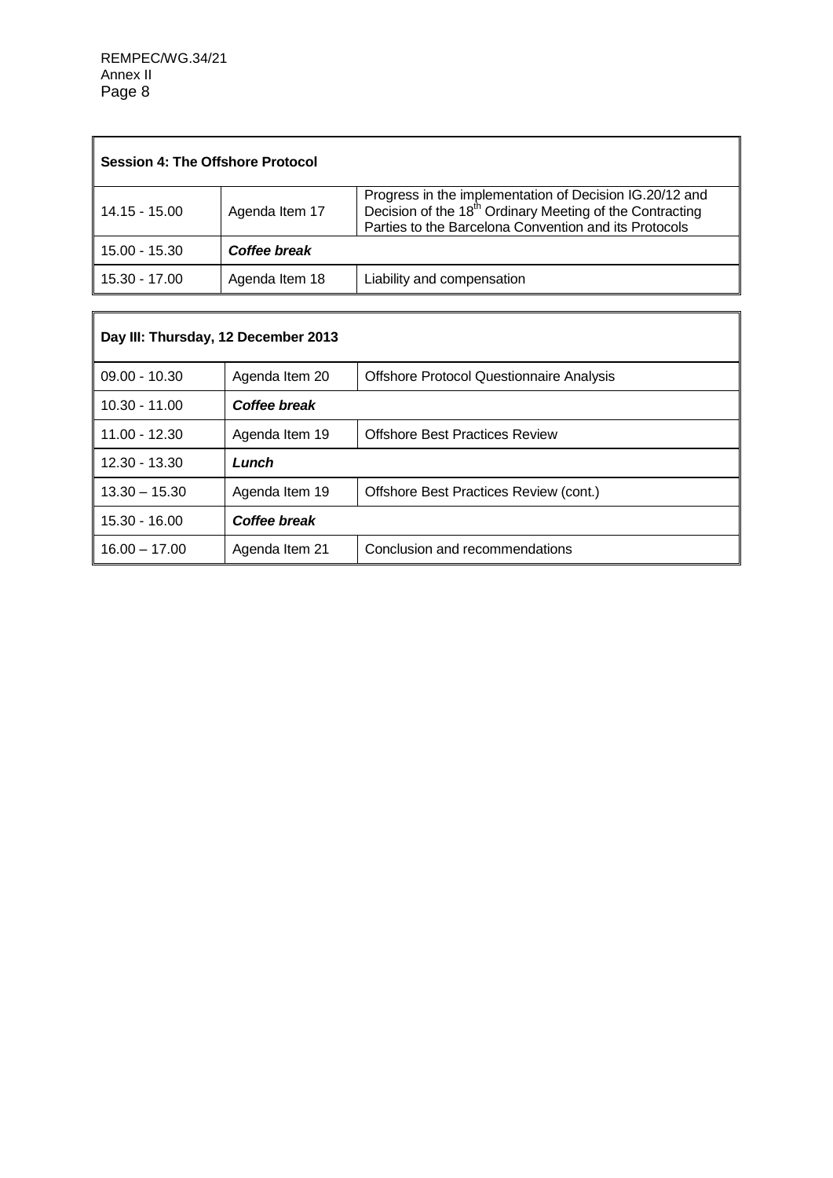| **Session 4: The Offshore Protocol** | | |
|---|---|---|
| 14.15 - 15.00 | Agenda Item 17 | Progress in the implementation of Decision IG.20/12 and Decision of the 18th Ordinary Meeting of the Contracting Parties to the Barcelona Convention and its Protocols |
| 15.00 - 15.30 | ***Coffee break*** | |
| 15.30 - 17.00 | Agenda Item 18 | Liability and compensation |

| **Day III: Thursday, 12 December 2013** | | |
|---|---|---|
| 09.00 - 10.30 | Agenda Item 20 | Offshore Protocol Questionnaire Analysis |
| 10.30 - 11.00 | ***Coffee break*** | |
| 11.00 - 12.30 | Agenda Item 19 | Offshore Best Practices Review |
| 12.30 - 13.30 | ***Lunch*** | |
| 13.30 – 15.30 | Agenda Item 19 | Offshore Best Practices Review (cont.) |
| 15.30 - 16.00 | ***Coffee break*** | |
| 16.00 – 17.00 | Agenda Item 21 | Conclusion and recommendations |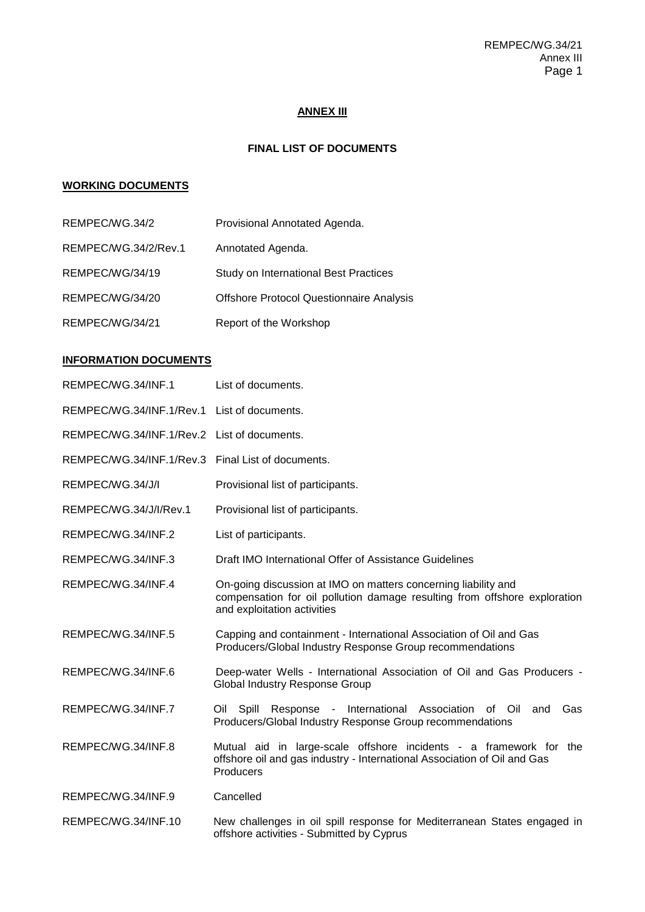## ANNEX III

### FINAL LIST OF DOCUMENTS

**WORKING DOCUMENTS**

| | |
|---|---|
| REMPEC/WG.34/2 | Provisional Annotated Agenda. |
| REMPEC/WG.34/2/Rev.1 | Annotated Agenda. |
| REMPEC/WG/34/19 | Study on International Best Practices |
| REMPEC/WG/34/20 | Offshore Protocol Questionnaire Analysis |
| REMPEC/WG/34/21 | Report of the Workshop |

**INFORMATION DOCUMENTS**

| | |
|---|---|
| REMPEC/WG.34/INF.1 | List of documents. |
| REMPEC/WG.34/INF.1/Rev.1 | List of documents. |
| REMPEC/WG.34/INF.1/Rev.2 | List of documents. |
| REMPEC/WG.34/INF.1/Rev.3 | Final List of documents. |
| REMPEC/WG.34/J/I | Provisional list of participants. |
| REMPEC/WG.34/J/I/Rev.1 | Provisional list of participants. |
| REMPEC/WG.34/INF.2 | List of participants. |
| REMPEC/WG.34/INF.3 | Draft IMO International Offer of Assistance Guidelines |
| REMPEC/WG.34/INF.4 | On-going discussion at IMO on matters concerning liability and compensation for oil pollution damage resulting from offshore exploration and exploitation activities |
| REMPEC/WG.34/INF.5 | Capping and containment - International Association of Oil and Gas Producers/Global Industry Response Group recommendations |
| REMPEC/WG.34/INF.6 | Deep-water Wells - International Association of Oil and Gas Producers - Global Industry Response Group |
| REMPEC/WG.34/INF.7 | Oil Spill Response - International Association of Oil and Gas Producers/Global Industry Response Group recommendations |
| REMPEC/WG.34/INF.8 | Mutual aid in large-scale offshore incidents - a framework for the offshore oil and gas industry - International Association of Oil and Gas Producers |
| REMPEC/WG.34/INF.9 | Cancelled |
| REMPEC/WG.34/INF.10 | New challenges in oil spill response for Mediterranean States engaged in offshore activities - Submitted by Cyprus |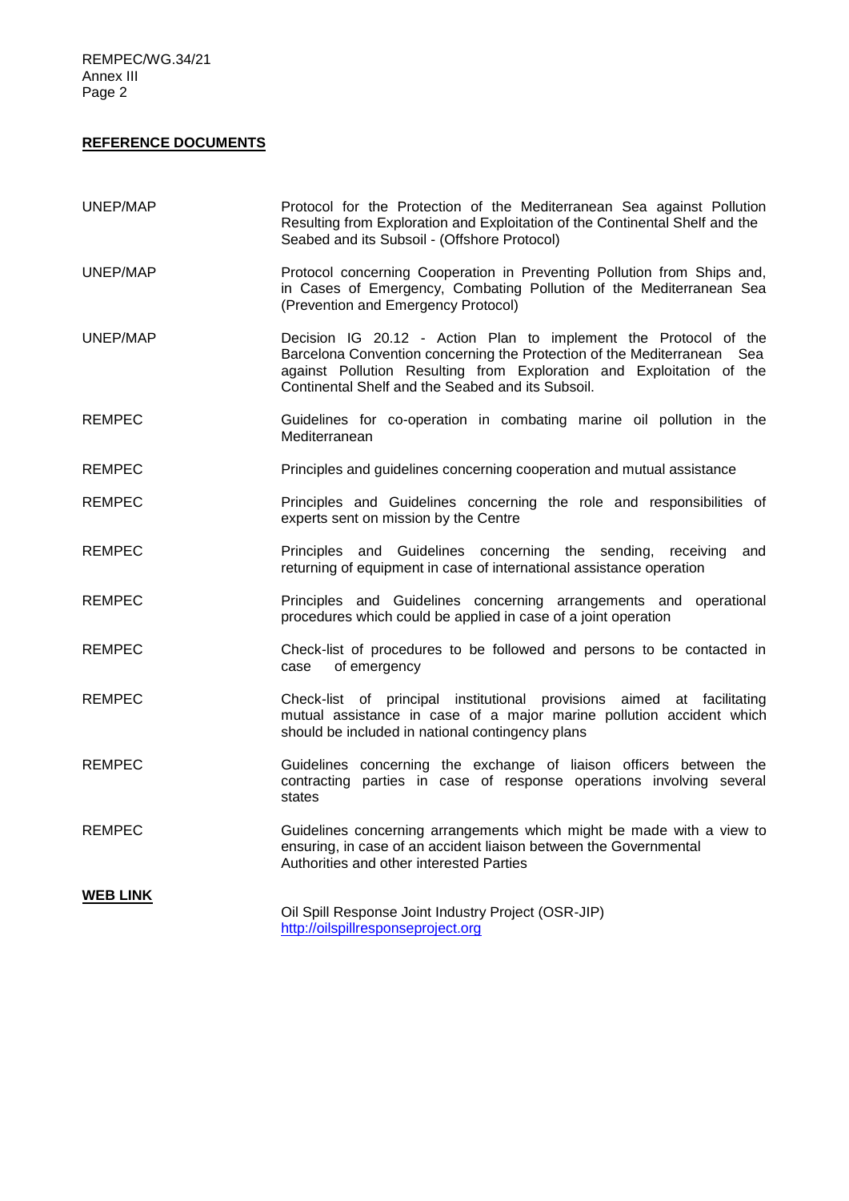## REFERENCE DOCUMENTS

| | |
|---|---|
| UNEP/MAP | Protocol for the Protection of the Mediterranean Sea against Pollution Resulting from Exploration and Exploitation of the Continental Shelf and the Seabed and its Subsoil - (Offshore Protocol) |
| UNEP/MAP | Protocol concerning Cooperation in Preventing Pollution from Ships and, in Cases of Emergency, Combating Pollution of the Mediterranean Sea (Prevention and Emergency Protocol) |
| UNEP/MAP | Decision IG 20.12 - Action Plan to implement the Protocol of the Barcelona Convention concerning the Protection of the Mediterranean Sea against Pollution Resulting from Exploration and Exploitation of the Continental Shelf and the Seabed and its Subsoil. |
| REMPEC | Guidelines for co-operation in combating marine oil pollution in the Mediterranean |
| REMPEC | Principles and guidelines concerning cooperation and mutual assistance |
| REMPEC | Principles and Guidelines concerning the role and responsibilities of experts sent on mission by the Centre |
| REMPEC | Principles and Guidelines concerning the sending, receiving and returning of equipment in case of international assistance operation |
| REMPEC | Principles and Guidelines concerning arrangements and operational procedures which could be applied in case of a joint operation |
| REMPEC | Check-list of procedures to be followed and persons to be contacted in case of emergency |
| REMPEC | Check-list of principal institutional provisions aimed at facilitating mutual assistance in case of a major marine pollution accident which should be included in national contingency plans |
| REMPEC | Guidelines concerning the exchange of liaison officers between the contracting parties in case of response operations involving several states |
| REMPEC | Guidelines concerning arrangements which might be made with a view to ensuring, in case of an accident liaison between the Governmental Authorities and other interested Parties |

## WEB LINK

Oil Spill Response Joint Industry Project (OSR-JIP)
http://oilspillresponseproject.org